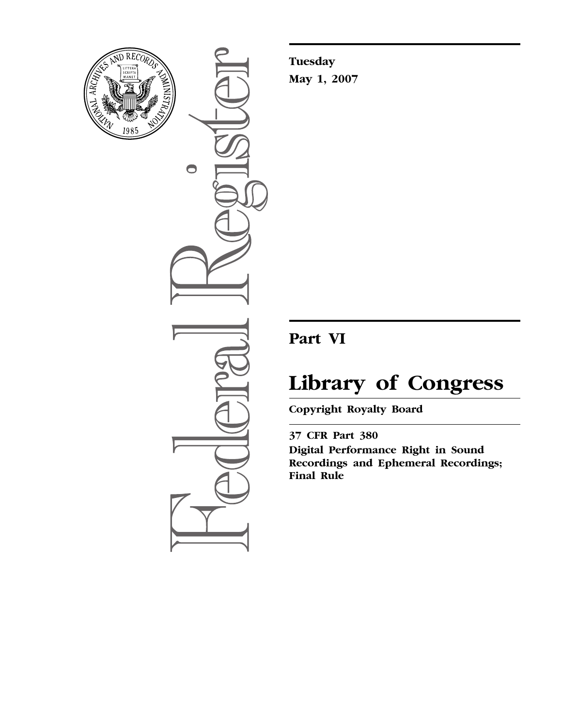**Tuesday**

**May 1, 2007**

# Part VI

# Library of Congress

**Copyright Royalty Board**

**37 CFR Part 380**

**Digital Performance Right in Sound Recordings and Ephemeral Recordings; Final Rule**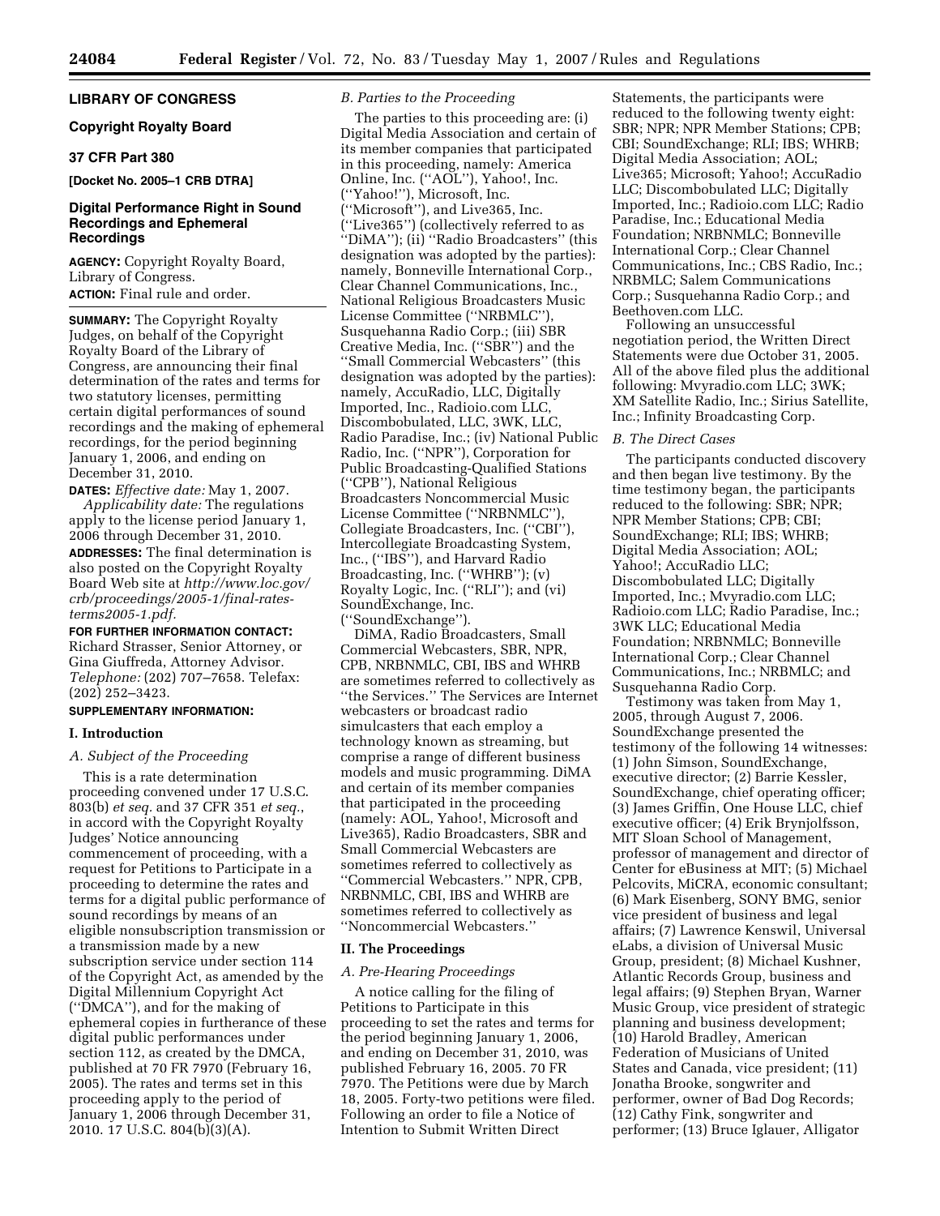## LIBRARY OF CONGRESS

### Copyright Royalty Board

### 37 CFR Part 380

**[Docket No. 2005–1 CRB DTRA]**

### Digital Performance Right in Sound Recordings and Ephemeral Recordings

**AGENCY:** Copyright Royalty Board, Library of Congress.

**ACTION:** Final rule and order.

**SUMMARY:** The Copyright Royalty Judges, on behalf of the Copyright Royalty Board of the Library of Congress, are announcing their final determination of the rates and terms for two statutory licenses, permitting certain digital performances of sound recordings and the making of ephemeral recordings, for the period beginning January 1, 2006, and ending on December 31, 2010.

**DATES:** *Effective date:* May 1, 2007.

*Applicability date:* The regulations apply to the license period January 1, 2006 through December 31, 2010.

**ADDRESSES:** The final determination is also posted on the Copyright Royalty Board Web site at *http://www.loc.gov/crb/proceedings/2005-1/final-rates-terms2005-1.pdf.*

**FOR FURTHER INFORMATION CONTACT:** Richard Strasser, Senior Attorney, or Gina Giuffreda, Attorney Advisor. *Telephone:* (202) 707–7658. Telefax: (202) 252–3423.

**SUPPLEMENTARY INFORMATION:**

## I. Introduction

### *A. Subject of the Proceeding*

This is a rate determination proceeding convened under 17 U.S.C. 803(b) *et seq.* and 37 CFR 351 *et seq.*, in accord with the Copyright Royalty Judges' Notice announcing commencement of proceeding, with a request for Petitions to Participate in a proceeding to determine the rates and terms for a digital public performance of sound recordings by means of an eligible nonsubscription transmission or a transmission made by a new subscription service under section 114 of the Copyright Act, as amended by the Digital Millennium Copyright Act (''DMCA''), and for the making of ephemeral copies in furtherance of these digital public performances under section 112, as created by the DMCA, published at 70 FR 7970 (February 16, 2005). The rates and terms set in this proceeding apply to the period of January 1, 2006 through December 31, 2010. 17 U.S.C. 804(b)(3)(A).

### *B. Parties to the Proceeding*

The parties to this proceeding are: (i) Digital Media Association and certain of its member companies that participated in this proceeding, namely: America Online, Inc. (''AOL''), Yahoo!, Inc. (''Yahoo!''), Microsoft, Inc. (''Microsoft''), and Live365, Inc. (''Live365'') (collectively referred to as ''DiMA''); (ii) ''Radio Broadcasters'' (this designation was adopted by the parties): namely, Bonneville International Corp., Clear Channel Communications, Inc., National Religious Broadcasters Music License Committee (''NRBMLC''), Susquehanna Radio Corp.; (iii) SBR Creative Media, Inc. (''SBR'') and the ''Small Commercial Webcasters'' (this designation was adopted by the parties): namely, AccuRadio, LLC, Digitally Imported, Inc., Radioio.com LLC, Discombobulated, LLC, 3WK, LLC, Radio Paradise, Inc.; (iv) National Public Radio, Inc. (''NPR''), Corporation for Public Broadcasting-Qualified Stations (''CPB''), National Religious Broadcasters Noncommercial Music License Committee (''NRBNMLC''), Collegiate Broadcasters, Inc. (''CBI''), Intercollegiate Broadcasting System, Inc., (''IBS''), and Harvard Radio Broadcasting, Inc. (''WHRB''); (v) Royalty Logic, Inc. (''RLI''); and (vi) SoundExchange, Inc. (''SoundExchange'').

DiMA, Radio Broadcasters, Small Commercial Webcasters, SBR, NPR, CPB, NRBNMLC, CBI, IBS and WHRB are sometimes referred to collectively as ''the Services.'' The Services are Internet webcasters or broadcast radio simulcasters that each employ a technology known as streaming, but comprise a range of different business models and music programming. DiMA and certain of its member companies that participated in the proceeding (namely: AOL, Yahoo!, Microsoft and Live365), Radio Broadcasters, SBR and Small Commercial Webcasters are sometimes referred to collectively as ''Commercial Webcasters.'' NPR, CPB, NRBNMLC, CBI, IBS and WHRB are sometimes referred to collectively as ''Noncommercial Webcasters.''

## II. The Proceedings

### *A. Pre-Hearing Proceedings*

A notice calling for the filing of Petitions to Participate in this proceeding to set the rates and terms for the period beginning January 1, 2006, and ending on December 31, 2010, was published February 16, 2005. 70 FR 7970. The Petitions were due by March 18, 2005. Forty-two petitions were filed. Following an order to file a Notice of Intention to Submit Written Direct Statements, the participants were reduced to the following twenty eight: SBR; NPR; NPR Member Stations; CPB; CBI; SoundExchange; RLI; IBS; WHRB; Digital Media Association; AOL; Live365; Microsoft; Yahoo!; AccuRadio LLC; Discombobulated LLC; Digitally Imported, Inc.; Radioio.com LLC; Radio Paradise, Inc.; Educational Media Foundation; NRBNMLC; Bonneville International Corp.; Clear Channel Communications, Inc.; CBS Radio, Inc.; NRBMLC; Salem Communications Corp.; Susquehanna Radio Corp.; and Beethoven.com LLC.

Following an unsuccessful negotiation period, the Written Direct Statements were due October 31, 2005. All of the above filed plus the additional following: Mvyradio.com LLC; 3WK; XM Satellite Radio, Inc.; Sirius Satellite, Inc.; Infinity Broadcasting Corp.

### *B. The Direct Cases*

The participants conducted discovery and then began live testimony. By the time testimony began, the participants reduced to the following: SBR; NPR; NPR Member Stations; CPB; CBI; SoundExchange; RLI; IBS; WHRB; Digital Media Association; AOL; Yahoo!; AccuRadio LLC; Discombobulated LLC; Digitally Imported, Inc.; Mvyradio.com LLC; Radioio.com LLC; Radio Paradise, Inc.; 3WK LLC; Educational Media Foundation; NRBNMLC; Bonneville International Corp.; Clear Channel Communications, Inc.; NRBMLC; and Susquehanna Radio Corp.

Testimony was taken from May 1, 2005, through August 7, 2006. SoundExchange presented the testimony of the following 14 witnesses: (1) John Simson, SoundExchange, executive director; (2) Barrie Kessler, SoundExchange, chief operating officer; (3) James Griffin, One House LLC, chief executive officer; (4) Erik Brynjolfsson, MIT Sloan School of Management, professor of management and director of Center for eBusiness at MIT; (5) Michael Pelcovits, MiCRA, economic consultant; (6) Mark Eisenberg, SONY BMG, senior vice president of business and legal affairs; (7) Lawrence Kenswil, Universal eLabs, a division of Universal Music Group, president; (8) Michael Kushner, Atlantic Records Group, business and legal affairs; (9) Stephen Bryan, Warner Music Group, vice president of strategic planning and business development; (10) Harold Bradley, American Federation of Musicians of United States and Canada, vice president; (11) Jonatha Brooke, songwriter and performer, owner of Bad Dog Records; (12) Cathy Fink, songwriter and performer; (13) Bruce Iglauer, Alligator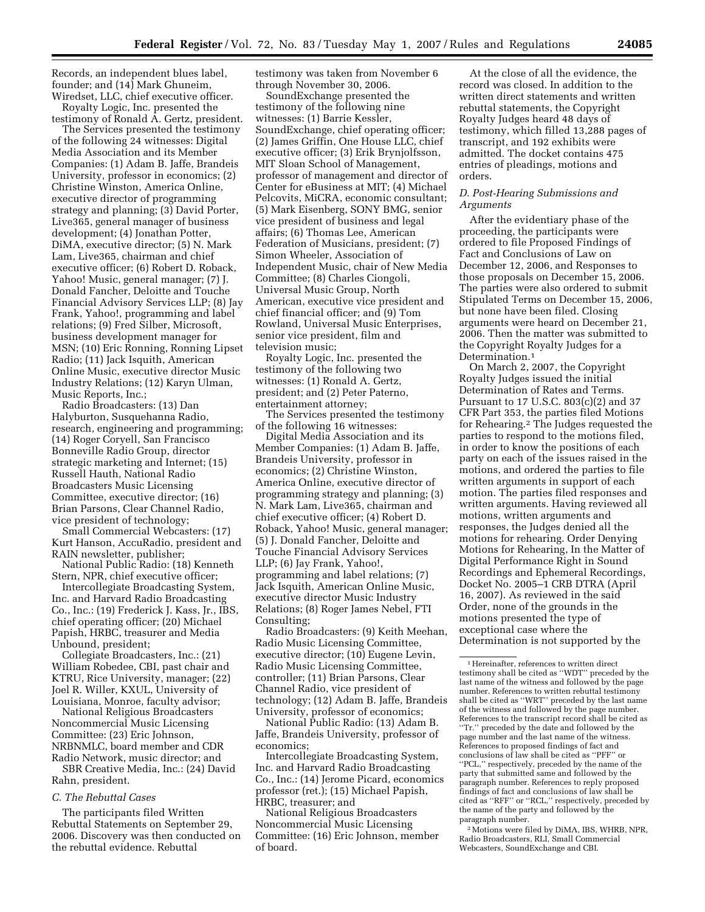Records, an independent blues label, founder; and (14) Mark Ghuneim, Wiredset, LLC, chief executive officer.

Royalty Logic, Inc. presented the testimony of Ronald A. Gertz, president.

The Services presented the testimony of the following 24 witnesses: Digital Media Association and its Member Companies: (1) Adam B. Jaffe, Brandeis University, professor in economics; (2) Christine Winston, America Online, executive director of programming strategy and planning; (3) David Porter, Live365, general manager of business development; (4) Jonathan Potter, DiMA, executive director; (5) N. Mark Lam, Live365, chairman and chief executive officer; (6) Robert D. Roback, Yahoo! Music, general manager; (7) J. Donald Fancher, Deloitte and Touche Financial Advisory Services LLP; (8) Jay Frank, Yahoo!, programming and label relations; (9) Fred Silber, Microsoft, business development manager for MSN; (10) Eric Ronning, Ronning Lipset Radio; (11) Jack Isquith, American Online Music, executive director Music Industry Relations; (12) Karyn Ulman, Music Reports, Inc.;

Radio Broadcasters: (13) Dan Halyburton, Susquehanna Radio, research, engineering and programming; (14) Roger Coryell, San Francisco Bonneville Radio Group, director strategic marketing and Internet; (15) Russell Hauth, National Radio Broadcasters Music Licensing Committee, executive director; (16) Brian Parsons, Clear Channel Radio, vice president of technology;

Small Commercial Webcasters: (17) Kurt Hanson, AccuRadio, president and RAIN newsletter, publisher;

National Public Radio: (18) Kenneth Stern, NPR, chief executive officer;

Intercollegiate Broadcasting System, Inc. and Harvard Radio Broadcasting Co., Inc.: (19) Frederick J. Kass, Jr., IBS, chief operating officer; (20) Michael Papish, HRBC, treasurer and Media Unbound, president;

Collegiate Broadcasters, Inc.: (21) William Robedee, CBI, past chair and KTRU, Rice University, manager; (22) Joel R. Willer, KXUL, University of Louisiana, Monroe, faculty advisor;

National Religious Broadcasters Noncommercial Music Licensing Committee: (23) Eric Johnson, NRBNMLC, board member and CDR Radio Network, music director; and

SBR Creative Media, Inc.: (24) David Rahn, president.

### *C. The Rebuttal Cases*

The participants filed Written Rebuttal Statements on September 29, 2006. Discovery was then conducted on the rebuttal evidence. Rebuttal testimony was taken from November 6 through November 30, 2006.

SoundExchange presented the testimony of the following nine witnesses: (1) Barrie Kessler, SoundExchange, chief operating officer; (2) James Griffin, One House LLC, chief executive officer; (3) Erik Brynjolfsson, MIT Sloan School of Management, professor of management and director of Center for eBusiness at MIT; (4) Michael Pelcovits, MiCRA, economic consultant; (5) Mark Eisenberg, SONY BMG, senior vice president of business and legal affairs; (6) Thomas Lee, American Federation of Musicians, president; (7) Simon Wheeler, Association of Independent Music, chair of New Media Committee; (8) Charles Ciongoli, Universal Music Group, North American, executive vice president and chief financial officer; and (9) Tom Rowland, Universal Music Enterprises, senior vice president, film and television music;

Royalty Logic, Inc. presented the testimony of the following two witnesses: (1) Ronald A. Gertz, president; and (2) Peter Paterno, entertainment attorney;

The Services presented the testimony of the following 16 witnesses:

Digital Media Association and its Member Companies: (1) Adam B. Jaffe, Brandeis University, professor in economics; (2) Christine Winston, America Online, executive director of programming strategy and planning; (3) N. Mark Lam, Live365, chairman and chief executive officer; (4) Robert D. Roback, Yahoo! Music, general manager; (5) J. Donald Fancher, Deloitte and Touche Financial Advisory Services LLP; (6) Jay Frank, Yahoo!, programming and label relations; (7) Jack Isquith, American Online Music, executive director Music Industry Relations; (8) Roger James Nebel, FTI Consulting;

Radio Broadcasters: (9) Keith Meehan, Radio Music Licensing Committee, executive director; (10) Eugene Levin, Radio Music Licensing Committee, controller; (11) Brian Parsons, Clear Channel Radio, vice president of technology; (12) Adam B. Jaffe, Brandeis University, professor of economics;

National Public Radio: (13) Adam B. Jaffe, Brandeis University, professor of economics;

Intercollegiate Broadcasting System, Inc. and Harvard Radio Broadcasting Co., Inc.: (14) Jerome Picard, economics professor (ret.); (15) Michael Papish, HRBC, treasurer; and

National Religious Broadcasters Noncommercial Music Licensing Committee: (16) Eric Johnson, member of board.

At the close of all the evidence, the record was closed. In addition to the written direct statements and written rebuttal statements, the Copyright Royalty Judges heard 48 days of testimony, which filled 13,288 pages of transcript, and 192 exhibits were admitted. The docket contains 475 entries of pleadings, motions and orders.

### *D. Post-Hearing Submissions and Arguments*

After the evidentiary phase of the proceeding, the participants were ordered to file Proposed Findings of Fact and Conclusions of Law on December 12, 2006, and Responses to those proposals on December 15, 2006. The parties were also ordered to submit Stipulated Terms on December 15, 2006, but none have been filed. Closing arguments were heard on December 21, 2006. Then the matter was submitted to the Copyright Royalty Judges for a Determination.[1]

On March 2, 2007, the Copyright Royalty Judges issued the initial Determination of Rates and Terms. Pursuant to 17 U.S.C. 803(c)(2) and 37 CFR Part 353, the parties filed Motions for Rehearing.[2] The Judges requested the parties to respond to the motions filed, in order to know the positions of each party on each of the issues raised in the motions, and ordered the parties to file written arguments in support of each motion. The parties filed responses and written arguments. Having reviewed all motions, written arguments and responses, the Judges denied all the motions for rehearing. Order Denying Motions for Rehearing, In the Matter of Digital Performance Right in Sound Recordings and Ephemeral Recordings, Docket No. 2005–1 CRB DTRA (April 16, 2007). As reviewed in the said Order, none of the grounds in the motions presented the type of exceptional case where the Determination is not supported by the

---

[1] Hereinafter, references to written direct testimony shall be cited as ''WDT'' preceded by the last name of the witness and followed by the page number. References to written rebuttal testimony shall be cited as ''WRT'' preceded by the last name of the witness and followed by the page number. References to the transcript record shall be cited as ''Tr.'' preceded by the date and followed by the page number and the last name of the witness. References to proposed findings of fact and conclusions of law shall be cited as ''PFF'' or ''PCL,'' respectively, preceded by the name of the party that submitted same and followed by the paragraph number. References to reply proposed findings of fact and conclusions of law shall be cited as ''RFF'' or ''RCL,'' respectively, preceded by the name of the party and followed by the paragraph number.

[2] Motions were filed by DiMA, IBS, WHRB, NPR, Radio Broadcasters, RLI, Small Commercial Webcasters, SoundExchange and CBI.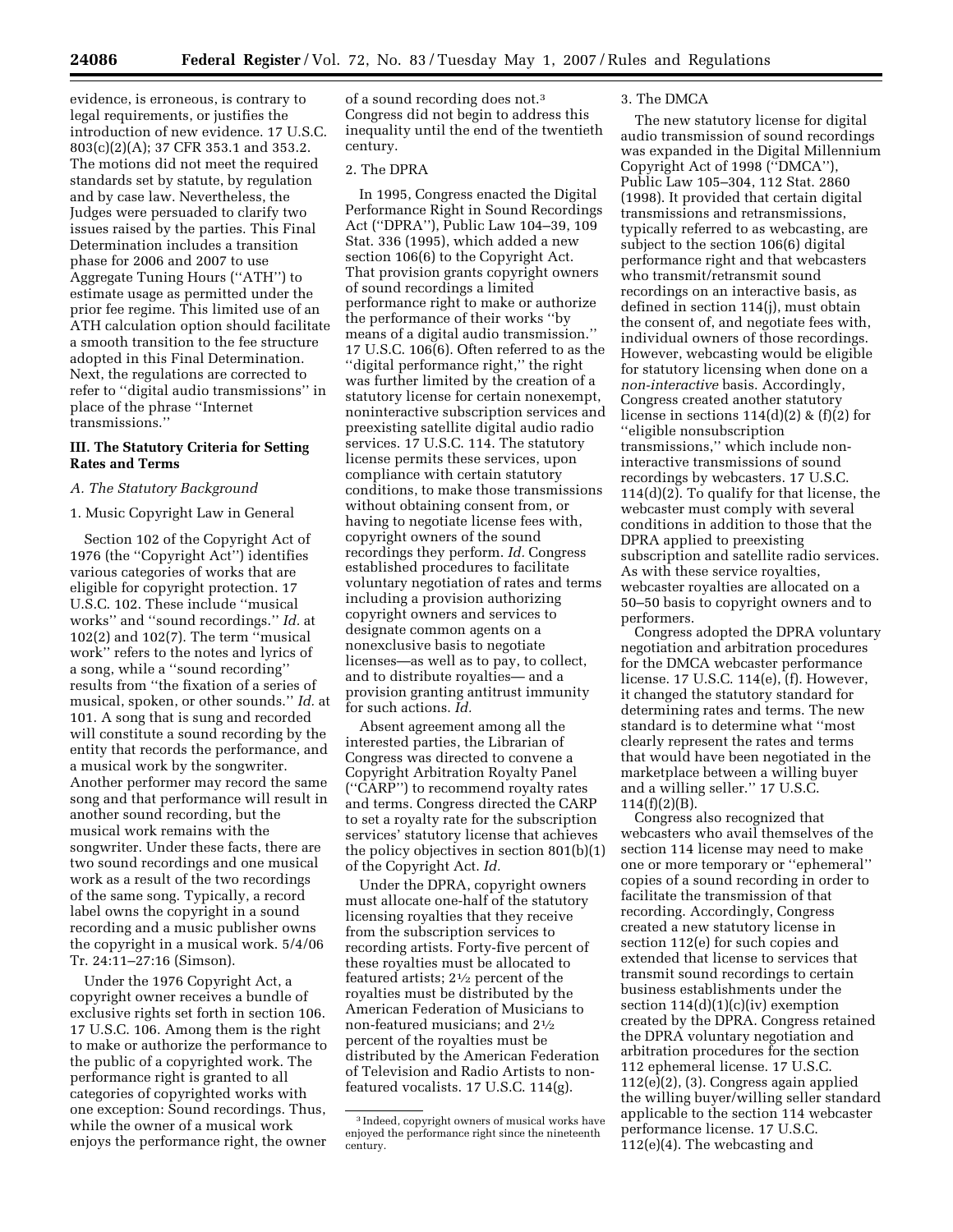evidence, is erroneous, is contrary to legal requirements, or justifies the introduction of new evidence. 17 U.S.C. 803(c)(2)(A); 37 CFR 353.1 and 353.2. The motions did not meet the required standards set by statute, by regulation and by case law. Nevertheless, the Judges were persuaded to clarify two issues raised by the parties. This Final Determination includes a transition phase for 2006 and 2007 to use Aggregate Tuning Hours (''ATH'') to estimate usage as permitted under the prior fee regime. This limited use of an ATH calculation option should facilitate a smooth transition to the fee structure adopted in this Final Determination. Next, the regulations are corrected to refer to ''digital audio transmissions'' in place of the phrase ''Internet transmissions.''

## III. The Statutory Criteria for Setting Rates and Terms

### *A. The Statutory Background*

#### 1. Music Copyright Law in General

Section 102 of the Copyright Act of 1976 (the ''Copyright Act'') identifies various categories of works that are eligible for copyright protection. 17 U.S.C. 102. These include ''musical works'' and ''sound recordings.'' *Id.* at 102(2) and 102(7). The term ''musical work'' refers to the notes and lyrics of a song, while a ''sound recording'' results from ''the fixation of a series of musical, spoken, or other sounds.'' *Id.* at 101. A song that is sung and recorded will constitute a sound recording by the entity that records the performance, and a musical work by the songwriter. Another performer may record the same song and that performance will result in another sound recording, but the musical work remains with the songwriter. Under these facts, there are two sound recordings and one musical work as a result of the two recordings of the same song. Typically, a record label owns the copyright in a sound recording and a music publisher owns the copyright in a musical work. 5/4/06 Tr. 24:11–27:16 (Simson).

Under the 1976 Copyright Act, a copyright owner receives a bundle of exclusive rights set forth in section 106. 17 U.S.C. 106. Among them is the right to make or authorize the performance to the public of a copyrighted work. The performance right is granted to all categories of copyrighted works with one exception: Sound recordings. Thus, while the owner of a musical work enjoys the performance right, the owner of a sound recording does not.[3] Congress did not begin to address this inequality until the end of the twentieth century.

#### 2. The DPRA

In 1995, Congress enacted the Digital Performance Right in Sound Recordings Act (''DPRA''), Public Law 104–39, 109 Stat. 336 (1995), which added a new section 106(6) to the Copyright Act. That provision grants copyright owners of sound recordings a limited performance right to make or authorize the performance of their works ''by means of a digital audio transmission.'' 17 U.S.C. 106(6). Often referred to as the ''digital performance right,'' the right was further limited by the creation of a statutory license for certain nonexempt, noninteractive subscription services and preexisting satellite digital audio radio services. 17 U.S.C. 114. The statutory license permits these services, upon compliance with certain statutory conditions, to make those transmissions without obtaining consent from, or having to negotiate license fees with, copyright owners of the sound recordings they perform. *Id.* Congress established procedures to facilitate voluntary negotiation of rates and terms including a provision authorizing copyright owners and services to designate common agents on a nonexclusive basis to negotiate licenses—as well as to pay, to collect, and to distribute royalties— and a provision granting antitrust immunity for such actions. *Id.*

Absent agreement among all the interested parties, the Librarian of Congress was directed to convene a Copyright Arbitration Royalty Panel (''CARP'') to recommend royalty rates and terms. Congress directed the CARP to set a royalty rate for the subscription services' statutory license that achieves the policy objectives in section 801(b)(1) of the Copyright Act. *Id.*

Under the DPRA, copyright owners must allocate one-half of the statutory licensing royalties that they receive from the subscription services to recording artists. Forty-five percent of these royalties must be allocated to featured artists; 2½ percent of the royalties must be distributed by the American Federation of Musicians to non-featured musicians; and 2½ percent of the royalties must be distributed by the American Federation of Television and Radio Artists to non-featured vocalists. 17 U.S.C. 114(g).

#### 3. The DMCA

The new statutory license for digital audio transmission of sound recordings was expanded in the Digital Millennium Copyright Act of 1998 (''DMCA''), Public Law 105–304, 112 Stat. 2860 (1998). It provided that certain digital transmissions and retransmissions, typically referred to as webcasting, are subject to the section 106(6) digital performance right and that webcasters who transmit/retransmit sound recordings on an interactive basis, as defined in section 114(j), must obtain the consent of, and negotiate fees with, individual owners of those recordings. However, webcasting would be eligible for statutory licensing when done on a *non-interactive* basis. Accordingly, Congress created another statutory license in sections 114(d)(2) & (f)(2) for ''eligible nonsubscription transmissions,'' which include non-interactive transmissions of sound recordings by webcasters. 17 U.S.C. 114(d)(2). To qualify for that license, the webcaster must comply with several conditions in addition to those that the DPRA applied to preexisting subscription and satellite radio services. As with these service royalties, webcaster royalties are allocated on a 50–50 basis to copyright owners and to performers.

Congress adopted the DPRA voluntary negotiation and arbitration procedures for the DMCA webcaster performance license. 17 U.S.C. 114(e), (f). However, it changed the statutory standard for determining rates and terms. The new standard is to determine what ''most clearly represent the rates and terms that would have been negotiated in the marketplace between a willing buyer and a willing seller.'' 17 U.S.C. 114(f)(2)(B).

Congress also recognized that webcasters who avail themselves of the section 114 license may need to make one or more temporary or ''ephemeral'' copies of a sound recording in order to facilitate the transmission of that recording. Accordingly, Congress created a new statutory license in section 112(e) for such copies and extended that license to services that transmit sound recordings to certain business establishments under the section 114(d)(1)(c)(iv) exemption created by the DPRA. Congress retained the DPRA voluntary negotiation and arbitration procedures for the section 112 ephemeral license. 17 U.S.C. 112(e)(2), (3). Congress again applied the willing buyer/willing seller standard applicable to the section 114 webcaster performance license. 17 U.S.C. 112(e)(4). The webcasting and

[3] Indeed, copyright owners of musical works have enjoyed the performance right since the nineteenth century.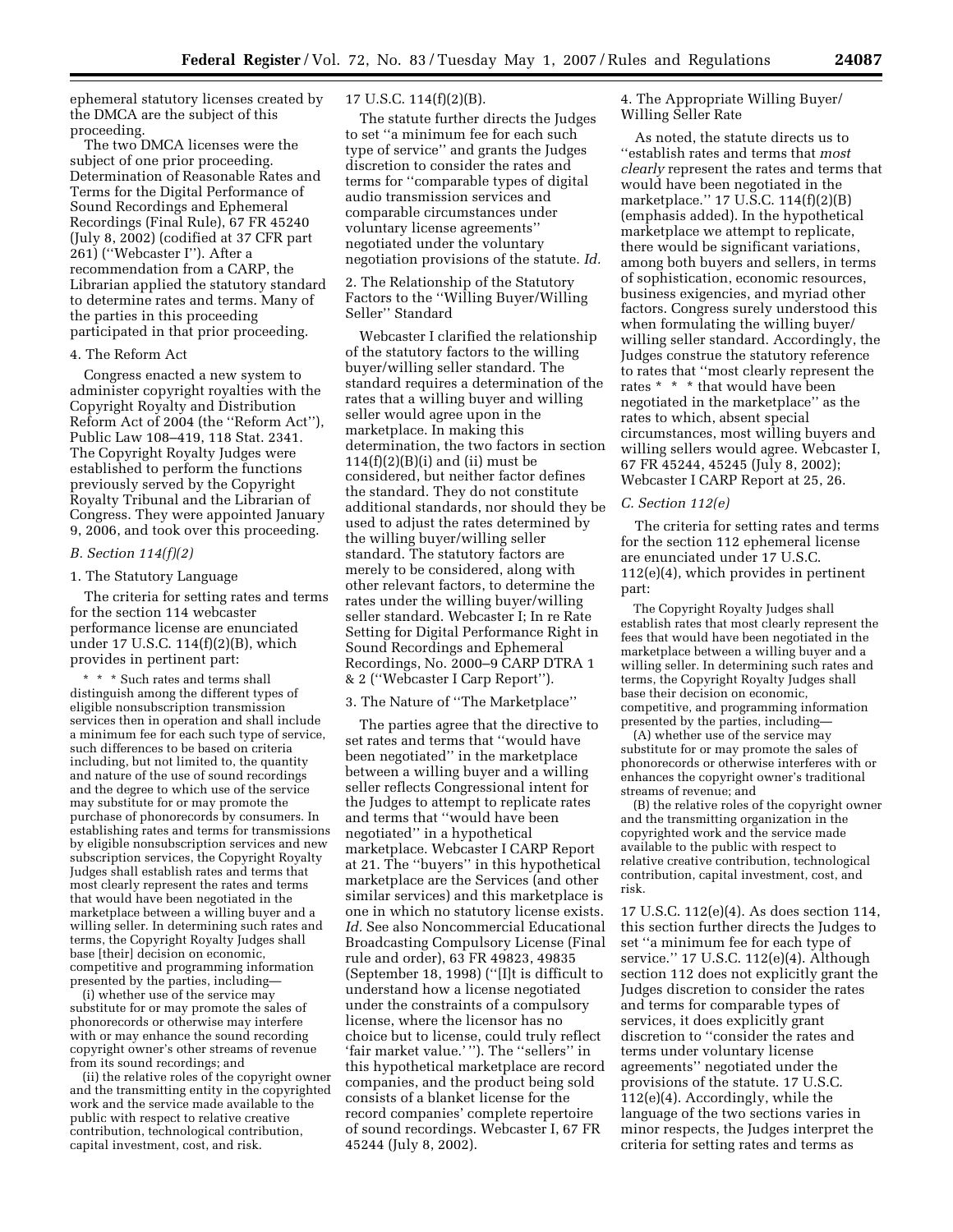ephemeral statutory licenses created by the DMCA are the subject of this proceeding.

The two DMCA licenses were the subject of one prior proceeding. Determination of Reasonable Rates and Terms for the Digital Performance of Sound Recordings and Ephemeral Recordings (Final Rule), 67 FR 45240 (July 8, 2002) (codified at 37 CFR part 261) (''Webcaster I''). After a recommendation from a CARP, the Librarian applied the statutory standard to determine rates and terms. Many of the parties in this proceeding participated in that prior proceeding.

#### 4. The Reform Act

Congress enacted a new system to administer copyright royalties with the Copyright Royalty and Distribution Reform Act of 2004 (the ''Reform Act''), Public Law 108–419, 118 Stat. 2341. The Copyright Royalty Judges were established to perform the functions previously served by the Copyright Royalty Tribunal and the Librarian of Congress. They were appointed January 9, 2006, and took over this proceeding.

### *B. Section 114(f)(2)*

#### 1. The Statutory Language

The criteria for setting rates and terms for the section 114 webcaster performance license are enunciated under 17 U.S.C. 114(f)(2)(B), which provides in pertinent part:

> * * * Such rates and terms shall distinguish among the different types of eligible nonsubscription transmission services then in operation and shall include a minimum fee for each such type of service, such differences to be based on criteria including, but not limited to, the quantity and nature of the use of sound recordings and the degree to which use of the service may substitute for or may promote the purchase of phonorecords by consumers. In establishing rates and terms for transmissions by eligible nonsubscription services and new subscription services, the Copyright Royalty Judges shall establish rates and terms that most clearly represent the rates and terms that would have been negotiated in the marketplace between a willing buyer and a willing seller. In determining such rates and terms, the Copyright Royalty Judges shall base [their] decision on economic, competitive and programming information presented by the parties, including—
>
> (i) whether use of the service may substitute for or may promote the sales of phonorecords or otherwise may interfere with or may enhance the sound recording copyright owner's other streams of revenue from its sound recordings; and
>
> (ii) the relative roles of the copyright owner and the transmitting entity in the copyrighted work and the service made available to the public with respect to relative creative contribution, technological contribution, capital investment, cost, and risk.

17 U.S.C. 114(f)(2)(B).

The statute further directs the Judges to set ''a minimum fee for each such type of service'' and grants the Judges discretion to consider the rates and terms for ''comparable types of digital audio transmission services and comparable circumstances under voluntary license agreements'' negotiated under the voluntary negotiation provisions of the statute. *Id.*

#### 2. The Relationship of the Statutory Factors to the ''Willing Buyer/Willing Seller'' Standard

Webcaster I clarified the relationship of the statutory factors to the willing buyer/willing seller standard. The standard requires a determination of the rates that a willing buyer and willing seller would agree upon in the marketplace. In making this determination, the two factors in section 114(f)(2)(B)(i) and (ii) must be considered, but neither factor defines the standard. They do not constitute additional standards, nor should they be used to adjust the rates determined by the willing buyer/willing seller standard. The statutory factors are merely to be considered, along with other relevant factors, to determine the rates under the willing buyer/willing seller standard. Webcaster I; In re Rate Setting for Digital Performance Right in Sound Recordings and Ephemeral Recordings, No. 2000–9 CARP DTRA 1 & 2 (''Webcaster I Carp Report'').

#### 3. The Nature of ''The Marketplace''

The parties agree that the directive to set rates and terms that ''would have been negotiated'' in the marketplace between a willing buyer and a willing seller reflects Congressional intent for the Judges to attempt to replicate rates and terms that ''would have been negotiated'' in a hypothetical marketplace. Webcaster I CARP Report at 21. The ''buyers'' in this hypothetical marketplace are the Services (and other similar services) and this marketplace is one in which no statutory license exists. *Id.* See also Noncommercial Educational Broadcasting Compulsory License (Final rule and order), 63 FR 49823, 49835 (September 18, 1998) (''[I]t is difficult to understand how a license negotiated under the constraints of a compulsory license, where the licensor has no choice but to license, could truly reflect 'fair market value.' ''). The ''sellers'' in this hypothetical marketplace are record companies, and the product being sold consists of a blanket license for the record companies' complete repertoire of sound recordings. Webcaster I, 67 FR 45244 (July 8, 2002).

#### 4. The Appropriate Willing Buyer/Willing Seller Rate

As noted, the statute directs us to ''establish rates and terms that *most clearly* represent the rates and terms that would have been negotiated in the marketplace.'' 17 U.S.C. 114(f)(2)(B) (emphasis added). In the hypothetical marketplace we attempt to replicate, there would be significant variations, among both buyers and sellers, in terms of sophistication, economic resources, business exigencies, and myriad other factors. Congress surely understood this when formulating the willing buyer/willing seller standard. Accordingly, the Judges construe the statutory reference to rates that ''most clearly represent the rates * * * that would have been negotiated in the marketplace'' as the rates to which, absent special circumstances, most willing buyers and willing sellers would agree. Webcaster I, 67 FR 45244, 45245 (July 8, 2002); Webcaster I CARP Report at 25, 26.

### *C. Section 112(e)*

The criteria for setting rates and terms for the section 112 ephemeral license are enunciated under 17 U.S.C. 112(e)(4), which provides in pertinent part:

> The Copyright Royalty Judges shall establish rates that most clearly represent the fees that would have been negotiated in the marketplace between a willing buyer and a willing seller. In determining such rates and terms, the Copyright Royalty Judges shall base their decision on economic, competitive, and programming information presented by the parties, including—
>
> (A) whether use of the service may substitute for or may promote the sales of phonorecords or otherwise interferes with or enhances the copyright owner's traditional streams of revenue; and
>
> (B) the relative roles of the copyright owner and the transmitting organization in the copyrighted work and the service made available to the public with respect to relative creative contribution, technological contribution, capital investment, cost, and risk.

17 U.S.C. 112(e)(4). As does section 114, this section further directs the Judges to set ''a minimum fee for each type of service.'' 17 U.S.C. 112(e)(4). Although section 112 does not explicitly grant the Judges discretion to consider the rates and terms for comparable types of services, it does explicitly grant discretion to ''consider the rates and terms under voluntary license agreements'' negotiated under the provisions of the statute. 17 U.S.C. 112(e)(4). Accordingly, while the language of the two sections varies in minor respects, the Judges interpret the criteria for setting rates and terms as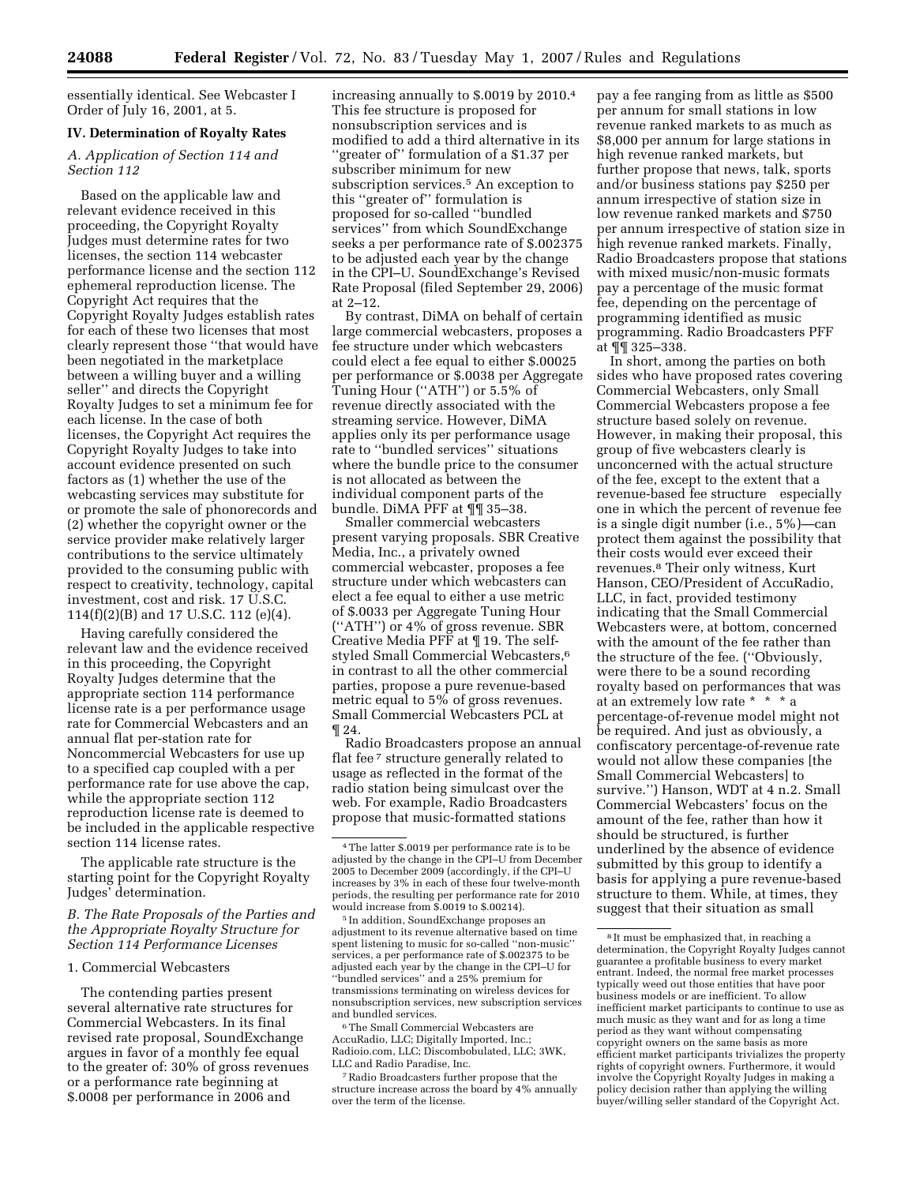essentially identical. See Webcaster I Order of July 16, 2001, at 5.

## IV. Determination of Royalty Rates

### *A. Application of Section 114 and Section 112*

Based on the applicable law and relevant evidence received in this proceeding, the Copyright Royalty Judges must determine rates for two licenses, the section 114 webcaster performance license and the section 112 ephemeral reproduction license. The Copyright Act requires that the Copyright Royalty Judges establish rates for each of these two licenses that most clearly represent those ''that would have been negotiated in the marketplace between a willing buyer and a willing seller'' and directs the Copyright Royalty Judges to set a minimum fee for each license. In the case of both licenses, the Copyright Act requires the Copyright Royalty Judges to take into account evidence presented on such factors as (1) whether the use of the webcasting services may substitute for or promote the sale of phonorecords and (2) whether the copyright owner or the service provider make relatively larger contributions to the service ultimately provided to the consuming public with respect to creativity, technology, capital investment, cost and risk. 17 U.S.C. 114(f)(2)(B) and 17 U.S.C. 112 (e)(4).

Having carefully considered the relevant law and the evidence received in this proceeding, the Copyright Royalty Judges determine that the appropriate section 114 performance license rate is a per performance usage rate for Commercial Webcasters and an annual flat per-station rate for Noncommercial Webcasters for use up to a specified cap coupled with a per performance rate for use above the cap, while the appropriate section 112 reproduction license rate is deemed to be included in the applicable respective section 114 license rates.

The applicable rate structure is the starting point for the Copyright Royalty Judges' determination.

### *B. The Rate Proposals of the Parties and the Appropriate Royalty Structure for Section 114 Performance Licenses*

#### 1. Commercial Webcasters

The contending parties present several alternative rate structures for Commercial Webcasters. In its final revised rate proposal, SoundExchange argues in favor of a monthly fee equal to the greater of: 30% of gross revenues or a performance rate beginning at $.0008 per performance in 2006 and increasing annually to $.0019 by 2010.[4] This fee structure is proposed for nonsubscription services and is modified to add a third alternative in its ''greater of'' formulation of a $1.37 per subscriber minimum for new subscription services.[5] An exception to this ''greater of'' formulation is proposed for so-called ''bundled services'' from which SoundExchange seeks a per performance rate of $.002375 to be adjusted each year by the change in the CPI–U. SoundExchange's Revised Rate Proposal (filed September 29, 2006) at 2–12.

By contrast, DiMA on behalf of certain large commercial webcasters, proposes a fee structure under which webcasters could elect a fee equal to either $.00025 per performance or $.0038 per Aggregate Tuning Hour (''ATH'') or 5.5% of revenue directly associated with the streaming service. However, DiMA applies only its per performance usage rate to ''bundled services'' situations where the bundle price to the consumer is not allocated as between the individual component parts of the bundle. DiMA PFF at ¶¶ 35–38.

Smaller commercial webcasters present varying proposals. SBR Creative Media, Inc., a privately owned commercial webcaster, proposes a fee structure under which webcasters can elect a fee equal to either a use metric of $.0033 per Aggregate Tuning Hour (''ATH'') or 4% of gross revenue. SBR Creative Media PFF at ¶ 19. The self-styled Small Commercial Webcasters,[6] in contrast to all the other commercial parties, propose a pure revenue-based metric equal to 5% of gross revenues. Small Commercial Webcasters PCL at ¶ 24.

Radio Broadcasters propose an annual flat fee[7] structure generally related to usage as reflected in the format of the radio station being simulcast over the web. For example, Radio Broadcasters propose that music-formatted stations pay a fee ranging from as little as $500 per annum for small stations in low revenue ranked markets to as much as $8,000 per annum for large stations in high revenue ranked markets, but further propose that news, talk, sports and/or business stations pay $250 per annum irrespective of station size in low revenue ranked markets and $750 per annum irrespective of station size in high revenue ranked markets. Finally, Radio Broadcasters propose that stations with mixed music/non-music formats pay a percentage of the music format fee, depending on the percentage of programming identified as music programming. Radio Broadcasters PFF at ¶¶ 325–338.

In short, among the parties on both sides who have proposed rates covering Commercial Webcasters, only Small Commercial Webcasters propose a fee structure based solely on revenue. However, in making their proposal, this group of five webcasters clearly is unconcerned with the actual structure of the fee, except to the extent that a revenue-based fee structure especially one in which the percent of revenue fee is a single digit number (i.e., 5%)—can protect them against the possibility that their costs would ever exceed their revenues.[8] Their only witness, Kurt Hanson, CEO/President of AccuRadio, LLC, in fact, provided testimony indicating that the Small Commercial Webcasters were, at bottom, concerned with the amount of the fee rather than the structure of the fee. (''Obviously, were there to be a sound recording royalty based on performances that was at an extremely low rate * * * a percentage-of-revenue model might not be required. And just as obviously, a confiscatory percentage-of-revenue rate would not allow these companies [the Small Commercial Webcasters] to survive.'') Hanson, WDT at 4 n.2. Small Commercial Webcasters' focus on the amount of the fee, rather than how it should be structured, is further underlined by the absence of evidence submitted by this group to identify a basis for applying a pure revenue-based structure to them. While, at times, they suggest that their situation as small

---

[4] The latter $.0019 per performance rate is to be adjusted by the change in the CPI–U from December 2005 to December 2009 (accordingly, if the CPI–U increases by 3% in each of these four twelve-month periods, the resulting per performance rate for 2010 would increase from $.0019 to $.00214).

[5] In addition, SoundExchange proposes an adjustment to its revenue alternative based on time spent listening to music for so-called ''non-music'' services, a per performance rate of $.002375 to be adjusted each year by the change in the CPI–U for ''bundled services'' and a 25% premium for transmissions terminating on wireless devices for nonsubscription services, new subscription services and bundled services.

[6] The Small Commercial Webcasters are AccuRadio, LLC; Digitally Imported, Inc.; Radioio.com, LLC; Discombobulated, LLC; 3WK, LLC and Radio Paradise, Inc.

[7] Radio Broadcasters further propose that the structure increase across the board by 4% annually over the term of the license.

[8] It must be emphasized that, in reaching a determination, the Copyright Royalty Judges cannot guarantee a profitable business to every market entrant. Indeed, the normal free market processes typically weed out those entities that have poor business models or are inefficient. To allow inefficient market participants to continue to use as much music as they want and for as long a time period as they want without compensating copyright owners on the same basis as more efficient market participants trivializes the property rights of copyright owners. Furthermore, it would involve the Copyright Royalty Judges in making a policy decision rather than applying the willing buyer/willing seller standard of the Copyright Act.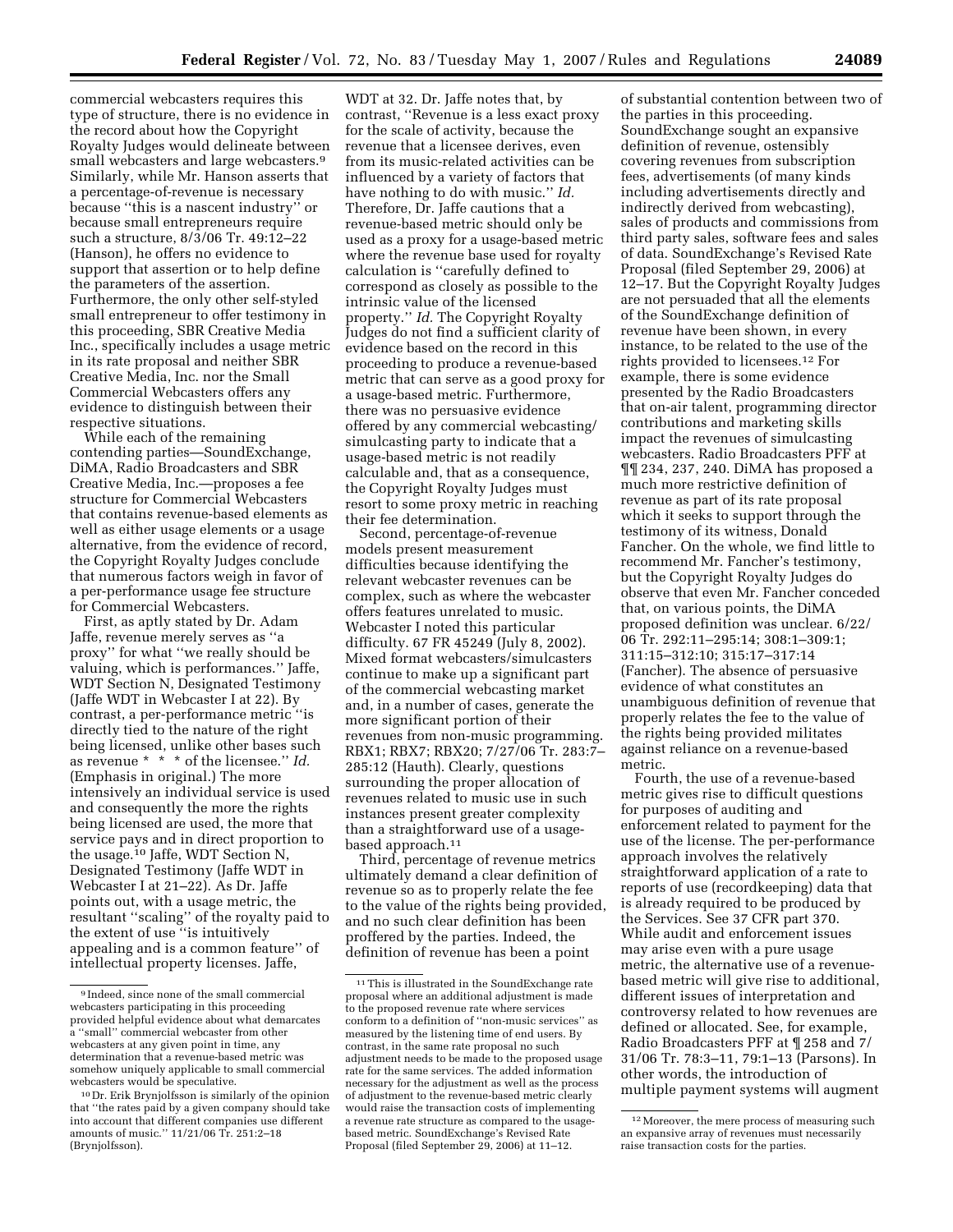commercial webcasters requires this type of structure, there is no evidence in the record about how the Copyright Royalty Judges would delineate between small webcasters and large webcasters.[9] Similarly, while Mr. Hanson asserts that a percentage-of-revenue is necessary because ''this is a nascent industry'' or because small entrepreneurs require such a structure, 8/3/06 Tr. 49:12–22 (Hanson), he offers no evidence to support that assertion or to help define the parameters of the assertion. Furthermore, the only other self-styled small entrepreneur to offer testimony in this proceeding, SBR Creative Media Inc., specifically includes a usage metric in its rate proposal and neither SBR Creative Media, Inc. nor the Small Commercial Webcasters offers any evidence to distinguish between their respective situations.

While each of the remaining contending parties—SoundExchange, DiMA, Radio Broadcasters and SBR Creative Media, Inc.—proposes a fee structure for Commercial Webcasters that contains revenue-based elements as well as either usage elements or a usage alternative, from the evidence of record, the Copyright Royalty Judges conclude that numerous factors weigh in favor of a per-performance usage fee structure for Commercial Webcasters.

First, as aptly stated by Dr. Adam Jaffe, revenue merely serves as ''a proxy'' for what ''we really should be valuing, which is performances.'' Jaffe, WDT Section N, Designated Testimony (Jaffe WDT in Webcaster I at 22). By contrast, a per-performance metric ''is directly tied to the nature of the right being licensed, unlike other bases such as revenue * * * of the licensee.'' *Id.* (Emphasis in original.) The more intensively an individual service is used and consequently the more the rights being licensed are used, the more that service pays and in direct proportion to the usage.[10] Jaffe, WDT Section N, Designated Testimony (Jaffe WDT in Webcaster I at 21–22). As Dr. Jaffe points out, with a usage metric, the resultant ''scaling'' of the royalty paid to the extent of use ''is intuitively appealing and is a common feature'' of intellectual property licenses. Jaffe, WDT at 32. Dr. Jaffe notes that, by contrast, ''Revenue is a less exact proxy for the scale of activity, because the revenue that a licensee derives, even from its music-related activities can be influenced by a variety of factors that have nothing to do with music.'' *Id.* Therefore, Dr. Jaffe cautions that a revenue-based metric should only be used as a proxy for a usage-based metric where the revenue base used for royalty calculation is ''carefully defined to correspond as closely as possible to the intrinsic value of the licensed property.'' *Id.* The Copyright Royalty Judges do not find a sufficient clarity of evidence based on the record in this proceeding to produce a revenue-based metric that can serve as a good proxy for a usage-based metric. Furthermore, there was no persuasive evidence offered by any commercial webcasting/simulcasting party to indicate that a usage-based metric is not readily calculable and, that as a consequence, the Copyright Royalty Judges must resort to some proxy metric in reaching their fee determination.

Second, percentage-of-revenue models present measurement difficulties because identifying the relevant webcaster revenues can be complex, such as where the webcaster offers features unrelated to music. Webcaster I noted this particular difficulty. 67 FR 45249 (July 8, 2002). Mixed format webcasters/simulcasters continue to make up a significant part of the commercial webcasting market and, in a number of cases, generate the more significant portion of their revenues from non-music programming. RBX1; RBX7; RBX20; 7/27/06 Tr. 283:7–285:12 (Hauth). Clearly, questions surrounding the proper allocation of revenues related to music use in such instances present greater complexity than a straightforward use of a usage-based approach.[11]

Third, percentage of revenue metrics ultimately demand a clear definition of revenue so as to properly relate the fee to the value of the rights being provided, and no such clear definition has been proffered by the parties. Indeed, the definition of revenue has been a point of substantial contention between two of the parties in this proceeding. SoundExchange sought an expansive definition of revenue, ostensibly covering revenues from subscription fees, advertisements (of many kinds including advertisements directly and indirectly derived from webcasting), sales of products and commissions from third party sales, software fees and sales of data. SoundExchange's Revised Rate Proposal (filed September 29, 2006) at 12–17. But the Copyright Royalty Judges are not persuaded that all the elements of the SoundExchange definition of revenue have been shown, in every instance, to be related to the use of the rights provided to licensees.[12] For example, there is some evidence presented by the Radio Broadcasters that on-air talent, programming director contributions and marketing skills impact the revenues of simulcasting webcasters. Radio Broadcasters PFF at ¶¶ 234, 237, 240. DiMA has proposed a much more restrictive definition of revenue as part of its rate proposal which it seeks to support through the testimony of its witness, Donald Fancher. On the whole, we find little to recommend Mr. Fancher's testimony, but the Copyright Royalty Judges do observe that even Mr. Fancher conceded that, on various points, the DiMA proposed definition was unclear. 6/22/06 Tr. 292:11–295:14; 308:1–309:1; 311:15–312:10; 315:17–317:14 (Fancher). The absence of persuasive evidence of what constitutes an unambiguous definition of revenue that properly relates the fee to the value of the rights being provided militates against reliance on a revenue-based metric.

Fourth, the use of a revenue-based metric gives rise to difficult questions for purposes of auditing and enforcement related to payment for the use of the license. The per-performance approach involves the relatively straightforward application of a rate to reports of use (recordkeeping) data that is already required to be produced by the Services. See 37 CFR part 370. While audit and enforcement issues may arise even with a pure usage metric, the alternative use of a revenue-based metric will give rise to additional, different issues of interpretation and controversy related to how revenues are defined or allocated. See, for example, Radio Broadcasters PFF at ¶ 258 and 7/31/06 Tr. 78:3–11, 79:1–13 (Parsons). In other words, the introduction of multiple payment systems will augment

---

[9] Indeed, since none of the small commercial webcasters participating in this proceeding provided helpful evidence about what demarcates a ''small'' commercial webcaster from other webcasters at any given point in time, any determination that a revenue-based metric was somehow uniquely applicable to small commercial webcasters would be speculative.

[10] Dr. Erik Brynjolfsson is similarly of the opinion that ''the rates paid by a given company should take into account that different companies use different amounts of music.'' 11/21/06 Tr. 251:2–18 (Brynjolfsson).

[11] This is illustrated in the SoundExchange rate proposal where an additional adjustment is made to the proposed revenue rate where services conform to a definition of ''non-music services'' as measured by the listening time of end users. By contrast, in the same rate proposal no such adjustment needs to be made to the proposed usage rate for the same services. The added information necessary for the adjustment as well as the process of adjustment to the revenue-based metric clearly would raise the transaction costs of implementing a revenue rate structure as compared to the usage-based metric. SoundExchange's Revised Rate Proposal (filed September 29, 2006) at 11–12.

[12] Moreover, the mere process of measuring such an expansive array of revenues must necessarily raise transaction costs for the parties.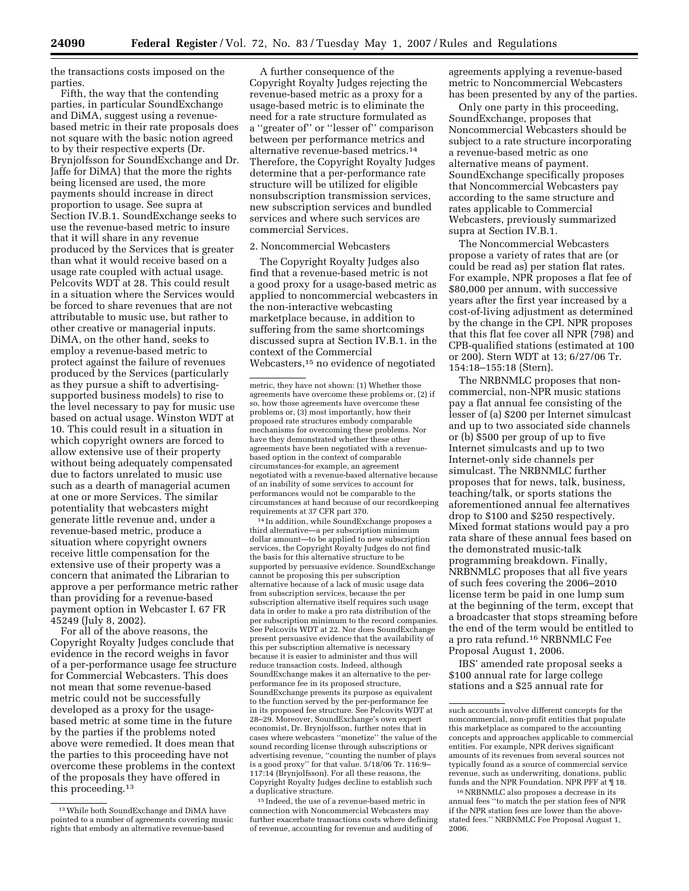the transactions costs imposed on the parties.

Fifth, the way that the contending parties, in particular SoundExchange and DiMA, suggest using a revenue-based metric in their rate proposals does not square with the basic notion agreed to by their respective experts (Dr. Brynjolfsson for SoundExchange and Dr. Jaffe for DiMA) that the more the rights being licensed are used, the more payments should increase in direct proportion to usage. See supra at Section IV.B.1. SoundExchange seeks to use the revenue-based metric to insure that it will share in any revenue produced by the Services that is greater than what it would receive based on a usage rate coupled with actual usage. Pelcovits WDT at 28. This could result in a situation where the Services would be forced to share revenues that are not attributable to music use, but rather to other creative or managerial inputs. DiMA, on the other hand, seeks to employ a revenue-based metric to protect against the failure of revenues produced by the Services (particularly as they pursue a shift to advertising-supported business models) to rise to the level necessary to pay for music use based on actual usage. Winston WDT at 10. This could result in a situation in which copyright owners are forced to allow extensive use of their property without being adequately compensated due to factors unrelated to music use such as a dearth of managerial acumen at one or more Services. The similar potentiality that webcasters might generate little revenue and, under a revenue-based metric, produce a situation where copyright owners receive little compensation for the extensive use of their property was a concern that animated the Librarian to approve a per performance metric rather than providing for a revenue-based payment option in Webcaster I. 67 FR 45249 (July 8, 2002).

For all of the above reasons, the Copyright Royalty Judges conclude that evidence in the record weighs in favor of a per-performance usage fee structure for Commercial Webcasters. This does not mean that some revenue-based metric could not be successfully developed as a proxy for the usage-based metric at some time in the future by the parties if the problems noted above were remedied. It does mean that the parties to this proceeding have not overcome these problems in the context of the proposals they have offered in this proceeding.[13]

A further consequence of the Copyright Royalty Judges rejecting the revenue-based metric as a proxy for a usage-based metric is to eliminate the need for a rate structure formulated as a ''greater of'' or ''lesser of'' comparison between per performance metrics and alternative revenue-based metrics.[14] Therefore, the Copyright Royalty Judges determine that a per-performance rate structure will be utilized for eligible nonsubscription transmission services, new subscription services and bundled services and where such services are commercial Services.

2. Noncommercial Webcasters

The Copyright Royalty Judges also find that a revenue-based metric is not a good proxy for a usage-based metric as applied to noncommercial webcasters in the non-interactive webcasting marketplace because, in addition to suffering from the same shortcomings discussed supra at Section IV.B.1. in the context of the Commercial Webcasters,[15] no evidence of negotiated agreements applying a revenue-based metric to Noncommercial Webcasters has been presented by any of the parties.

Only one party in this proceeding, SoundExchange, proposes that Noncommercial Webcasters should be subject to a rate structure incorporating a revenue-based metric as one alternative means of payment. SoundExchange specifically proposes that Noncommercial Webcasters pay according to the same structure and rates applicable to Commercial Webcasters, previously summarized supra at Section IV.B.1.

The Noncommercial Webcasters propose a variety of rates that are (or could be read as) per station flat rates. For example, NPR proposes a flat fee of $80,000 per annum, with successive years after the first year increased by a cost-of-living adjustment as determined by the change in the CPI. NPR proposes that this flat fee cover all NPR (798) and CPB-qualified stations (estimated at 100 or 200). Stern WDT at 13; 6/27/06 Tr. 154:18–155:18 (Stern).

The NRBNMLC proposes that non-commercial, non-NPR music stations pay a flat annual fee consisting of the lesser of (a) $200 per Internet simulcast and up to two associated side channels or (b) $500 per group of up to five Internet simulcasts and up to two Internet-only side channels per simulcast. The NRBNMLC further proposes that for news, talk, business, teaching/talk, or sports stations the aforementioned annual fee alternatives drop to $100 and $250 respectively. Mixed format stations would pay a pro rata share of these annual fees based on the demonstrated music-talk programming breakdown. Finally, NRBNMLC proposes that all five years of such fees covering the 2006–2010 license term be paid in one lump sum at the beginning of the term, except that a broadcaster that stops streaming before the end of the term would be entitled to a pro rata refund.[16] NRBNMLC Fee Proposal August 1, 2006.

IBS' amended rate proposal seeks a $100 annual rate for large college stations and a $25 annual rate for

---

[13] While both SoundExchange and DiMA have pointed to a number of agreements covering music rights that embody an alternative revenue-based metric, they have not shown: (1) Whether those agreements have overcome these problems or, (2) if so, how those agreements have overcome these problems or, (3) most importantly, how their proposed rate structures embody comparable mechanisms for overcoming these problems. Nor have they demonstrated whether these other agreements have been negotiated with a revenue-based option in the context of comparable circumstances-for example, an agreement negotiated with a revenue-based alternative because of an inability of some services to account for performances would not be comparable to the circumstances at hand because of our recordkeeping requirements at 37 CFR part 370.

[14] In addition, while SoundExchange proposes a third alternative—a per subscription minimum dollar amount—to be applied to new subscription services, the Copyright Royalty Judges do not find the basis for this alternative structure to be supported by persuasive evidence. SoundExchange cannot be proposing this per subscription alternative because of a lack of music usage data from subscription services, because the per subscription alternative itself requires such usage data in order to make a pro rata distribution of the per subscription minimum to the record companies. See Pelcovits WDT at 22. Nor does SoundExchange present persuasive evidence that the availability of this per subscription alternative is necessary because it is easier to administer and thus will reduce transaction costs. Indeed, although SoundExchange makes it an alternative to the per-performance fee in its proposed structure, SoundExchange presents its purpose as equivalent to the function served by the per-performance fee in its proposed fee structure. See Pelcovits WDT at 28–29. Moreover, SoundExchange's own expert economist, Dr. Brynjolfsson, further notes that in cases where webcasters ''monetize'' the value of the sound recording license through subscriptions or advertising revenue, ''counting the number of plays is a good proxy'' for that value. 5/18/06 Tr. 116:9–117:14 (Brynjolfsson). For all these reasons, the Copyright Royalty Judges decline to establish such a duplicative structure.

[15] Indeed, the use of a revenue-based metric in connection with Noncommercial Webcasters may further exacerbate transactions costs where defining of revenue, accounting for revenue and auditing of such accounts involve different concepts for the noncommercial, non-profit entities that populate this marketplace as compared to the accounting concepts and approaches applicable to commercial entities. For example, NPR derives significant amounts of its revenues from several sources not typically found as a source of commercial service revenue, such as underwriting, donations, public funds and the NPR Foundation. NPR PFF at ¶ 18.

[16] NRBNMLC also proposes a decrease in its annual fees ''to match the per station fees of NPR if the NPR station fees are lower than the above-stated fees.'' NRBNMLC Fee Proposal August 1, 2006.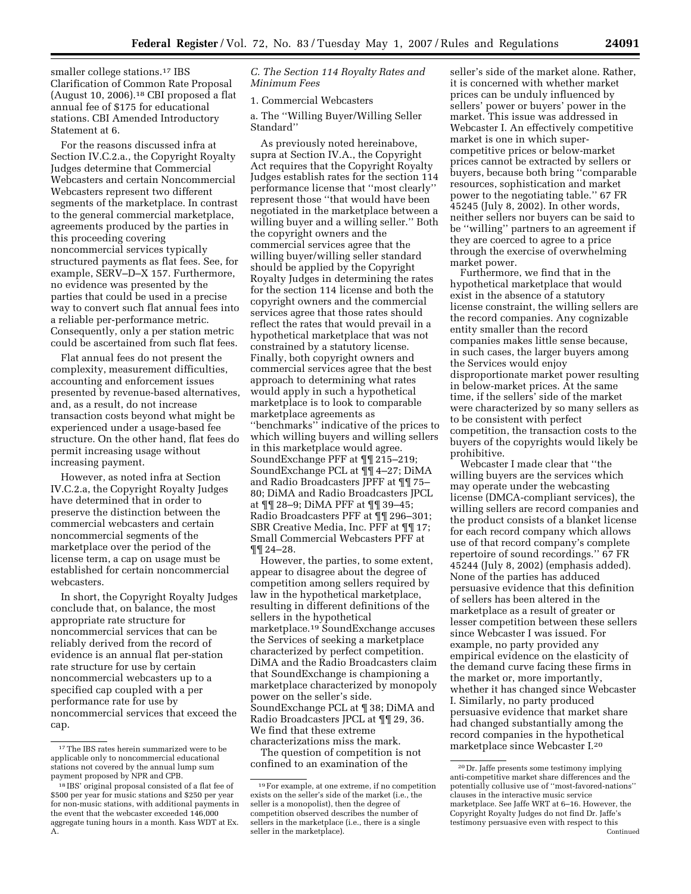smaller college stations.[17] IBS Clarification of Common Rate Proposal (August 10, 2006).[18] CBI proposed a flat annual fee of $175 for educational stations. CBI Amended Introductory Statement at 6.

For the reasons discussed infra at Section IV.C.2.a., the Copyright Royalty Judges determine that Commercial Webcasters and certain Noncommercial Webcasters represent two different segments of the marketplace. In contrast to the general commercial marketplace, agreements produced by the parties in this proceeding covering noncommercial services typically structured payments as flat fees. See, for example, SERV–D–X 157. Furthermore, no evidence was presented by the parties that could be used in a precise way to convert such flat annual fees into a reliable per-performance metric. Consequently, only a per station metric could be ascertained from such flat fees.

Flat annual fees do not present the complexity, measurement difficulties, accounting and enforcement issues presented by revenue-based alternatives, and, as a result, do not increase transaction costs beyond what might be experienced under a usage-based fee structure. On the other hand, flat fees do permit increasing usage without increasing payment.

However, as noted infra at Section IV.C.2.a, the Copyright Royalty Judges have determined that in order to preserve the distinction between the commercial webcasters and certain noncommercial segments of the marketplace over the period of the license term, a cap on usage must be established for certain noncommercial webcasters.

In short, the Copyright Royalty Judges conclude that, on balance, the most appropriate rate structure for noncommercial services that can be reliably derived from the record of evidence is an annual flat per-station rate structure for use by certain noncommercial webcasters up to a specified cap coupled with a per performance rate for use by noncommercial services that exceed the cap.

### *C. The Section 114 Royalty Rates and Minimum Fees*

1. Commercial Webcasters

a. The ''Willing Buyer/Willing Seller Standard''

As previously noted hereinabove, supra at Section IV.A., the Copyright Act requires that the Copyright Royalty Judges establish rates for the section 114 performance license that ''most clearly'' represent those ''that would have been negotiated in the marketplace between a willing buyer and a willing seller.'' Both the copyright owners and the commercial services agree that the willing buyer/willing seller standard should be applied by the Copyright Royalty Judges in determining the rates for the section 114 license and both the copyright owners and the commercial services agree that those rates should reflect the rates that would prevail in a hypothetical marketplace that was not constrained by a statutory license. Finally, both copyright owners and commercial services agree that the best approach to determining what rates would apply in such a hypothetical marketplace is to look to comparable marketplace agreements as ''benchmarks'' indicative of the prices to which willing buyers and willing sellers in this marketplace would agree. SoundExchange PFF at ¶¶ 215–219; SoundExchange PCL at ¶¶ 4–27; DiMA and Radio Broadcasters JPFF at ¶¶ 75–80; DiMA and Radio Broadcasters JPCL at ¶¶ 28–9; DiMA PFF at ¶¶ 39–45; Radio Broadcasters PFF at ¶¶ 296–301; SBR Creative Media, Inc. PFF at ¶¶ 17; Small Commercial Webcasters PFF at ¶¶ 24–28.

However, the parties, to some extent, appear to disagree about the degree of competition among sellers required by law in the hypothetical marketplace, resulting in different definitions of the sellers in the hypothetical marketplace.[19] SoundExchange accuses the Services of seeking a marketplace characterized by perfect competition. DiMA and the Radio Broadcasters claim that SoundExchange is championing a marketplace characterized by monopoly power on the seller's side. SoundExchange PCL at ¶ 38; DiMA and Radio Broadcasters JPCL at ¶¶ 29, 36. We find that these extreme characterizations miss the mark.

The question of competition is not confined to an examination of the seller's side of the market alone. Rather, it is concerned with whether market prices can be unduly influenced by sellers' power or buyers' power in the market. This issue was addressed in Webcaster I. An effectively competitive market is one in which super-competitive prices or below-market prices cannot be extracted by sellers or buyers, because both bring ''comparable resources, sophistication and market power to the negotiating table.'' 67 FR 45245 (July 8, 2002). In other words, neither sellers nor buyers can be said to be ''willing'' partners to an agreement if they are coerced to agree to a price through the exercise of overwhelming market power.

Furthermore, we find that in the hypothetical marketplace that would exist in the absence of a statutory license constraint, the willing sellers are the record companies. Any cognizable entity smaller than the record companies makes little sense because, in such cases, the larger buyers among the Services would enjoy disproportionate market power resulting in below-market prices. At the same time, if the sellers' side of the market were characterized by so many sellers as to be consistent with perfect competition, the transaction costs to the buyers of the copyrights would likely be prohibitive.

Webcaster I made clear that ''the willing buyers are the services which may operate under the webcasting license (DMCA-compliant services), the willing sellers are record companies and the product consists of a blanket license for each record company which allows use of that record company's complete repertoire of sound recordings.'' 67 FR 45244 (July 8, 2002) (emphasis added). None of the parties has adduced persuasive evidence that this definition of sellers has been altered in the marketplace as a result of greater or lesser competition between these sellers since Webcaster I was issued. For example, no party provided any empirical evidence on the elasticity of the demand curve facing these firms in the market or, more importantly, whether it has changed since Webcaster I. Similarly, no party produced persuasive evidence that market share had changed substantially among the record companies in the hypothetical marketplace since Webcaster I.[20]

---

[17] The IBS rates herein summarized were to be applicable only to noncommercial educational stations not covered by the annual lump sum payment proposed by NPR and CPB.

[18] IBS' original proposal consisted of a flat fee of $500 per year for music stations and $250 per year for non-music stations, with additional payments in the event that the webcaster exceeded 146,000 aggregate tuning hours in a month. Kass WDT at Ex. A.

[19] For example, at one extreme, if no competition exists on the seller's side of the market (i.e., the seller is a monopolist), then the degree of competition observed describes the number of sellers in the marketplace (i.e., there is a single seller in the marketplace).

[20] Dr. Jaffe presents some testimony implying anti-competitive market share differences and the potentially collusive use of ''most-favored-nations'' clauses in the interactive music service marketplace. See Jaffe WRT at 6–16. However, the Copyright Royalty Judges do not find Dr. Jaffe's testimony persuasive even with respect to this
Continued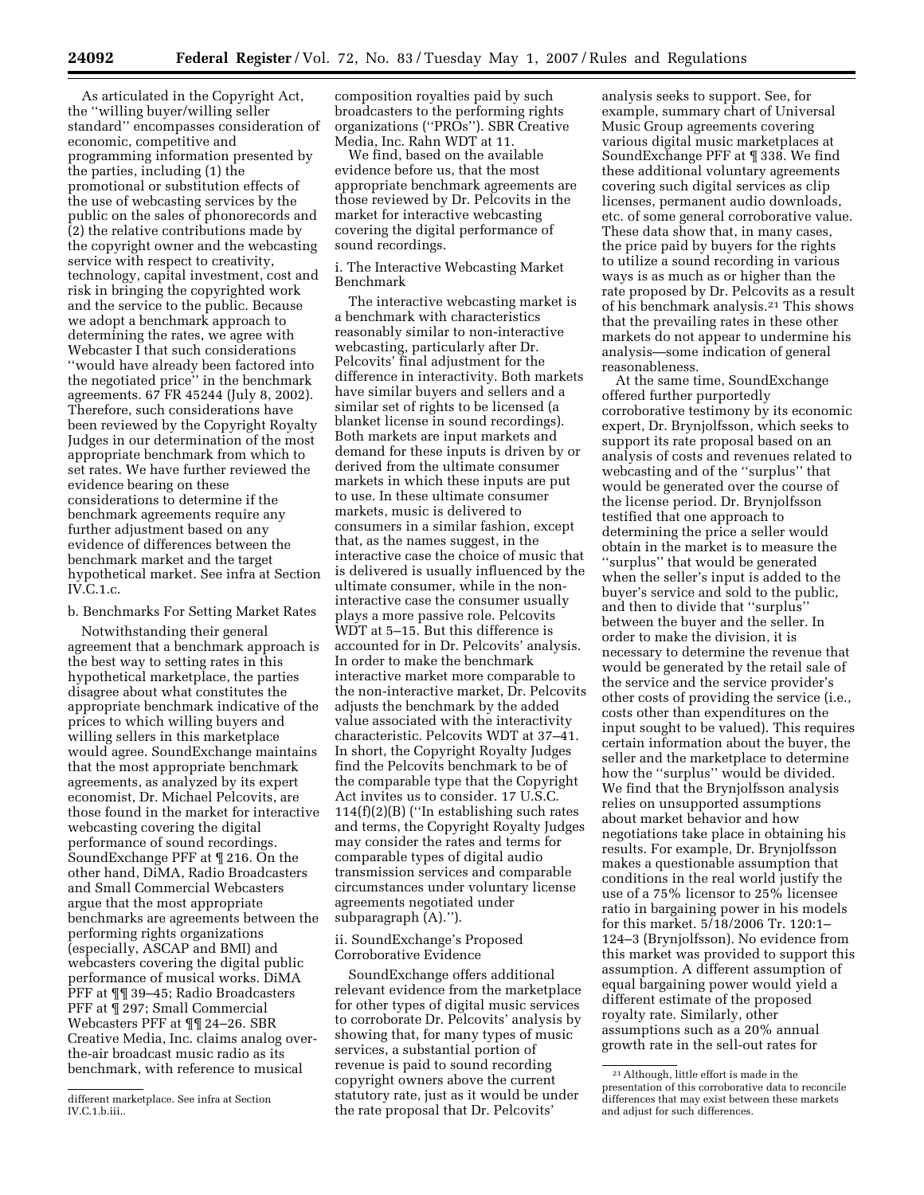As articulated in the Copyright Act, the ''willing buyer/willing seller standard'' encompasses consideration of economic, competitive and programming information presented by the parties, including (1) the promotional or substitution effects of the use of webcasting services by the public on the sales of phonorecords and (2) the relative contributions made by the copyright owner and the webcasting service with respect to creativity, technology, capital investment, cost and risk in bringing the copyrighted work and the service to the public. Because we adopt a benchmark approach to determining the rates, we agree with Webcaster I that such considerations ''would have already been factored into the negotiated price'' in the benchmark agreements. 67 FR 45244 (July 8, 2002). Therefore, such considerations have been reviewed by the Copyright Royalty Judges in our determination of the most appropriate benchmark from which to set rates. We have further reviewed the evidence bearing on these considerations to determine if the benchmark agreements require any further adjustment based on any evidence of differences between the benchmark market and the target hypothetical market. See infra at Section IV.C.1.c.

b. Benchmarks For Setting Market Rates

Notwithstanding their general agreement that a benchmark approach is the best way to setting rates in this hypothetical marketplace, the parties disagree about what constitutes the appropriate benchmark indicative of the prices to which willing buyers and willing sellers in this marketplace would agree. SoundExchange maintains that the most appropriate benchmark agreements, as analyzed by its expert economist, Dr. Michael Pelcovits, are those found in the market for interactive webcasting covering the digital performance of sound recordings. SoundExchange PFF at ¶ 216. On the other hand, DiMA, Radio Broadcasters and Small Commercial Webcasters argue that the most appropriate benchmarks are agreements between the performing rights organizations (especially, ASCAP and BMI) and webcasters covering the digital public performance of musical works. DiMA PFF at ¶¶ 39–45; Radio Broadcasters PFF at ¶ 297; Small Commercial Webcasters PFF at ¶¶ 24–26. SBR Creative Media, Inc. claims analog over-the-air broadcast music radio as its benchmark, with reference to musical composition royalties paid by such broadcasters to the performing rights organizations (''PROs''). SBR Creative Media, Inc. Rahn WDT at 11.

We find, based on the available evidence before us, that the most appropriate benchmark agreements are those reviewed by Dr. Pelcovits in the market for interactive webcasting covering the digital performance of sound recordings.

i. The Interactive Webcasting Market Benchmark

The interactive webcasting market is a benchmark with characteristics reasonably similar to non-interactive webcasting, particularly after Dr. Pelcovits' final adjustment for the difference in interactivity. Both markets have similar buyers and sellers and a similar set of rights to be licensed (a blanket license in sound recordings). Both markets are input markets and demand for these inputs is driven by or derived from the ultimate consumer markets in which these inputs are put to use. In these ultimate consumer markets, music is delivered to consumers in a similar fashion, except that, as the names suggest, in the interactive case the choice of music that is delivered is usually influenced by the ultimate consumer, while in the non-interactive case the consumer usually plays a more passive role. Pelcovits WDT at 5–15. But this difference is accounted for in Dr. Pelcovits' analysis. In order to make the benchmark interactive market more comparable to the non-interactive market, Dr. Pelcovits adjusts the benchmark by the added value associated with the interactivity characteristic. Pelcovits WDT at 37–41. In short, the Copyright Royalty Judges find the Pelcovits benchmark to be of the comparable type that the Copyright Act invites us to consider. 17 U.S.C. 114(f)(2)(B) (''In establishing such rates and terms, the Copyright Royalty Judges may consider the rates and terms for comparable types of digital audio transmission services and comparable circumstances under voluntary license agreements negotiated under subparagraph (A).'').

ii. SoundExchange's Proposed Corroborative Evidence

SoundExchange offers additional relevant evidence from the marketplace for other types of digital music services to corroborate Dr. Pelcovits' analysis by showing that, for many types of music services, a substantial portion of revenue is paid to sound recording copyright owners above the current statutory rate, just as it would be under the rate proposal that Dr. Pelcovits' analysis seeks to support. See, for example, summary chart of Universal Music Group agreements covering various digital music marketplaces at SoundExchange PFF at ¶ 338. We find these additional voluntary agreements covering such digital services as clip licenses, permanent audio downloads, etc. of some general corroborative value. These data show that, in many cases, the price paid by buyers for the rights to utilize a sound recording in various ways is as much as or higher than the rate proposed by Dr. Pelcovits as a result of his benchmark analysis.[21] This shows that the prevailing rates in these other markets do not appear to undermine his analysis—some indication of general reasonableness.

At the same time, SoundExchange offered further purportedly corroborative testimony by its economic expert, Dr. Brynjolfsson, which seeks to support its rate proposal based on an analysis of costs and revenues related to webcasting and of the ''surplus'' that would be generated over the course of the license period. Dr. Brynjolfsson testified that one approach to determining the price a seller would obtain in the market is to measure the ''surplus'' that would be generated when the seller's input is added to the buyer's service and sold to the public, and then to divide that ''surplus'' between the buyer and the seller. In order to make the division, it is necessary to determine the revenue that would be generated by the retail sale of the service and the service provider's other costs of providing the service (i.e., costs other than expenditures on the input sought to be valued). This requires certain information about the buyer, the seller and the marketplace to determine how the ''surplus'' would be divided. We find that the Brynjolfsson analysis relies on unsupported assumptions about market behavior and how negotiations take place in obtaining his results. For example, Dr. Brynjolfsson makes a questionable assumption that conditions in the real world justify the use of a 75% licensor to 25% licensee ratio in bargaining power in his models for this market. 5/18/2006 Tr. 120:1–124–3 (Brynjolfsson). No evidence from this market was provided to support this assumption. A different assumption of equal bargaining power would yield a different estimate of the proposed royalty rate. Similarly, other assumptions such as a 20% annual growth rate in the sell-out rates for

different marketplace. See infra at Section IV.C.1.b.iii..

[21] Although, little effort is made in the presentation of this corroborative data to reconcile differences that may exist between these markets and adjust for such differences.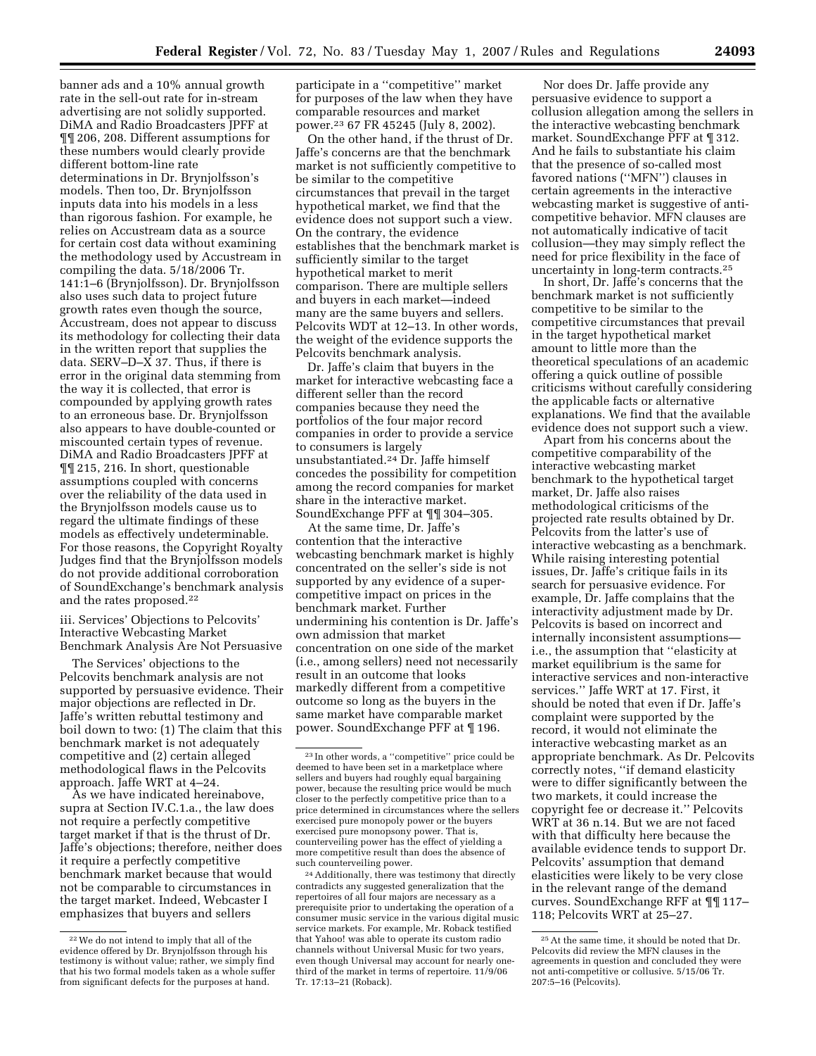banner ads and a 10% annual growth rate in the sell-out rate for in-stream advertising are not solidly supported. DiMA and Radio Broadcasters JPFF at ¶¶ 206, 208. Different assumptions for these numbers would clearly provide different bottom-line rate determinations in Dr. Brynjolfsson's models. Then too, Dr. Brynjolfsson inputs data into his models in a less than rigorous fashion. For example, he relies on Accustream data as a source for certain cost data without examining the methodology used by Accustream in compiling the data. 5/18/2006 Tr. 141:1–6 (Brynjolfsson). Dr. Brynjolfsson also uses such data to project future growth rates even though the source, Accustream, does not appear to discuss its methodology for collecting their data in the written report that supplies the data. SERV–D–X 37. Thus, if there is error in the original data stemming from the way it is collected, that error is compounded by applying growth rates to an erroneous base. Dr. Brynjolfsson also appears to have double-counted or miscounted certain types of revenue. DiMA and Radio Broadcasters JPFF at ¶¶ 215, 216. In short, questionable assumptions coupled with concerns over the reliability of the data used in the Brynjolfsson models cause us to regard the ultimate findings of these models as effectively undeterminable. For those reasons, the Copyright Royalty Judges find that the Brynjolfsson models do not provide additional corroboration of SoundExchange's benchmark analysis and the rates proposed.[22]

iii. Services' Objections to Pelcovits' Interactive Webcasting Market Benchmark Analysis Are Not Persuasive

The Services' objections to the Pelcovits benchmark analysis are not supported by persuasive evidence. Their major objections are reflected in Dr. Jaffe's written rebuttal testimony and boil down to two: (1) The claim that this benchmark market is not adequately competitive and (2) certain alleged methodological flaws in the Pelcovits approach. Jaffe WRT at 4–24.

As we have indicated hereinabove, supra at Section IV.C.1.a., the law does not require a perfectly competitive target market if that is the thrust of Dr. Jaffe's objections; therefore, neither does it require a perfectly competitive benchmark market because that would not be comparable to circumstances in the target market. Indeed, Webcaster I emphasizes that buyers and sellers participate in a ''competitive'' market for purposes of the law when they have comparable resources and market power.[23] 67 FR 45245 (July 8, 2002).

On the other hand, if the thrust of Dr. Jaffe's concerns are that the benchmark market is not sufficiently competitive to be similar to the competitive circumstances that prevail in the target hypothetical market, we find that the evidence does not support such a view. On the contrary, the evidence establishes that the benchmark market is sufficiently similar to the target hypothetical market to merit comparison. There are multiple sellers and buyers in each market—indeed many are the same buyers and sellers. Pelcovits WDT at 12–13. In other words, the weight of the evidence supports the Pelcovits benchmark analysis.

Dr. Jaffe's claim that buyers in the market for interactive webcasting face a different seller than the record companies because they need the portfolios of the four major record companies in order to provide a service to consumers is largely unsubstantiated.[24] Dr. Jaffe himself concedes the possibility for competition among the record companies for market share in the interactive market. SoundExchange PFF at ¶¶ 304–305.

At the same time, Dr. Jaffe's contention that the interactive webcasting benchmark market is highly concentrated on the seller's side is not supported by any evidence of a super-competitive impact on prices in the benchmark market. Further undermining his contention is Dr. Jaffe's own admission that market concentration on one side of the market (i.e., among sellers) need not necessarily result in an outcome that looks markedly different from a competitive outcome so long as the buyers in the same market have comparable market power. SoundExchange PFF at ¶ 196.

Nor does Dr. Jaffe provide any persuasive evidence to support a collusion allegation among the sellers in the interactive webcasting benchmark market. SoundExchange PFF at ¶ 312. And he fails to substantiate his claim that the presence of so-called most favored nations (''MFN'') clauses in certain agreements in the interactive webcasting market is suggestive of anti-competitive behavior. MFN clauses are not automatically indicative of tacit collusion—they may simply reflect the need for price flexibility in the face of uncertainty in long-term contracts.[25]

In short, Dr. Jaffe's concerns that the benchmark market is not sufficiently competitive to be similar to the competitive circumstances that prevail in the target hypothetical market amount to little more than the theoretical speculations of an academic offering a quick outline of possible criticisms without carefully considering the applicable facts or alternative explanations. We find that the available evidence does not support such a view.

Apart from his concerns about the competitive comparability of the interactive webcasting market benchmark to the hypothetical target market, Dr. Jaffe also raises methodological criticisms of the projected rate results obtained by Dr. Pelcovits from the latter's use of interactive webcasting as a benchmark. While raising interesting potential issues, Dr. Jaffe's critique fails in its search for persuasive evidence. For example, Dr. Jaffe complains that the interactivity adjustment made by Dr. Pelcovits is based on incorrect and internally inconsistent assumptions—i.e., the assumption that ''elasticity at market equilibrium is the same for interactive services and non-interactive services.'' Jaffe WRT at 17. First, it should be noted that even if Dr. Jaffe's complaint were supported by the record, it would not eliminate the interactive webcasting market as an appropriate benchmark. As Dr. Pelcovits correctly notes, ''if demand elasticity were to differ significantly between the two markets, it could increase the copyright fee or decrease it.'' Pelcovits WRT at 36 n.14. But we are not faced with that difficulty here because the available evidence tends to support Dr. Pelcovits' assumption that demand elasticities were likely to be very close in the relevant range of the demand curves. SoundExchange RFF at ¶¶ 117–118; Pelcovits WRT at 25–27.

---

[22] We do not intend to imply that all of the evidence offered by Dr. Brynjolfsson through his testimony is without value; rather, we simply find that his two formal models taken as a whole suffer from significant defects for the purposes at hand.

[23] In other words, a ''competitive'' price could be deemed to have been set in a marketplace where sellers and buyers had roughly equal bargaining power, because the resulting price would be much closer to the perfectly competitive price than to a price determined in circumstances where the sellers exercised pure monopoly power or the buyers exercised pure monopsony power. That is, counterveiling power has the effect of yielding a more competitive result than does the absence of such counterveiling power.

[24] Additionally, there was testimony that directly contradicts any suggested generalization that the repertoires of all four majors are necessary as a prerequisite prior to undertaking the operation of a consumer music service in the various digital music service markets. For example, Mr. Roback testified that Yahoo! was able to operate its custom radio channels without Universal Music for two years, even though Universal may account for nearly one-third of the market in terms of repertoire. 11/9/06 Tr. 17:13–21 (Roback).

[25] At the same time, it should be noted that Dr. Pelcovits did review the MFN clauses in the agreements in question and concluded they were not anti-competitive or collusive. 5/15/06 Tr. 207:5–16 (Pelcovits).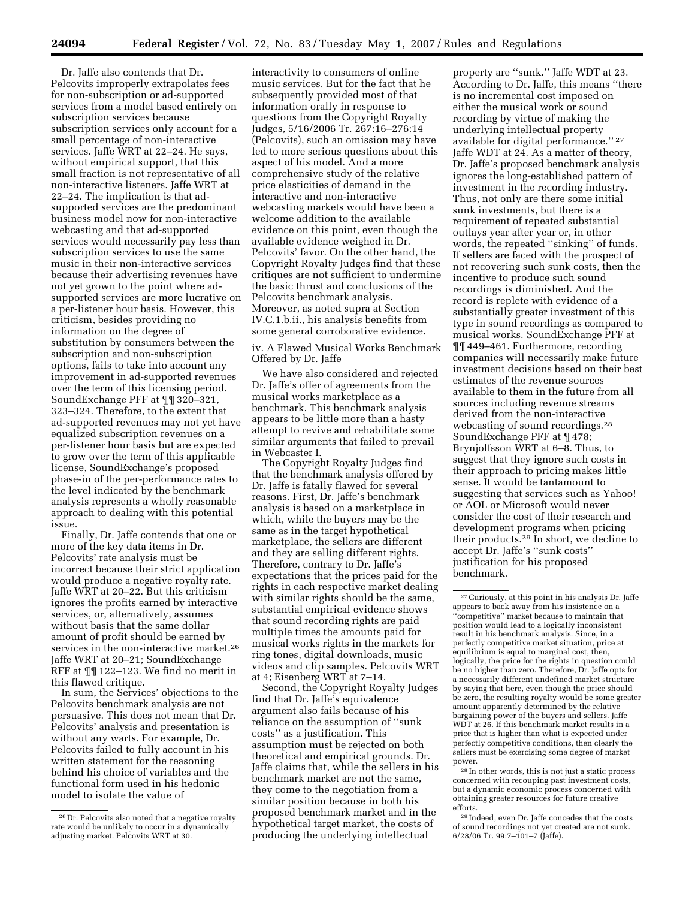Dr. Jaffe also contends that Dr. Pelcovits improperly extrapolates fees for non-subscription or ad-supported services from a model based entirely on subscription services because subscription services only account for a small percentage of non-interactive services. Jaffe WRT at 22–24. He says, without empirical support, that this small fraction is not representative of all non-interactive listeners. Jaffe WRT at 22–24. The implication is that ad-supported services are the predominant business model now for non-interactive webcasting and that ad-supported services would necessarily pay less than subscription services to use the same music in their non-interactive services because their advertising revenues have not yet grown to the point where ad-supported services are more lucrative on a per-listener hour basis. However, this criticism, besides providing no information on the degree of substitution by consumers between the subscription and non-subscription options, fails to take into account any improvement in ad-supported revenues over the term of this licensing period. SoundExchange PFF at ¶¶ 320–321, 323–324. Therefore, to the extent that ad-supported revenues may not yet have equalized subscription revenues on a per-listener hour basis but are expected to grow over the term of this applicable license, SoundExchange's proposed phase-in of the per-performance rates to the level indicated by the benchmark analysis represents a wholly reasonable approach to dealing with this potential issue.

Finally, Dr. Jaffe contends that one or more of the key data items in Dr. Pelcovits' rate analysis must be incorrect because their strict application would produce a negative royalty rate. Jaffe WRT at 20–22. But this criticism ignores the profits earned by interactive services, or, alternatively, assumes without basis that the same dollar amount of profit should be earned by services in the non-interactive market.[26] Jaffe WRT at 20–21; SoundExchange RFF at ¶¶ 122–123. We find no merit in this flawed critique.

In sum, the Services' objections to the Pelcovits benchmark analysis are not persuasive. This does not mean that Dr. Pelcovits' analysis and presentation is without any warts. For example, Dr. Pelcovits failed to fully account in his written statement for the reasoning behind his choice of variables and the functional form used in his hedonic model to isolate the value of interactivity to consumers of online music services. But for the fact that he subsequently provided most of that information orally in response to questions from the Copyright Royalty Judges, 5/16/2006 Tr. 267:16–276:14 (Pelcovits), such an omission may have led to more serious questions about this aspect of his model. And a more comprehensive study of the relative price elasticities of demand in the interactive and non-interactive webcasting markets would have been a welcome addition to the available evidence on this point, even though the available evidence weighed in Dr. Pelcovits' favor. On the other hand, the Copyright Royalty Judges find that these critiques are not sufficient to undermine the basic thrust and conclusions of the Pelcovits benchmark analysis. Moreover, as noted supra at Section IV.C.1.b.ii., his analysis benefits from some general corroborative evidence.

iv. A Flawed Musical Works Benchmark Offered by Dr. Jaffe

We have also considered and rejected Dr. Jaffe's offer of agreements from the musical works marketplace as a benchmark. This benchmark analysis appears to be little more than a hasty attempt to revive and rehabilitate some similar arguments that failed to prevail in Webcaster I.

The Copyright Royalty Judges find that the benchmark analysis offered by Dr. Jaffe is fatally flawed for several reasons. First, Dr. Jaffe's benchmark analysis is based on a marketplace in which, while the buyers may be the same as in the target hypothetical marketplace, the sellers are different and they are selling different rights. Therefore, contrary to Dr. Jaffe's expectations that the prices paid for the rights in each respective market dealing with similar rights should be the same, substantial empirical evidence shows that sound recording rights are paid multiple times the amounts paid for musical works rights in the markets for ring tones, digital downloads, music videos and clip samples. Pelcovits WRT at 4; Eisenberg WRT at 7–14.

Second, the Copyright Royalty Judges find that Dr. Jaffe's equivalence argument also fails because of his reliance on the assumption of "sunk costs" as a justification. This assumption must be rejected on both theoretical and empirical grounds. Dr. Jaffe claims that, while the sellers in his benchmark market are not the same, they come to the negotiation from a similar position because in both his proposed benchmark market and in the hypothetical target market, the costs of producing the underlying intellectual property are "sunk." Jaffe WDT at 23. According to Dr. Jaffe, this means "there is no incremental cost imposed on either the musical work or sound recording by virtue of making the underlying intellectual property available for digital performance." [27] Jaffe WDT at 24. As a matter of theory, Dr. Jaffe's proposed benchmark analysis ignores the long-established pattern of investment in the recording industry. Thus, not only are there some initial sunk investments, but there is a requirement of repeated substantial outlays year after year or, in other words, the repeated "sinking" of funds. If sellers are faced with the prospect of not recovering such sunk costs, then the incentive to produce such sound recordings is diminished. And the record is replete with evidence of a substantially greater investment of this type in sound recordings as compared to musical works. SoundExchange PFF at ¶¶ 449–461. Furthermore, recording companies will necessarily make future investment decisions based on their best estimates of the revenue sources available to them in the future from all sources including revenue streams derived from the non-interactive webcasting of sound recordings.[28] SoundExchange PFF at ¶ 478; Brynjolfsson WRT at 6–8. Thus, to suggest that they ignore such costs in their approach to pricing makes little sense. It would be tantamount to suggesting that services such as Yahoo! or AOL or Microsoft would never consider the cost of their research and development programs when pricing their products.[29] In short, we decline to accept Dr. Jaffe's "sunk costs" justification for his proposed benchmark.

---

[26] Dr. Pelcovits also noted that a negative royalty rate would be unlikely to occur in a dynamically adjusting market. Pelcovits WRT at 30.

[27] Curiously, at this point in his analysis Dr. Jaffe appears to back away from his insistence on a "competitive" market because to maintain that position would lead to a logically inconsistent result in his benchmark analysis. Since, in a perfectly competitive market situation, price at equilibrium is equal to marginal cost, then, logically, the price for the rights in question could be no higher than zero. Therefore, Dr. Jaffe opts for a necessarily different undefined market structure by saying that here, even though the price should be zero, the resulting royalty would be some greater amount apparently determined by the relative bargaining power of the buyers and sellers. Jaffe WDT at 26. If this benchmark market results in a price that is higher than what is expected under perfectly competitive conditions, then clearly the sellers must be exercising some degree of market power.

[28] In other words, this is not just a static process concerned with recouping past investment costs, but a dynamic economic process concerned with obtaining greater resources for future creative efforts.

[29] Indeed, even Dr. Jaffe concedes that the costs of sound recordings not yet created are not sunk. 6/28/06 Tr. 99:7–101–7 (Jaffe).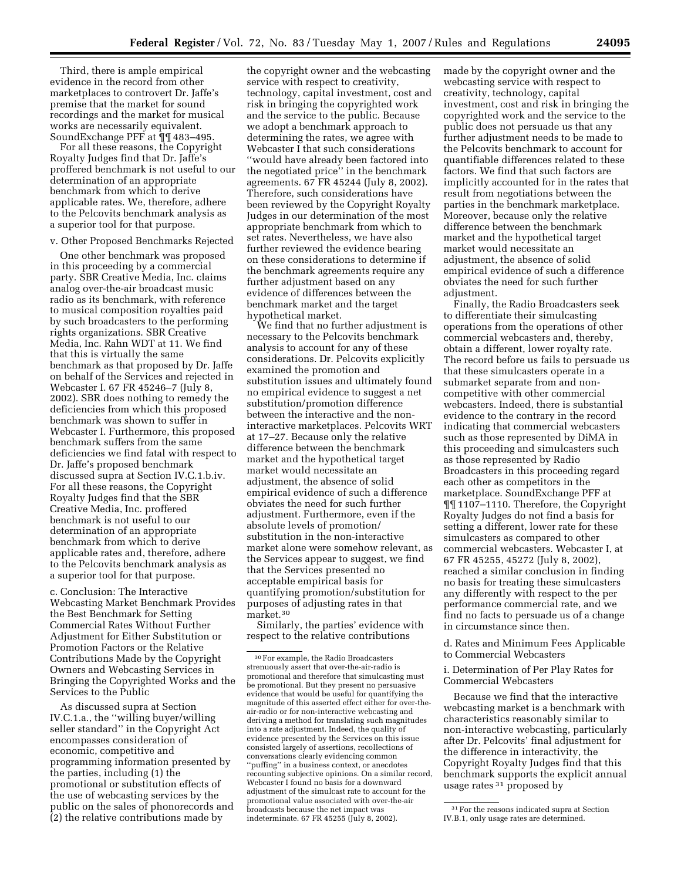Third, there is ample empirical evidence in the record from other marketplaces to controvert Dr. Jaffe's premise that the market for sound recordings and the market for musical works are necessarily equivalent. SoundExchange PFF at ¶¶ 483–495.

For all these reasons, the Copyright Royalty Judges find that Dr. Jaffe's proffered benchmark is not useful to our determination of an appropriate benchmark from which to derive applicable rates. We, therefore, adhere to the Pelcovits benchmark analysis as a superior tool for that purpose.

v. Other Proposed Benchmarks Rejected

One other benchmark was proposed in this proceeding by a commercial party. SBR Creative Media, Inc. claims analog over-the-air broadcast music radio as its benchmark, with reference to musical composition royalties paid by such broadcasters to the performing rights organizations. SBR Creative Media, Inc. Rahn WDT at 11. We find that this is virtually the same benchmark as that proposed by Dr. Jaffe on behalf of the Services and rejected in Webcaster I. 67 FR 45246–7 (July 8, 2002). SBR does nothing to remedy the deficiencies from which this proposed benchmark was shown to suffer in Webcaster I. Furthermore, this proposed benchmark suffers from the same deficiencies we find fatal with respect to Dr. Jaffe's proposed benchmark discussed supra at Section IV.C.1.b.iv. For all these reasons, the Copyright Royalty Judges find that the SBR Creative Media, Inc. proffered benchmark is not useful to our determination of an appropriate benchmark from which to derive applicable rates and, therefore, adhere to the Pelcovits benchmark analysis as a superior tool for that purpose.

c. Conclusion: The Interactive Webcasting Market Benchmark Provides the Best Benchmark for Setting Commercial Rates Without Further Adjustment for Either Substitution or Promotion Factors or the Relative Contributions Made by the Copyright Owners and Webcasting Services in Bringing the Copyrighted Works and the Services to the Public

As discussed supra at Section IV.C.1.a., the "willing buyer/willing seller standard" in the Copyright Act encompasses consideration of economic, competitive and programming information presented by the parties, including (1) the promotional or substitution effects of the use of webcasting services by the public on the sales of phonorecords and (2) the relative contributions made by the copyright owner and the webcasting service with respect to creativity, technology, capital investment, cost and risk in bringing the copyrighted work and the service to the public. Because we adopt a benchmark approach to determining the rates, we agree with Webcaster I that such considerations "would have already been factored into the negotiated price" in the benchmark agreements. 67 FR 45244 (July 8, 2002). Therefore, such considerations have been reviewed by the Copyright Royalty Judges in our determination of the most appropriate benchmark from which to set rates. Nevertheless, we have also further reviewed the evidence bearing on these considerations to determine if the benchmark agreements require any further adjustment based on any evidence of differences between the benchmark market and the target hypothetical market.

We find that no further adjustment is necessary to the Pelcovits benchmark analysis to account for any of these considerations. Dr. Pelcovits explicitly examined the promotion and substitution issues and ultimately found no empirical evidence to suggest a net substitution/promotion difference between the interactive and the non-interactive marketplaces. Pelcovits WRT at 17–27. Because only the relative difference between the benchmark market and the hypothetical target market would necessitate an adjustment, the absence of solid empirical evidence of such a difference obviates the need for such further adjustment. Furthermore, even if the absolute levels of promotion/substitution in the non-interactive market alone were somehow relevant, as the Services appear to suggest, we find that the Services presented no acceptable empirical basis for quantifying promotion/substitution for purposes of adjusting rates in that market.[30]

Similarly, the parties' evidence with respect to the relative contributions made by the copyright owner and the webcasting service with respect to creativity, technology, capital investment, cost and risk in bringing the copyrighted work and the service to the public does not persuade us that any further adjustment needs to be made to the Pelcovits benchmark to account for quantifiable differences related to these factors. We find that such factors are implicitly accounted for in the rates that result from negotiations between the parties in the benchmark marketplace. Moreover, because only the relative difference between the benchmark market and the hypothetical target market would necessitate an adjustment, the absence of solid empirical evidence of such a difference obviates the need for such further adjustment.

Finally, the Radio Broadcasters seek to differentiate their simulcasting operations from the operations of other commercial webcasters and, thereby, obtain a different, lower royalty rate. The record before us fails to persuade us that these simulcasters operate in a submarket separate from and non-competitive with other commercial webcasters. Indeed, there is substantial evidence to the contrary in the record indicating that commercial webcasters such as those represented by DiMA in this proceeding and simulcasters such as those represented by Radio Broadcasters in this proceeding regard each other as competitors in the marketplace. SoundExchange PFF at ¶¶ 1107–1110. Therefore, the Copyright Royalty Judges do not find a basis for setting a different, lower rate for these simulcasters as compared to other commercial webcasters. Webcaster I, at 67 FR 45255, 45272 (July 8, 2002), reached a similar conclusion in finding no basis for treating these simulcasters any differently with respect to the per performance commercial rate, and we find no facts to persuade us of a change in circumstance since then.

d. Rates and Minimum Fees Applicable to Commercial Webcasters

i. Determination of Per Play Rates for Commercial Webcasters

Because we find that the interactive webcasting market is a benchmark with characteristics reasonably similar to non-interactive webcasting, particularly after Dr. Pelcovits' final adjustment for the difference in interactivity, the Copyright Royalty Judges find that this benchmark supports the explicit annual usage rates[31] proposed by

[30] For example, the Radio Broadcasters strenuously assert that over-the-air-radio is promotional and therefore that simulcasting must be promotional. But they present no persuasive evidence that would be useful for quantifying the magnitude of this asserted effect either for over-the-air-radio or for non-interactive webcasting and deriving a method for translating such magnitudes into a rate adjustment. Indeed, the quality of evidence presented by the Services on this issue consisted largely of assertions, recollections of conversations clearly evidencing common "puffing" in a business context, or anecdotes recounting subjective opinions. On a similar record, Webcaster I found no basis for a downward adjustment of the simulcast rate to account for the promotional value associated with over-the-air broadcasts because the net impact was indeterminate. 67 FR 45255 (July 8, 2002).

[31] For the reasons indicated supra at Section IV.B.1, only usage rates are determined.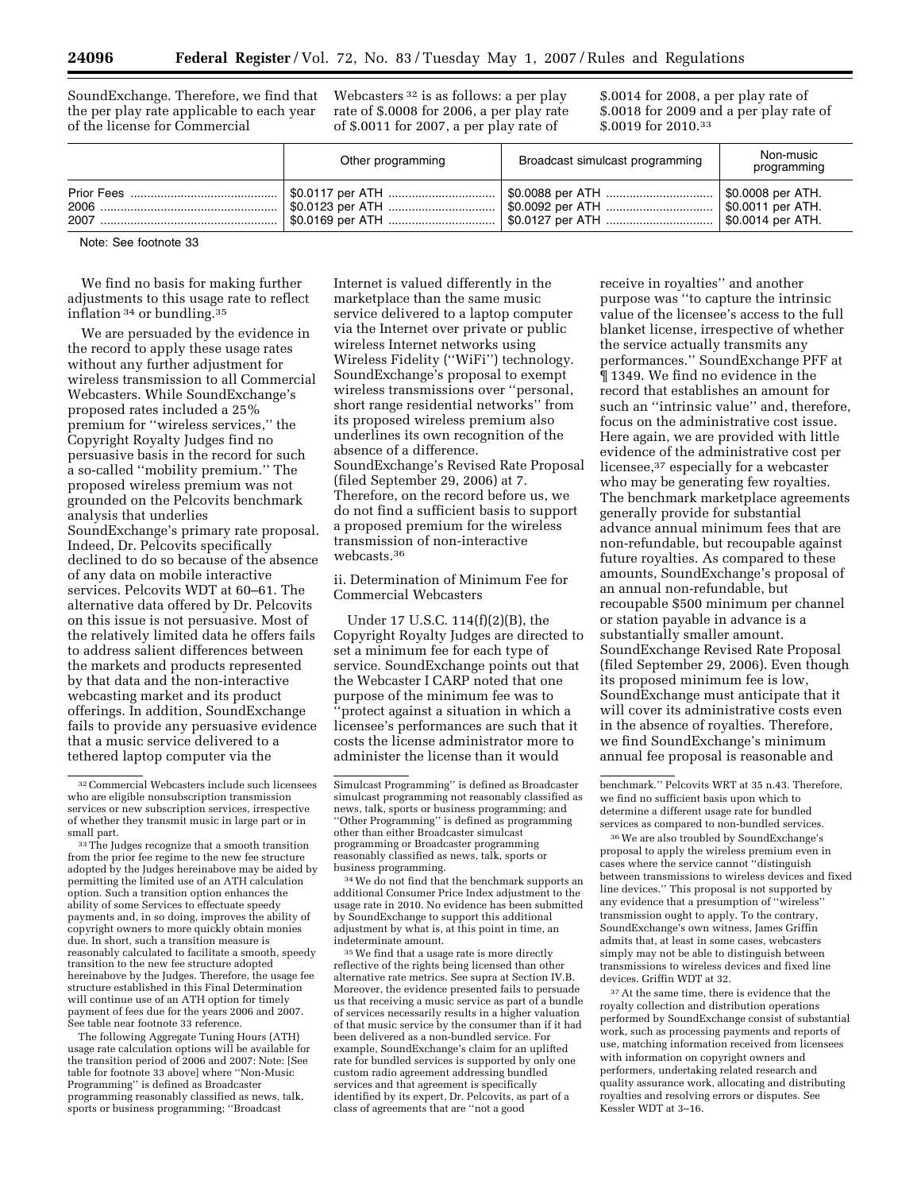SoundExchange. Therefore, we find that the per play rate applicable to each year of the license for Commercial Webcasters [32] is as follows: a per play rate of $.0008 for 2006, a per play rate of $.0011 for 2007, a per play rate of $.0014 for 2008, a per play rate of $.0018 for 2009 and a per play rate of $.0019 for 2010.[33]

| | Other programming | Broadcast simulcast programming | Non-music programming |
|---|---|---|---|
| Prior Fees | $0.0117 per ATH | $0.0088 per ATH | $0.0008 per ATH. |
| 2006 | $0.0123 per ATH | $0.0092 per ATH | $0.0011 per ATH. |
| 2007 | $0.0169 per ATH | $0.0127 per ATH | $0.0014 per ATH. |

Note: See footnote 33

We find no basis for making further adjustments to this usage rate to reflect inflation [34] or bundling.[35]

We are persuaded by the evidence in the record to apply these usage rates without any further adjustment for wireless transmission to all Commercial Webcasters. While SoundExchange's proposed rates included a 25% premium for "wireless services," the Copyright Royalty Judges find no persuasive basis in the record for such a so-called "mobility premium." The proposed wireless premium was not grounded on the Pelcovits benchmark analysis that underlies SoundExchange's primary rate proposal. Indeed, Dr. Pelcovits specifically declined to do so because of the absence of any data on mobile interactive services. Pelcovits WDT at 60–61. The alternative data offered by Dr. Pelcovits on this issue is not persuasive. Most of the relatively limited data he offers fails to address salient differences between the markets and products represented by that data and the non-interactive webcasting market and its product offerings. In addition, SoundExchange fails to provide any persuasive evidence that a music service delivered to a tethered laptop computer via the Internet is valued differently in the marketplace than the same music service delivered to a laptop computer via the Internet over private or public wireless Internet networks using Wireless Fidelity ("WiFi") technology. SoundExchange's proposal to exempt wireless transmissions over "personal, short range residential networks" from its proposed wireless premium also underlines its own recognition of the absence of a difference. SoundExchange's Revised Rate Proposal (filed September 29, 2006) at 7. Therefore, on the record before us, we do not find a sufficient basis to support a proposed premium for the wireless transmission of non-interactive webcasts.[36]

ii. Determination of Minimum Fee for Commercial Webcasters

Under 17 U.S.C. 114(f)(2)(B), the Copyright Royalty Judges are directed to set a minimum fee for each type of service. SoundExchange points out that the Webcaster I CARP noted that one purpose of the minimum fee was to "protect against a situation in which a licensee's performances are such that it costs the license administrator more to administer the license than it would receive in royalties" and another purpose was "to capture the intrinsic value of the licensee's access to the full blanket license, irrespective of whether the service actually transmits any performances." SoundExchange PFF at ¶ 1349. We find no evidence in the record that establishes an amount for such an "intrinsic value" and, therefore, focus on the administrative cost issue. Here again, we are provided with little evidence of the administrative cost per licensee,[37] especially for a webcaster who may be generating few royalties. The benchmark marketplace agreements generally provide for substantial advance annual minimum fees that are non-refundable, but recoupable against future royalties. As compared to these amounts, SoundExchange's proposal of an annual non-refundable, but recoupable $500 minimum per channel or station payable in advance is a substantially smaller amount. SoundExchange Revised Rate Proposal (filed September 29, 2006). Even though its proposed minimum fee is low, SoundExchange must anticipate that it will cover its administrative costs even in the absence of royalties. Therefore, we find SoundExchange's minimum annual fee proposal is reasonable and

---

[32] Commercial Webcasters include such licensees who are eligible nonsubscription transmission services or new subscription services, irrespective of whether they transmit music in large part or in small part.

[33] The Judges recognize that a smooth transition from the prior fee regime to the new fee structure adopted by the Judges hereinabove may be aided by permitting the limited use of an ATH calculation option. Such a transition option enhances the ability of some Services to effectuate speedy payments and, in so doing, improves the ability of copyright owners to more quickly obtain monies due. In short, such a transition measure is reasonably calculated to facilitate a smooth, speedy transition to the new fee structure adopted hereinabove by the Judges. Therefore, the usage fee structure established in this Final Determination will continue use of an ATH option for timely payment of fees due for the years 2006 and 2007. See table near footnote 33 reference.

The following Aggregate Tuning Hours (ATH) usage rate calculation options will be available for the transition period of 2006 and 2007: Note: [See table for footnote 33 above] where "Non-Music Programming" is defined as Broadcaster programming reasonably classified as news, talk, sports or business programming; "Broadcast Simulcast Programming" is defined as Broadcaster simulcast programming not reasonably classified as news, talk, sports or business programming; and "Other Programming" is defined as programming other than either Broadcaster simulcast programming or Broadcaster programming reasonably classified as news, talk, sports or business programming.

[34] We do not find that the benchmark supports an additional Consumer Price Index adjustment to the usage rate in 2010. No evidence has been submitted by SoundExchange to support this additional adjustment by what is, at this point in time, an indeterminate amount.

[35] We find that a usage rate is more directly reflective of the rights being licensed than other alternative rate metrics. See supra at Section IV.B. Moreover, the evidence presented fails to persuade us that receiving a music service as part of a bundle of services necessarily results in a higher valuation of that music service by the consumer than if it had been delivered as a non-bundled service. For example, SoundExchange's claim for an uplifted rate for bundled services is supported by only one custom radio agreement addressing bundled services and that agreement is specifically identified by its expert, Dr. Pelcovits, as part of a class of agreements that are "not a good benchmark." Pelcovits WRT at 35 n.43. Therefore, we find no sufficient basis upon which to determine a different usage rate for bundled services as compared to non-bundled services.

[36] We are also troubled by SoundExchange's proposal to apply the wireless premium even in cases where the service cannot "distinguish between transmissions to wireless devices and fixed line devices." This proposal is not supported by any evidence that a presumption of "wireless" transmission ought to apply. To the contrary, SoundExchange's own witness, James Griffin admits that, at least in some cases, webcasters simply may not be able to distinguish between transmissions to wireless devices and fixed line devices. Griffin WDT at 32.

[37] At the same time, there is evidence that the royalty collection and distribution operations performed by SoundExchange consist of substantial work, such as processing payments and reports of use, matching information received from licensees with information on copyright owners and performers, undertaking related research and quality assurance work, allocating and distributing royalties and resolving errors or disputes. See Kessler WDT at 3–16.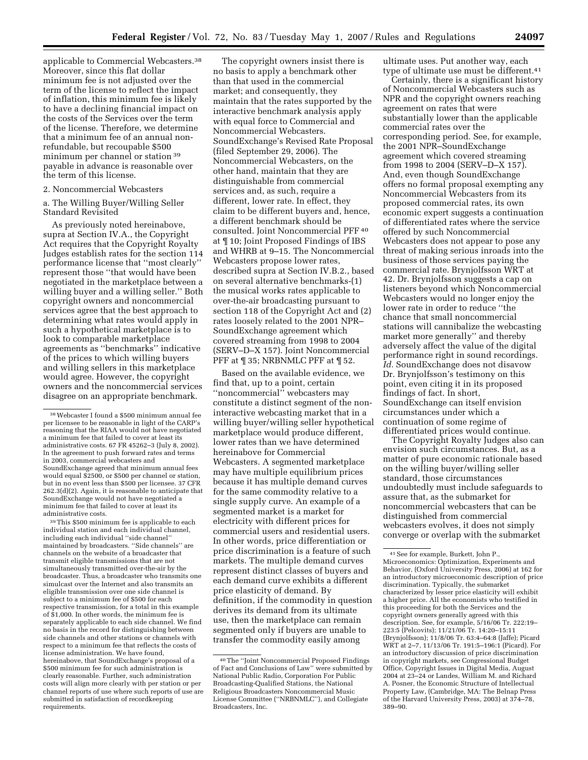applicable to Commercial Webcasters.[38] Moreover, since this flat dollar minimum fee is not adjusted over the term of the license to reflect the impact of inflation, this minimum fee is likely to have a declining financial impact on the costs of the Services over the term of the license. Therefore, we determine that a minimum fee of an annual non-refundable, but recoupable $500 minimum per channel or station [39] payable in advance is reasonable over the term of this license.

2. Noncommercial Webcasters

a. The Willing Buyer/Willing Seller Standard Revisited

As previously noted hereinabove, supra at Section IV.A., the Copyright Act requires that the Copyright Royalty Judges establish rates for the section 114 performance license that ''most clearly'' represent those ''that would have been negotiated in the marketplace between a willing buyer and a willing seller.'' Both copyright owners and noncommercial services agree that the best approach to determining what rates would apply in such a hypothetical marketplace is to look to comparable marketplace agreements as ''benchmarks'' indicative of the prices to which willing buyers and willing sellers in this marketplace would agree. However, the copyright owners and the noncommercial services disagree on an appropriate benchmark.

The copyright owners insist there is no basis to apply a benchmark other than that used in the commercial market; and consequently, they maintain that the rates supported by the interactive benchmark analysis apply with equal force to Commercial and Noncommercial Webcasters. SoundExchange's Revised Rate Proposal (filed September 29, 2006). The Noncommercial Webcasters, on the other hand, maintain that they are distinguishable from commercial services and, as such, require a different, lower rate. In effect, they claim to be different buyers and, hence, a different benchmark should be consulted. Joint Noncommercial PFF [40] at ¶ 10; Joint Proposed Findings of IBS and WHRB at 9–15. The Noncommercial Webcasters propose lower rates, described supra at Section IV.B.2., based on several alternative benchmarks-(1) the musical works rates applicable to over-the-air broadcasting pursuant to section 118 of the Copyright Act and (2) rates loosely related to the 2001 NPR–SoundExchange agreement which covered streaming from 1998 to 2004 (SERV–D–X 157). Joint Noncommercial PFF at ¶ 35; NRBNMLC PFF at ¶ 52.

Based on the available evidence, we find that, up to a point, certain ''noncommercial'' webcasters may constitute a distinct segment of the non-interactive webcasting market that in a willing buyer/willing seller hypothetical marketplace would produce different, lower rates than we have determined hereinabove for Commercial Webcasters. A segmented marketplace may have multiple equilibrium prices because it has multiple demand curves for the same commodity relative to a single supply curve. An example of a segmented market is a market for electricity with different prices for commercial users and residential users. In other words, price differentiation or price discrimination is a feature of such markets. The multiple demand curves represent distinct classes of buyers and each demand curve exhibits a different price elasticity of demand. By definition, if the commodity in question derives its demand from its ultimate use, then the marketplace can remain segmented only if buyers are unable to transfer the commodity easily among ultimate uses. Put another way, each type of ultimate use must be different.[41]

Certainly, there is a significant history of Noncommercial Webcasters such as NPR and the copyright owners reaching agreement on rates that were substantially lower than the applicable commercial rates over the corresponding period. See, for example, the 2001 NPR–SoundExchange agreement which covered streaming from 1998 to 2004 (SERV–D–X 157). And, even though SoundExchange offers no formal proposal exempting any Noncommercial Webcasters from its proposed commercial rates, its own economic expert suggests a continuation of differentiated rates where the service offered by such Noncommercial Webcasters does not appear to pose any threat of making serious inroads into the business of those services paying the commercial rate. Brynjolfsson WRT at 42. Dr. Brynjolfsson suggests a cap on listeners beyond which Noncommercial Webcasters would no longer enjoy the lower rate in order to reduce ''the chance that small noncommercial stations will cannibalize the webcasting market more generally'' and thereby adversely affect the value of the digital performance right in sound recordings. *Id.* SoundExchange does not disavow Dr. Brynjolfsson's testimony on this point, even citing it in its proposed findings of fact. In short, SoundExchange can itself envision circumstances under which a continuation of some regime of differentiated prices would continue.

The Copyright Royalty Judges also can envision such circumstances. But, as a matter of pure economic rationale based on the willing buyer/willing seller standard, those circumstances undoubtedly must include safeguards to assure that, as the submarket for noncommercial webcasters that can be distinguished from commercial webcasters evolves, it does not simply converge or overlap with the submarket

[38] Webcaster I found a $500 minimum annual fee per licensee to be reasonable in light of the CARP's reasoning that the RIAA would not have negotiated a minimum fee that failed to cover at least its administrative costs. 67 FR 45262–3 (July 8, 2002). In the agreement to push forward rates and terms in 2003, commercial webcasters and SoundExchange agreed that minimum annual fees would equal $2500, or $500 per channel or station, but in no event less than $500 per licensee. 37 CFR 262.3(d)(2). Again, it is reasonable to anticipate that SoundExchange would not have negotiated a minimum fee that failed to cover at least its administrative costs.

[39] This $500 minimum fee is applicable to each individual station and each individual channel, including each individual ''side channel'' maintained by broadcasters. ''Side channels'' are channels on the website of a broadcaster that transmit eligible transmissions that are not simultaneously transmitted over-the-air by the broadcaster. Thus, a broadcaster who transmits one simulcast over the Internet and also transmits an eligible transmission over one side channel is subject to a minimum fee of $500 for each respective transmission, for a total in this example of $1,000. In other words, the minimum fee is separately applicable to each side channel. We find no basis in the record for distinguishing between side channels and other stations or channels with respect to a minimum fee that reflects the costs of license administration. We have found, hereinabove, that SoundExchange's proposal of a $500 minimum fee for such administration is clearly reasonable. Further, such administration costs will align more clearly with per station or per channel reports of use where such reports of use are submitted in satisfaction of recordkeeping requirements.

[40] The ''Joint Noncommercial Proposed Findings of Fact and Conclusions of Law'' were submitted by National Public Radio, Corporation For Public Broadcasting-Qualified Stations, the National Religious Broadcasters Noncommercial Music License Committee (''NRBNMLC''), and Collegiate Broadcasters, Inc.

[41] See for example, Burkett, John P., Microeconomics: Optimization, Experiments and Behavior, (Oxford University Press, 2006) at 162 for an introductory microeconomic description of price discrimination. Typically, the submarket characterized by lesser price elasticity will exhibit a higher price. All the economists who testified in this proceeding for both the Services and the copyright owners generally agreed with this description. See, for example, 5/16/06 Tr. 222:19–223:5 (Pelcovits); 11/21/06 Tr. 14:20–15:11 (Brynjolfsson); 11/8/06 Tr. 63:4–64:8 (Jaffe); Picard WRT at 2–7, 11/13/06 Tr. 191:5–196:1 (Picard). For an introductory discussion of price discrimination in copyright markets, see Congressional Budget Office, Copyright Issues in Digital Media, August 2004 at 23–24 or Landes, William M. and Richard A. Posner, the Economic Structure of Intellectual Property Law, (Cambridge, MA: The Belnap Press of the Harvard University Press, 2003) at 374–78, 389–90.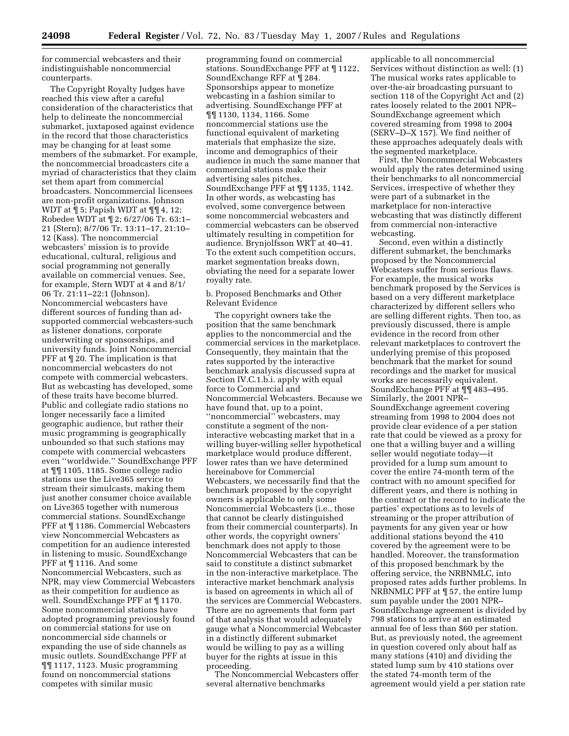for commercial webcasters and their indistinguishable noncommercial counterparts.

The Copyright Royalty Judges have reached this view after a careful consideration of the characteristics that help to delineate the noncommercial submarket, juxtaposed against evidence in the record that those characteristics may be changing for at least some members of the submarket. For example, the noncommercial broadcasters cite a myriad of characteristics that they claim set them apart from commercial broadcasters. Noncommercial licensees are non-profit organizations. Johnson WDT at ¶ 5; Papish WDT at ¶¶ 4, 12; Robedee WDT at ¶ 2; 6/27/06 Tr. 63:1–21 (Stern); 8/7/06 Tr. 13:11–17, 21:10–12 (Kass). The noncommercial webcasters' mission is to provide educational, cultural, religious and social programming not generally available on commercial venues. See, for example, Stern WDT at 4 and 8/1/06 Tr. 21:11–22:1 (Johnson). Noncommercial webcasters have different sources of funding than ad-supported commercial webcasters-such as listener donations, corporate underwriting or sponsorships, and university funds. Joint Noncommercial PFF at ¶ 20. The implication is that noncommercial webcasters do not compete with commercial webcasters. But as webcasting has developed, some of these traits have become blurred. Public and collegiate radio stations no longer necessarily face a limited geographic audience, but rather their music programming is geographically unbounded so that such stations may compete with commercial webcasters even ''worldwide.'' SoundExchange PFF at ¶¶ 1105, 1185. Some college radio stations use the Live365 service to stream their simulcasts, making them just another consumer choice available on Live365 together with numerous commercial stations. SoundExchange PFF at ¶ 1186. Commercial Webcasters view Noncommercial Webcasters as competition for an audience interested in listening to music. SoundExchange PFF at ¶ 1116. And some Noncommercial Webcasters, such as NPR, may view Commercial Webcasters as their competition for audience as well. SoundExchange PFF at ¶ 1170. Some noncommercial stations have adopted programming previously found on commercial stations for use on noncommercial side channels or expanding the use of side channels as music outlets. SoundExchange PFF at ¶¶ 1117, 1123. Music programming found on noncommercial stations competes with similar music programming found on commercial stations. SoundExchange PFF at ¶ 1122, SoundExchange RFF at ¶ 284. Sponsorships appear to monetize webcasting in a fashion similar to advertising. SoundExchange PFF at ¶¶ 1130, 1134, 1166. Some noncommercial stations use the functional equivalent of marketing materials that emphasize the size, income and demographics of their audience in much the same manner that commercial stations make their advertising sales pitches. SoundExchange PFF at ¶¶ 1135, 1142. In other words, as webcasting has evolved, some convergence between some noncommercial webcasters and commercial webcasters can be observed ultimately resulting in competition for audience. Brynjolfsson WRT at 40–41. To the extent such competition occurs, market segmentation breaks down, obviating the need for a separate lower royalty rate.

b. Proposed Benchmarks and Other Relevant Evidence

The copyright owners take the position that the same benchmark applies to the noncommercial and the commercial services in the marketplace. Consequently, they maintain that the rates supported by the interactive benchmark analysis discussed supra at Section IV.C.1.b.i. apply with equal force to Commercial and Noncommercial Webcasters. Because we have found that, up to a point, ''noncommercial'' webcasters, may constitute a segment of the non-interactive webcasting market that in a willing buyer-willing seller hypothetical marketplace would produce different, lower rates than we have determined hereinabove for Commercial Webcasters, we necessarily find that the benchmark proposed by the copyright owners is applicable to only some Noncommercial Webcasters (i.e., those that cannot be clearly distinguished from their commercial counterparts). In other words, the copyright owners' benchmark does not apply to those Noncommercial Webcasters that can be said to constitute a distinct submarket in the non-interactive marketplace. The interactive market benchmark analysis is based on agreements in which all of the services are Commercial Webcasters. There are no agreements that form part of that analysis that would adequately gauge what a Noncommercial Webcaster in a distinctly different submarket would be willing to pay as a willing buyer for the rights at issue in this proceeding.

The Noncommercial Webcasters offer several alternative benchmarks applicable to all noncommercial Services without distinction as well: (1) The musical works rates applicable to over-the-air broadcasting pursuant to section 118 of the Copyright Act and (2) rates loosely related to the 2001 NPR–SoundExchange agreement which covered streaming from 1998 to 2004 (SERV–D–X 157). We find neither of these approaches adequately deals with the segmented marketplace.

First, the Noncommercial Webcasters would apply the rates determined using their benchmarks to all noncommercial Services, irrespective of whether they were part of a submarket in the marketplace for non-interactive webcasting that was distinctly different from commercial non-interactive webcasting.

Second, even within a distinctly different submarket, the benchmarks proposed by the Noncommercial Webcasters suffer from serious flaws. For example, the musical works benchmark proposed by the Services is based on a very different marketplace characterized by different sellers who are selling different rights. Then too, as previously discussed, there is ample evidence in the record from other relevant marketplaces to controvert the underlying premise of this proposed benchmark that the market for sound recordings and the market for musical works are necessarily equivalent. SoundExchange PFF at ¶¶ 483–495. Similarly, the 2001 NPR–SoundExchange agreement covering streaming from 1998 to 2004 does not provide clear evidence of a per station rate that could be viewed as a proxy for one that a willing buyer and a willing seller would negotiate today—it provided for a lump sum amount to cover the entire 74-month term of the contract with no amount specified for different years, and there is nothing in the contract or the record to indicate the parties' expectations as to levels of streaming or the proper attribution of payments for any given year or how additional stations beyond the 410 covered by the agreement were to be handled. Moreover, the transformation of this proposed benchmark by the offering service, the NRBNMLC, into proposed rates adds further problems. In NRBNMLC PFF at ¶ 57, the entire lump sum payable under the 2001 NPR–SoundExchange agreement is divided by 798 stations to arrive at an estimated annual fee of less than $60 per station. But, as previously noted, the agreement in question covered only about half as many stations (410) and dividing the stated lump sum by 410 stations over the stated 74-month term of the agreement would yield a per station rate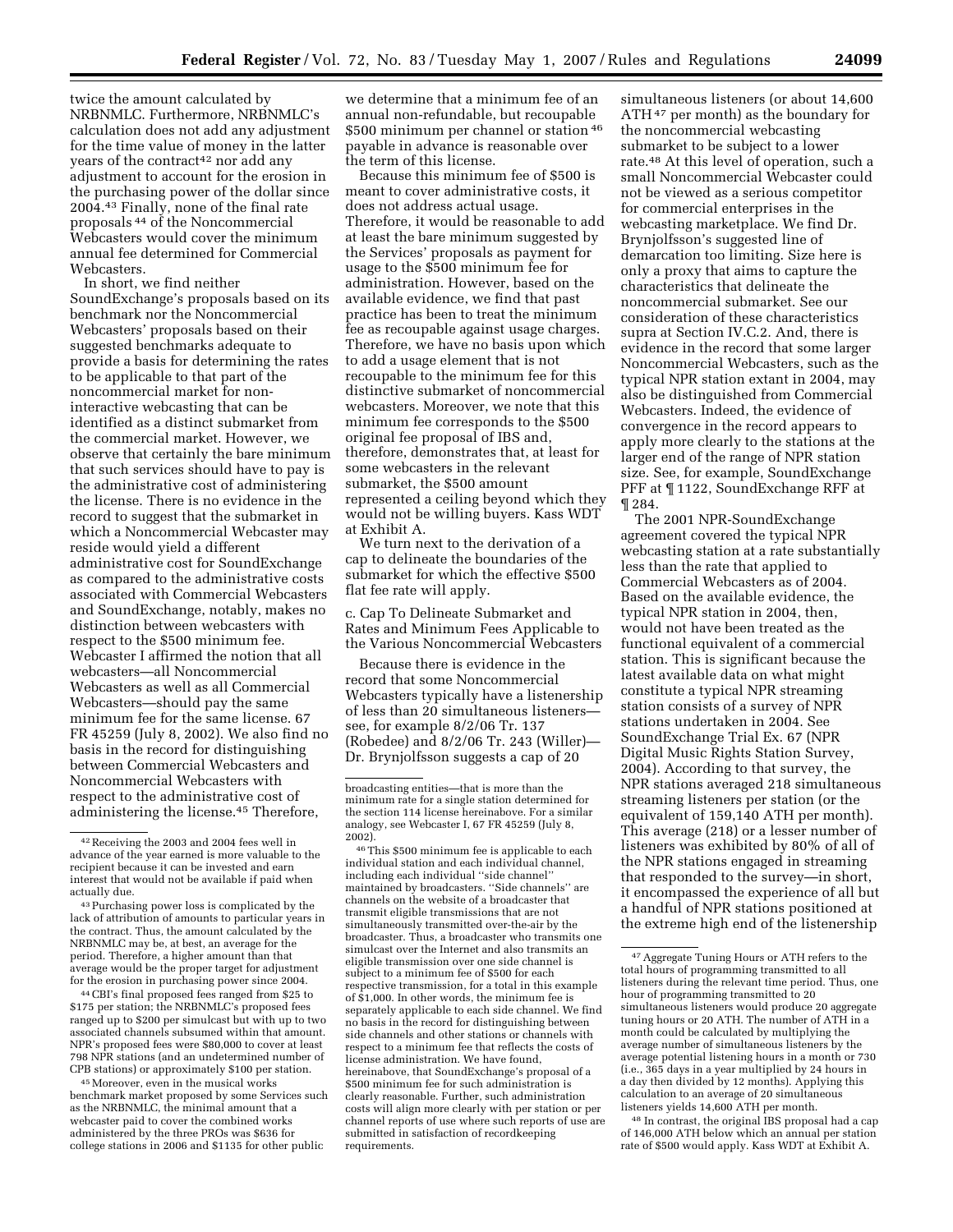twice the amount calculated by NRBNMLC. Furthermore, NRBNMLC's calculation does not add any adjustment for the time value of money in the latter years of the contract[42] nor add any adjustment to account for the erosion in the purchasing power of the dollar since 2004.[43] Finally, none of the final rate proposals [44] of the Noncommercial Webcasters would cover the minimum annual fee determined for Commercial Webcasters.

In short, we find neither SoundExchange's proposals based on its benchmark nor the Noncommercial Webcasters' proposals based on their suggested benchmarks adequate to provide a basis for determining the rates to be applicable to that part of the noncommercial market for non-interactive webcasting that can be identified as a distinct submarket from the commercial market. However, we observe that certainly the bare minimum that such services should have to pay is the administrative cost of administering the license. There is no evidence in the record to suggest that the submarket in which a Noncommercial Webcaster may reside would yield a different administrative cost for SoundExchange as compared to the administrative costs associated with Commercial Webcasters and SoundExchange, notably, makes no distinction between webcasters with respect to the $500 minimum fee. Webcaster I affirmed the notion that all webcasters—all Noncommercial Webcasters as well as all Commercial Webcasters—should pay the same minimum fee for the same license. 67 FR 45259 (July 8, 2002). We also find no basis in the record for distinguishing between Commercial Webcasters and Noncommercial Webcasters with respect to the administrative cost of administering the license.[45] Therefore, we determine that a minimum fee of an annual non-refundable, but recoupable $500 minimum per channel or station [46] payable in advance is reasonable over the term of this license.

Because this minimum fee of $500 is meant to cover administrative costs, it does not address actual usage. Therefore, it would be reasonable to add at least the bare minimum suggested by the Services' proposals as payment for usage to the $500 minimum fee for administration. However, based on the available evidence, we find that past practice has been to treat the minimum fee as recoupable against usage charges. Therefore, we have no basis upon which to add a usage element that is not recoupable to the minimum fee for this distinctive submarket of noncommercial webcasters. Moreover, we note that this minimum fee corresponds to the $500 original fee proposal of IBS and, therefore, demonstrates that, at least for some webcasters in the relevant submarket, the $500 amount represented a ceiling beyond which they would not be willing buyers. Kass WDT at Exhibit A.

We turn next to the derivation of a cap to delineate the boundaries of the submarket for which the effective $500 flat fee rate will apply.

c. Cap To Delineate Submarket and Rates and Minimum Fees Applicable to the Various Noncommercial Webcasters

Because there is evidence in the record that some Noncommercial Webcasters typically have a listenership of less than 20 simultaneous listeners—see, for example 8/2/06 Tr. 137 (Robedee) and 8/2/06 Tr. 243 (Willer)—Dr. Brynjolfsson suggests a cap of 20 simultaneous listeners (or about 14,600 ATH [47] per month) as the boundary for the noncommercial webcasting submarket to be subject to a lower rate.[48] At this level of operation, such a small Noncommercial Webcaster could not be viewed as a serious competitor for commercial enterprises in the webcasting marketplace. We find Dr. Brynjolfsson's suggested line of demarcation too limiting. Size here is only a proxy that aims to capture the characteristics that delineate the noncommercial submarket. See our consideration of these characteristics supra at Section IV.C.2. And, there is evidence in the record that some larger Noncommercial Webcasters, such as the typical NPR station extant in 2004, may also be distinguished from Commercial Webcasters. Indeed, the evidence of convergence in the record appears to apply more clearly to the stations at the larger end of the range of NPR station size. See, for example, SoundExchange PFF at ¶ 1122, SoundExchange RFF at ¶ 284.

The 2001 NPR-SoundExchange agreement covered the typical NPR webcasting station at a rate substantially less than the rate that applied to Commercial Webcasters as of 2004. Based on the available evidence, the typical NPR station in 2004, then, would not have been treated as the functional equivalent of a commercial station. This is significant because the latest available data on what might constitute a typical NPR streaming station consists of a survey of NPR stations undertaken in 2004. See SoundExchange Trial Ex. 67 (NPR Digital Music Rights Station Survey, 2004). According to that survey, the NPR stations averaged 218 simultaneous streaming listeners per station (or the equivalent of 159,140 ATH per month). This average (218) or a lesser number of listeners was exhibited by 80% of all of the NPR stations engaged in streaming that responded to the survey—in short, it encompassed the experience of all but a handful of NPR stations positioned at the extreme high end of the listenership

---

[42] Receiving the 2003 and 2004 fees well in advance of the year earned is more valuable to the recipient because it can be invested and earn interest that would not be available if paid when actually due.

[43] Purchasing power loss is complicated by the lack of attribution of amounts to particular years in the contract. Thus, the amount calculated by the NRBNMLC may be, at best, an average for the period. Therefore, a higher amount than that average would be the proper target for adjustment for the erosion in purchasing power since 2004.

[44] CBI's final proposed fees ranged from $25 to $175 per station; the NRBNMLC's proposed fees ranged up to $200 per simulcast but with up to two associated channels subsumed within that amount. NPR's proposed fees were $80,000 to cover at least 798 NPR stations (and an undetermined number of CPB stations) or approximately $100 per station.

[45] Moreover, even in the musical works benchmark market proposed by some Services such as the NRBNMLC, the minimal amount that a webcaster paid to cover the combined works administered by the three PROs was $636 for college stations in 2006 and $1135 for other public broadcasting entities—that is more than the minimum rate for a single station determined for the section 114 license hereinabove. For a similar analogy, see Webcaster I, 67 FR 45259 (July 8, 2002).

[46] This $500 minimum fee is applicable to each individual station and each individual channel, including each individual "side channel" maintained by broadcasters. "Side channels" are channels on the website of a broadcaster that transmit eligible transmissions that are not simultaneously transmitted over-the-air by the broadcaster. Thus, a broadcaster who transmits one simulcast over the Internet and also transmits an eligible transmission over one side channel is subject to a minimum fee of $500 for each respective transmission, for a total in this example of $1,000. In other words, the minimum fee is separately applicable to each side channel. We find no basis in the record for distinguishing between side channels and other stations or channels with respect to a minimum fee that reflects the costs of license administration. We have found, hereinabove, that SoundExchange's proposal of a $500 minimum fee for such administration is clearly reasonable. Further, such administration costs will align more clearly with per station or per channel reports of use where such reports of use are submitted in satisfaction of recordkeeping requirements.

[47] Aggregate Tuning Hours or ATH refers to the total hours of programming transmitted to all listeners during the relevant time period. Thus, one hour of programming transmitted to 20 simultaneous listeners would produce 20 aggregate tuning hours or 20 ATH. The number of ATH in a month could be calculated by multiplying the average number of simultaneous listeners by the average potential listening hours in a month or 730 (i.e., 365 days in a year multiplied by 24 hours in a day then divided by 12 months). Applying this calculation to an average of 20 simultaneous listeners yields 14,600 ATH per month.

[48] In contrast, the original IBS proposal had a cap of 146,000 ATH below which an annual per station rate of $500 would apply. Kass WDT at Exhibit A.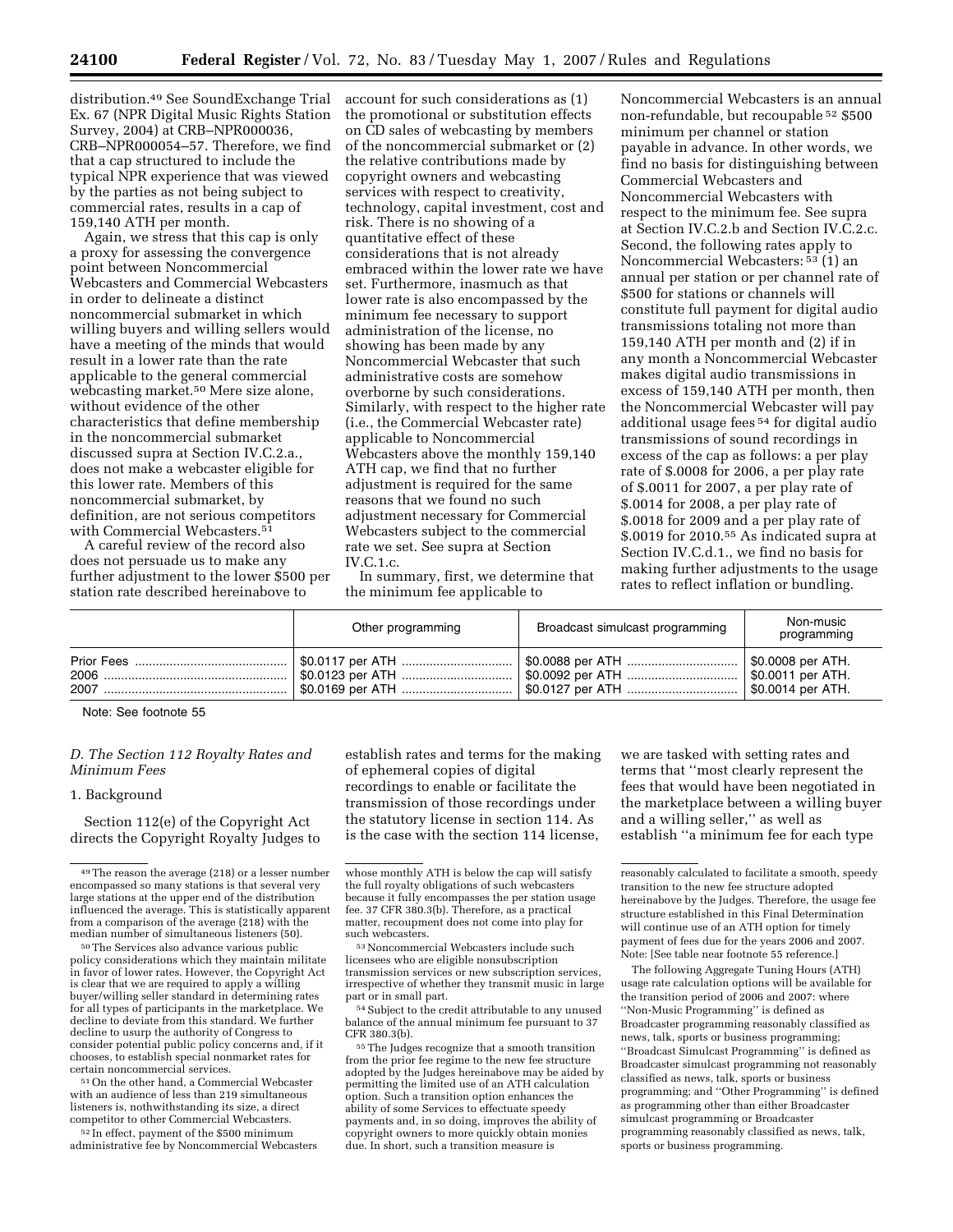distribution.[49] See SoundExchange Trial Ex. 67 (NPR Digital Music Rights Station Survey, 2004) at CRB–NPR000036, CRB–NPR000054–57. Therefore, we find that a cap structured to include the typical NPR experience that was viewed by the parties as not being subject to commercial rates, results in a cap of 159,140 ATH per month.

Again, we stress that this cap is only a proxy for assessing the convergence point between Noncommercial Webcasters and Commercial Webcasters in order to delineate a distinct noncommercial submarket in which willing buyers and willing sellers would have a meeting of the minds that would result in a lower rate than the rate applicable to the general commercial webcasting market.[50] Mere size alone, without evidence of the other characteristics that define membership in the noncommercial submarket discussed supra at Section IV.C.2.a., does not make a webcaster eligible for this lower rate. Members of this noncommercial submarket, by definition, are not serious competitors with Commercial Webcasters.[51]

A careful review of the record also does not persuade us to make any further adjustment to the lower $500 per station rate described hereinabove to account for such considerations as (1) the promotional or substitution effects on CD sales of webcasting by members of the noncommercial submarket or (2) the relative contributions made by copyright owners and webcasting services with respect to creativity, technology, capital investment, cost and risk. There is no showing of a quantitative effect of these considerations that is not already embraced within the lower rate we have set. Furthermore, inasmuch as that lower rate is also encompassed by the minimum fee necessary to support administration of the license, no showing has been made by any Noncommercial Webcaster that such administrative costs are somehow overborne by such considerations. Similarly, with respect to the higher rate (i.e., the Commercial Webcaster rate) applicable to Noncommercial Webcasters above the monthly 159,140 ATH cap, we find that no further adjustment is required for the same reasons that we found no such adjustment necessary for Commercial Webcasters subject to the commercial rate we set. See supra at Section IV.C.1.c.

In summary, first, we determine that the minimum fee applicable to Noncommercial Webcasters is an annual non-refundable, but recoupable [52] $500 minimum per channel or station payable in advance. In other words, we find no basis for distinguishing between Commercial Webcasters and Noncommercial Webcasters with respect to the minimum fee. See supra at Section IV.C.2.b and Section IV.C.2.c. Second, the following rates apply to Noncommercial Webcasters: [53] (1) an annual per station or per channel rate of $500 for stations or channels will constitute full payment for digital audio transmissions totaling not more than 159,140 ATH per month and (2) if in any month a Noncommercial Webcaster makes digital audio transmissions in excess of 159,140 ATH per month, then the Noncommercial Webcaster will pay additional usage fees [54] for digital audio transmissions of sound recordings in excess of the cap as follows: a per play rate of $.0008 for 2006, a per play rate of $.0011 for 2007, a per play rate of $.0014 for 2008, a per play rate of $.0018 for 2009 and a per play rate of $.0019 for 2010.[55] As indicated supra at Section IV.C.d.1., we find no basis for making further adjustments to the usage rates to reflect inflation or bundling.

| | Other programming | Broadcast simulcast programming | Non-music programming |
|---|---|---|---|
| Prior Fees | $0.0117 per ATH | $0.0088 per ATH | $0.0008 per ATH. |
| 2006 | $0.0123 per ATH | $0.0092 per ATH | $0.0011 per ATH. |
| 2007 | $0.0169 per ATH | $0.0127 per ATH | $0.0014 per ATH. |

Note: See footnote 55

### *D. The Section 112 Royalty Rates and Minimum Fees*

#### 1. Background

Section 112(e) of the Copyright Act directs the Copyright Royalty Judges to establish rates and terms for the making of ephemeral copies of digital recordings to enable or facilitate the transmission of those recordings under the statutory license in section 114. As is the case with the section 114 license, we are tasked with setting rates and terms that "most clearly represent the fees that would have been negotiated in the marketplace between a willing buyer and a willing seller," as well as establish "a minimum fee for each type

---

[49] The reason the average (218) or a lesser number encompassed so many stations is that several very large stations at the upper end of the distribution influenced the average. This is statistically apparent from a comparison of the average (218) with the median number of simultaneous listeners (50).

[50] The Services also advance various public policy considerations which they maintain militate in favor of lower rates. However, the Copyright Act is clear that we are required to apply a willing buyer/willing seller standard in determining rates for all types of participants in the marketplace. We decline to deviate from this standard. We further decline to usurp the authority of Congress to consider potential public policy concerns and, if it chooses, to establish special nonmarket rates for certain noncommercial services.

[51] On the other hand, a Commercial Webcaster with an audience of less than 219 simultaneous listeners is, nothwithstanding its size, a direct competitor to other Commercial Webcasters.

[52] In effect, payment of the $500 minimum administrative fee by Noncommercial Webcasters whose monthly ATH is below the cap will satisfy the full royalty obligations of such webcasters because it fully encompasses the per station usage fee. 37 CFR 380.3(b). Therefore, as a practical matter, recoupment does not come into play for such webcasters.

[53] Noncommercial Webcasters include such licensees who are eligible nonsubscription transmission services or new subscription services, irrespective of whether they transmit music in large part or in small part.

[54] Subject to the credit attributable to any unused balance of the annual minimum fee pursuant to 37 CFR 380.3(b).

[55] The Judges recognize that a smooth transition from the prior fee regime to the new fee structure adopted by the Judges hereinabove may be aided by permitting the limited use of an ATH calculation option. Such a transition option enhances the ability of some Services to effectuate speedy payments and, in so doing, improves the ability of copyright owners to more quickly obtain monies due. In short, such a transition measure is reasonably calculated to facilitate a smooth, speedy transition to the new fee structure adopted hereinabove by the Judges. Therefore, the usage fee structure established in this Final Determination will continue use of an ATH option for timely payment of fees due for the years 2006 and 2007. Note: [See table near footnote 55 reference.]

The following Aggregate Tuning Hours (ATH) usage rate calculation options will be available for the transition period of 2006 and 2007: where "Non-Music Programming" is defined as Broadcaster programming reasonably classified as news, talk, sports or business programming; "Broadcast Simulcast Programming" is defined as Broadcaster simulcast programming not reasonably classified as news, talk, sports or business programming; and "Other Programming" is defined as programming other than either Broadcaster simulcast programming or Broadcaster programming reasonably classified as news, talk, sports or business programming.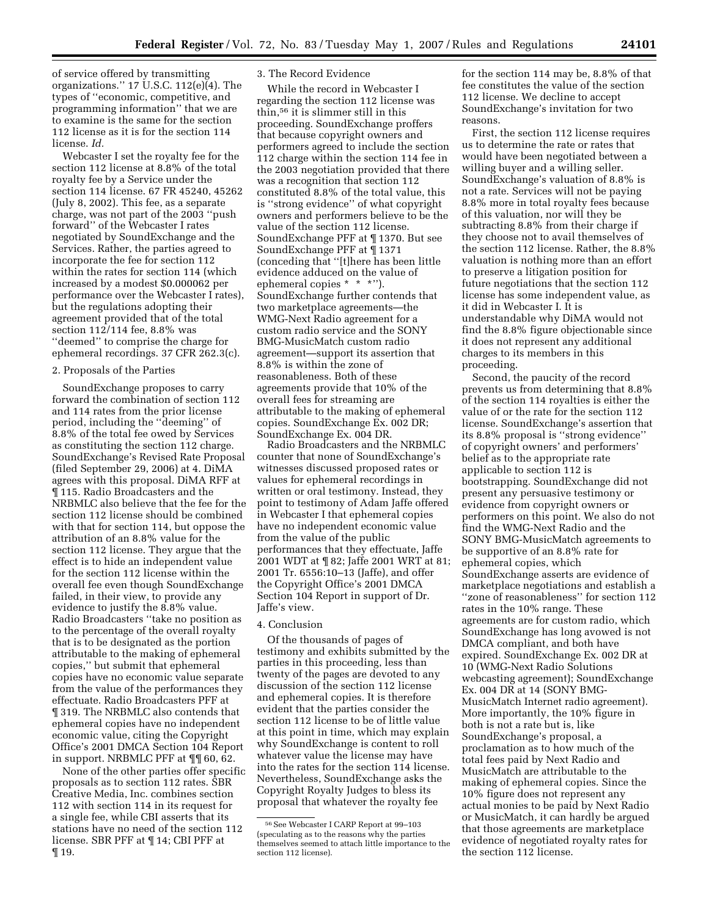of service offered by transmitting organizations.'' 17 U.S.C. 112(e)(4). The types of ''economic, competitive, and programming information'' that we are to examine is the same for the section 112 license as it is for the section 114 license. *Id.*

Webcaster I set the royalty fee for the section 112 license at 8.8% of the total royalty fee by a Service under the section 114 license. 67 FR 45240, 45262 (July 8, 2002). This fee, as a separate charge, was not part of the 2003 ''push forward'' of the Webcaster I rates negotiated by SoundExchange and the Services. Rather, the parties agreed to incorporate the fee for section 112 within the rates for section 114 (which increased by a modest $0.000062 per performance over the Webcaster I rates), but the regulations adopting their agreement provided that of the total section 112/114 fee, 8.8% was ''deemed'' to comprise the charge for ephemeral recordings. 37 CFR 262.3(c).

2. Proposals of the Parties

SoundExchange proposes to carry forward the combination of section 112 and 114 rates from the prior license period, including the ''deeming'' of 8.8% of the total fee owed by Services as constituting the section 112 charge. SoundExchange's Revised Rate Proposal (filed September 29, 2006) at 4. DiMA agrees with this proposal. DiMA RFF at ¶ 115. Radio Broadcasters and the NRBMLC also believe that the fee for the section 112 license should be combined with that for section 114, but oppose the attribution of an 8.8% value for the section 112 license. They argue that the effect is to hide an independent value for the section 112 license within the overall fee even though SoundExchange failed, in their view, to provide any evidence to justify the 8.8% value. Radio Broadcasters ''take no position as to the percentage of the overall royalty that is to be designated as the portion attributable to the making of ephemeral copies,'' but submit that ephemeral copies have no economic value separate from the value of the performances they effectuate. Radio Broadcasters PFF at ¶ 319. The NRBMLC also contends that ephemeral copies have no independent economic value, citing the Copyright Office's 2001 DMCA Section 104 Report in support. NRBMLC PFF at ¶¶ 60, 62.

None of the other parties offer specific proposals as to section 112 rates. SBR Creative Media, Inc. combines section 112 with section 114 in its request for a single fee, while CBI asserts that its stations have no need of the section 112 license. SBR PFF at ¶ 14; CBI PFF at ¶ 19.

3. The Record Evidence

While the record in Webcaster I regarding the section 112 license was thin,[56] it is slimmer still in this proceeding. SoundExchange proffers that because copyright owners and performers agreed to include the section 112 charge within the section 114 fee in the 2003 negotiation provided that there was a recognition that section 112 constituted 8.8% of the total value, this is ''strong evidence'' of what copyright owners and performers believe to be the value of the section 112 license. SoundExchange PFF at ¶ 1370. But see SoundExchange PFF at ¶ 1371 (conceding that ''[t]here has been little evidence adduced on the value of ephemeral copies * * *''). SoundExchange further contends that two marketplace agreements—the WMG-Next Radio agreement for a custom radio service and the SONY BMG-MusicMatch custom radio agreement—support its assertion that 8.8% is within the zone of reasonableness. Both of these agreements provide that 10% of the overall fees for streaming are attributable to the making of ephemeral copies. SoundExchange Ex. 002 DR; SoundExchange Ex. 004 DR.

Radio Broadcasters and the NRBMLC counter that none of SoundExchange's witnesses discussed proposed rates or values for ephemeral recordings in written or oral testimony. Instead, they point to testimony of Adam Jaffe offered in Webcaster I that ephemeral copies have no independent economic value from the value of the public performances that they effectuate, Jaffe 2001 WDT at ¶ 82; Jaffe 2001 WRT at 81; 2001 Tr. 6556:10–13 (Jaffe), and offer the Copyright Office's 2001 DMCA Section 104 Report in support of Dr. Jaffe's view.

4. Conclusion

Of the thousands of pages of testimony and exhibits submitted by the parties in this proceeding, less than twenty of the pages are devoted to any discussion of the section 112 license and ephemeral copies. It is therefore evident that the parties consider the section 112 license to be of little value at this point in time, which may explain why SoundExchange is content to roll whatever value the license may have into the rates for the section 114 license. Nevertheless, SoundExchange asks the Copyright Royalty Judges to bless its proposal that whatever the royalty fee for the section 114 may be, 8.8% of that fee constitutes the value of the section 112 license. We decline to accept SoundExchange's invitation for two reasons.

First, the section 112 license requires us to determine the rate or rates that would have been negotiated between a willing buyer and a willing seller. SoundExchange's valuation of 8.8% is not a rate. Services will not be paying 8.8% more in total royalty fees because of this valuation, nor will they be subtracting 8.8% from their charge if they choose not to avail themselves of the section 112 license. Rather, the 8.8% valuation is nothing more than an effort to preserve a litigation position for future negotiations that the section 112 license has some independent value, as it did in Webcaster I. It is understandable why DiMA would not find the 8.8% figure objectionable since it does not represent any additional charges to its members in this proceeding.

Second, the paucity of the record prevents us from determining that 8.8% of the section 114 royalties is either the value of or the rate for the section 112 license. SoundExchange's assertion that its 8.8% proposal is ''strong evidence'' of copyright owners' and performers' belief as to the appropriate rate applicable to section 112 is bootstrapping. SoundExchange did not present any persuasive testimony or evidence from copyright owners or performers on this point. We also do not find the WMG-Next Radio and the SONY BMG-MusicMatch agreements to be supportive of an 8.8% rate for ephemeral copies, which SoundExchange asserts are evidence of marketplace negotiations and establish a ''zone of reasonableness'' for section 112 rates in the 10% range. These agreements are for custom radio, which SoundExchange has long avowed is not DMCA compliant, and both have expired. SoundExchange Ex. 002 DR at 10 (WMG-Next Radio Solutions webcasting agreement); SoundExchange Ex. 004 DR at 14 (SONY BMG-MusicMatch Internet radio agreement). More importantly, the 10% figure in both is not a rate but is, like SoundExchange's proposal, a proclamation as to how much of the total fees paid by Next Radio and MusicMatch are attributable to the making of ephemeral copies. Since the 10% figure does not represent any actual monies to be paid by Next Radio or MusicMatch, it can hardly be argued that those agreements are marketplace evidence of negotiated royalty rates for the section 112 license.

[56] See Webcaster I CARP Report at 99–103 (speculating as to the reasons why the parties themselves seemed to attach little importance to the section 112 license).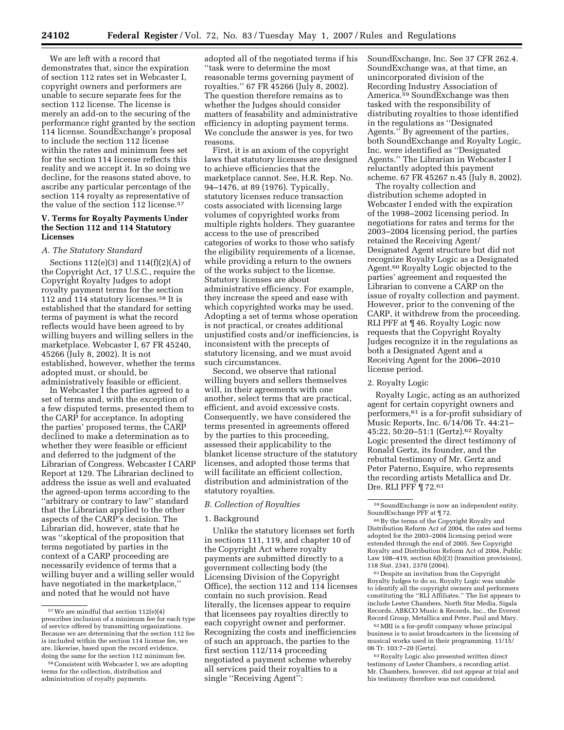We are left with a record that demonstrates that, since the expiration of section 112 rates set in Webcaster I, copyright owners and performers are unable to secure separate fees for the section 112 license. The license is merely an add-on to the securing of the performance right granted by the section 114 license. SoundExchange's proposal to include the section 112 license within the rates and minimum fees set for the section 114 license reflects this reality and we accept it. In so doing we decline, for the reasons stated above, to ascribe any particular percentage of the section 114 royalty as representative of the value of the section 112 license.[57]

## V. Terms for Royalty Payments Under the Section 112 and 114 Statutory Licenses

### A. The Statutory Standard

Sections 112(e)(3) and 114(f)(2)(A) of the Copyright Act, 17 U.S.C., require the Copyright Royalty Judges to adopt royalty payment terms for the section 112 and 114 statutory licenses.[58] It is established that the standard for setting terms of payment is what the record reflects would have been agreed to by willing buyers and willing sellers in the marketplace. Webcaster I, 67 FR 45240, 45266 (July 8, 2002). It is not established, however, whether the terms adopted must, or should, be administratively feasible or efficient.

In Webcaster I the parties agreed to a set of terms and, with the exception of a few disputed terms, presented them to the CARP for acceptance. In adopting the parties' proposed terms, the CARP declined to make a determination as to whether they were feasible or efficient and deferred to the judgment of the Librarian of Congress. Webcaster I CARP Report at 129. The Librarian declined to address the issue as well and evaluated the agreed-upon terms according to the ''arbitrary or contrary to law'' standard that the Librarian applied to the other aspects of the CARP's decision. The Librarian did, however, state that he was ''skeptical of the proposition that terms negotiated by parties in the context of a CARP proceeding are necessarily evidence of terms that a willing buyer and a willing seller would have negotiated in the marketplace,'' and noted that he would not have adopted all of the negotiated terms if his ''task were to determine the most reasonable terms governing payment of royalties.'' 67 FR 45266 (July 8, 2002). The question therefore remains as to whether the Judges should consider matters of feasability and administrative efficiency in adopting payment terms. We conclude the answer is yes, for two reasons.

First, it is an axiom of the copyright laws that statutory licenses are designed to achieve efficiencies that the marketplace cannot. See, H.R. Rep. No. 94–1476, at 89 (1976). Typically, statutory licenses reduce transaction costs associated with licensing large volumes of copyrighted works from multiple rights holders. They guarantee access to the use of prescribed categories of works to those who satisfy the eligibility requirements of a license, while providing a return to the owners of the works subject to the license. Statutory licenses are about administrative efficiency. For example, they increase the speed and ease with which copyrighted works may be used. Adopting a set of terms whose operation is not practical, or creates additional unjustified costs and/or inefficiencies, is inconsistent with the precepts of statutory licensing, and we must avoid such circumstances.

Second, we observe that rational willing buyers and sellers themselves will, in their agreements with one another, select terms that are practical, efficient, and avoid excessive costs. Consequently, we have considered the terms presented in agreements offered by the parties to this proceeding, assessed their applicability to the blanket license structure of the statutory licenses, and adopted those terms that will facilitate an efficient collection, distribution and administration of the statutory royalties.

### B. Collection of Royalties

#### 1. Background

Unlike the statutory licenses set forth in sections 111, 119, and chapter 10 of the Copyright Act where royalty payments are submitted directly to a government collecting body (the Licensing Division of the Copyright Office), the section 112 and 114 licenses contain no such provision. Read literally, the licenses appear to require that licensees pay royalties directly to each copyright owner and performer. Recognizing the costs and inefficiencies of such an approach, the parties to the first section 112/114 proceeding negotiated a payment scheme whereby all services paid their royalties to a single ''Receiving Agent'': SoundExchange, Inc. See 37 CFR 262.4. SoundExchange was, at that time, an unincorporated division of the Recording Industry Association of America.[59] SoundExchange was then tasked with the responsibility of distributing royalties to those identified in the regulations as ''Designated Agents.'' By agreement of the parties, both SoundExchange and Royalty Logic, Inc. were identified as ''Designated Agents.'' The Librarian in Webcaster I reluctantly adopted this payment scheme. 67 FR 45267 n.45 (July 8, 2002).

The royalty collection and distribution scheme adopted in Webcaster I ended with the expiration of the 1998–2002 licensing period. In negotiations for rates and terms for the 2003–2004 licensing period, the parties retained the Receiving Agent/Designated Agent structure but did not recognize Royalty Logic as a Designated Agent.[60] Royalty Logic objected to the parties' agreement and requested the Librarian to convene a CARP on the issue of royalty collection and payment. However, prior to the convening of the CARP, it withdrew from the proceeding. RLI PFF at ¶ 46. Royalty Logic now requests that the Copyright Royalty Judges recognize it in the regulations as both a Designated Agent and a Receiving Agent for the 2006–2010 license period.

#### 2. Royalty Logic

Royalty Logic, acting as an authorized agent for certain copyright owners and performers,[61] is a for-profit subsidiary of Music Reports, Inc. 6/14/06 Tr. 44:21–45:22, 50:20–51:1 (Gertz).[62] Royalty Logic presented the direct testimony of Ronald Gertz, its founder, and the rebuttal testimony of Mr. Gertz and Peter Paterno, Esquire, who represents the recording artists Metallica and Dr. Dre. RLI PFF ¶ 72.[63]

---

[57] We are mindful that section 112(e)(4) prescribes inclusion of a minimum fee for each type of service offered by transmitting organizations. Because we are determining that the section 112 fee is included within the section 114 license fee, we are, likewise, based upon the record evidence, doing the same for the section 112 minimum fee.

[58] Consistent with Webcaster I, we are adopting terms for the collection, distribution and administration of royalty payments.

[59] SoundExchange is now an independent entity. SoundExchange PFF at ¶ 72.

[60] By the terms of the Copyright Royalty and Distribution Reform Act of 2004, the rates and terms adopted for the 2003–2004 licensing period were extended through the end of 2005. See Copyright Royalty and Distribution Reform Act of 2004, Public Law 108–419, section 6(b)(3) (transition provisions), 118 Stat. 2341, 2370 (2004).

[61] Despite an invitation from the Copyright Royalty Judges to do so, Royalty Logic was unable to identify all the copyright owners and performers constituting the ''RLI Affiliates.'' The list appears to include Lester Chambers, North Star Media, Sigala Records, ABKCO Music & Records, Inc., the Everest Record Group, Metallica and Peter, Paul and Mary.

[62] MRI is a for-profit company whose principal business is to assist broadcasters in the licensing of musical works used in their programming. 11/15/06 Tr. 103:7–20 (Gertz).

[63] Royalty Logic also presented written direct testimony of Lester Chambers, a recording artist. Mr. Chambers, however, did not appear at trial and his testimony therefore was not considered.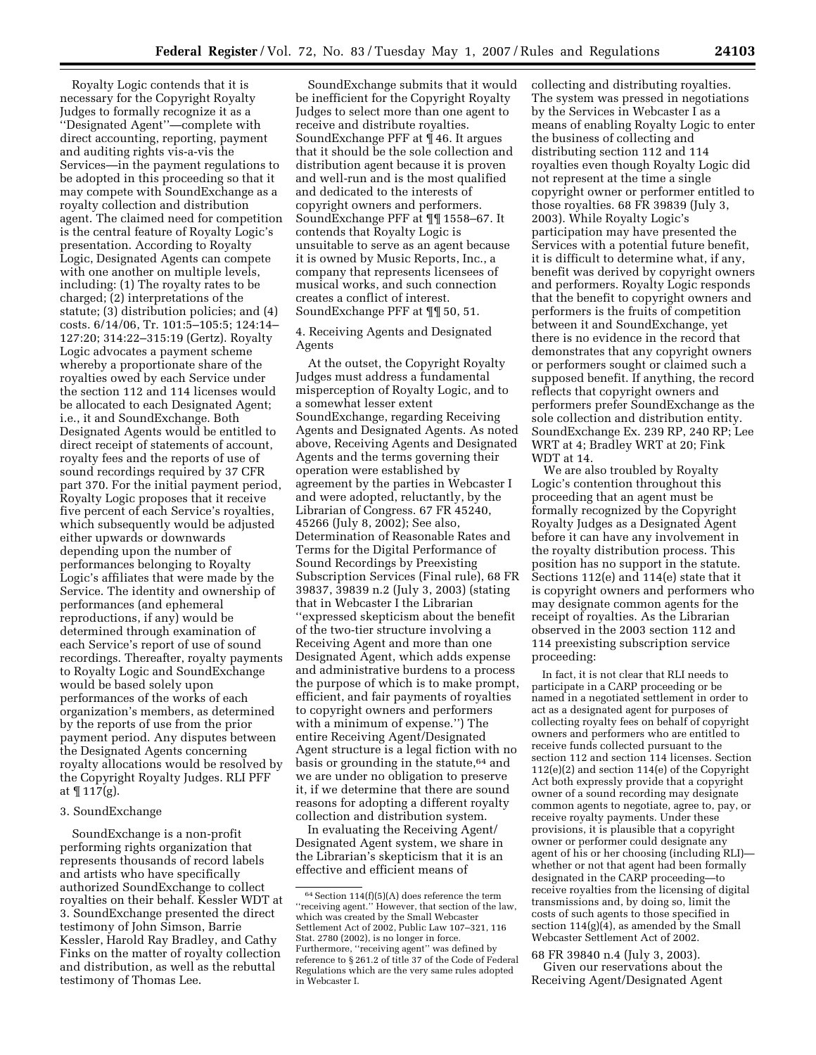Royalty Logic contends that it is necessary for the Copyright Royalty Judges to formally recognize it as a ''Designated Agent''—complete with direct accounting, reporting, payment and auditing rights vis-a-vis the Services—in the payment regulations to be adopted in this proceeding so that it may compete with SoundExchange as a royalty collection and distribution agent. The claimed need for competition is the central feature of Royalty Logic's presentation. According to Royalty Logic, Designated Agents can compete with one another on multiple levels, including: (1) The royalty rates to be charged; (2) interpretations of the statute; (3) distribution policies; and (4) costs. 6/14/06, Tr. 101:5–105:5; 124:14–127:20; 314:22–315:19 (Gertz). Royalty Logic advocates a payment scheme whereby a proportionate share of the royalties owed by each Service under the section 112 and 114 licenses would be allocated to each Designated Agent; i.e., it and SoundExchange. Both Designated Agents would be entitled to direct receipt of statements of account, royalty fees and the reports of use of sound recordings required by 37 CFR part 370. For the initial payment period, Royalty Logic proposes that it receive five percent of each Service's royalties, which subsequently would be adjusted either upwards or downwards depending upon the number of performances belonging to Royalty Logic's affiliates that were made by the Service. The identity and ownership of performances (and ephemeral reproductions, if any) would be determined through examination of each Service's report of use of sound recordings. Thereafter, royalty payments to Royalty Logic and SoundExchange would be based solely upon performances of the works of each organization's members, as determined by the reports of use from the prior payment period. Any disputes between the Designated Agents concerning royalty allocations would be resolved by the Copyright Royalty Judges. RLI PFF at ¶ 117(g).

3. SoundExchange

SoundExchange is a non-profit performing rights organization that represents thousands of record labels and artists who have specifically authorized SoundExchange to collect royalties on their behalf. Kessler WDT at 3. SoundExchange presented the direct testimony of John Simson, Barrie Kessler, Harold Ray Bradley, and Cathy Finks on the matter of royalty collection and distribution, as well as the rebuttal testimony of Thomas Lee.

SoundExchange submits that it would be inefficient for the Copyright Royalty Judges to select more than one agent to receive and distribute royalties. SoundExchange PFF at ¶ 46. It argues that it should be the sole collection and distribution agent because it is proven and well-run and is the most qualified and dedicated to the interests of copyright owners and performers. SoundExchange PFF at ¶¶ 1558–67. It contends that Royalty Logic is unsuitable to serve as an agent because it is owned by Music Reports, Inc., a company that represents licensees of musical works, and such connection creates a conflict of interest. SoundExchange PFF at ¶¶ 50, 51.

4. Receiving Agents and Designated Agents

At the outset, the Copyright Royalty Judges must address a fundamental misperception of Royalty Logic, and to a somewhat lesser extent SoundExchange, regarding Receiving Agents and Designated Agents. As noted above, Receiving Agents and Designated Agents and the terms governing their operation were established by agreement by the parties in Webcaster I and were adopted, reluctantly, by the Librarian of Congress. 67 FR 45240, 45266 (July 8, 2002); See also, Determination of Reasonable Rates and Terms for the Digital Performance of Sound Recordings by Preexisting Subscription Services (Final rule), 68 FR 39837, 39839 n.2 (July 3, 2003) (stating that in Webcaster I the Librarian ''expressed skepticism about the benefit of the two-tier structure involving a Receiving Agent and more than one Designated Agent, which adds expense and administrative burdens to a process the purpose of which is to make prompt, efficient, and fair payments of royalties to copyright owners and performers with a minimum of expense.'') The entire Receiving Agent/Designated Agent structure is a legal fiction with no basis or grounding in the statute,[64] and we are under no obligation to preserve it, if we determine that there are sound reasons for adopting a different royalty collection and distribution system.

In evaluating the Receiving Agent/Designated Agent system, we share in the Librarian's skepticism that it is an effective and efficient means of collecting and distributing royalties. The system was pressed in negotiations by the Services in Webcaster I as a means of enabling Royalty Logic to enter the business of collecting and distributing section 112 and 114 royalties even though Royalty Logic did not represent at the time a single copyright owner or performer entitled to those royalties. 68 FR 39839 (July 3, 2003). While Royalty Logic's participation may have presented the Services with a potential future benefit, it is difficult to determine what, if any, benefit was derived by copyright owners and performers. Royalty Logic responds that the benefit to copyright owners and performers is the fruits of competition between it and SoundExchange, yet there is no evidence in the record that demonstrates that any copyright owners or performers sought or claimed such a supposed benefit. If anything, the record reflects that copyright owners and performers prefer SoundExchange as the sole collection and distribution entity. SoundExchange Ex. 239 RP, 240 RP; Lee WRT at 4; Bradley WRT at 20; Fink WDT at 14.

We are also troubled by Royalty Logic's contention throughout this proceeding that an agent must be formally recognized by the Copyright Royalty Judges as a Designated Agent before it can have any involvement in the royalty distribution process. This position has no support in the statute. Sections 112(e) and 114(e) state that it is copyright owners and performers who may designate common agents for the receipt of royalties. As the Librarian observed in the 2003 section 112 and 114 preexisting subscription service proceeding:

> In fact, it is not clear that RLI needs to participate in a CARP proceeding or be named in a negotiated settlement in order to act as a designated agent for purposes of collecting royalty fees on behalf of copyright owners and performers who are entitled to receive funds collected pursuant to the section 112 and section 114 licenses. Section 112(e)(2) and section 114(e) of the Copyright Act both expressly provide that a copyright owner of a sound recording may designate common agents to negotiate, agree to, pay, or receive royalty payments. Under these provisions, it is plausible that a copyright owner or performer could designate any agent of his or her choosing (including RLI)—whether or not that agent had been formally designated in the CARP proceeding—to receive royalties from the licensing of digital transmissions and, by doing so, limit the costs of such agents to those specified in section 114(g)(4), as amended by the Small Webcaster Settlement Act of 2002.

68 FR 39840 n.4 (July 3, 2003).

Given our reservations about the Receiving Agent/Designated Agent

---

[64] Section 114(f)(5)(A) does reference the term ''receiving agent.'' However, that section of the law, which was created by the Small Webcaster Settlement Act of 2002, Public Law 107–321, 116 Stat. 2780 (2002), is no longer in force. Furthermore, ''receiving agent'' was defined by reference to § 261.2 of title 37 of the Code of Federal Regulations which are the very same rules adopted in Webcaster I.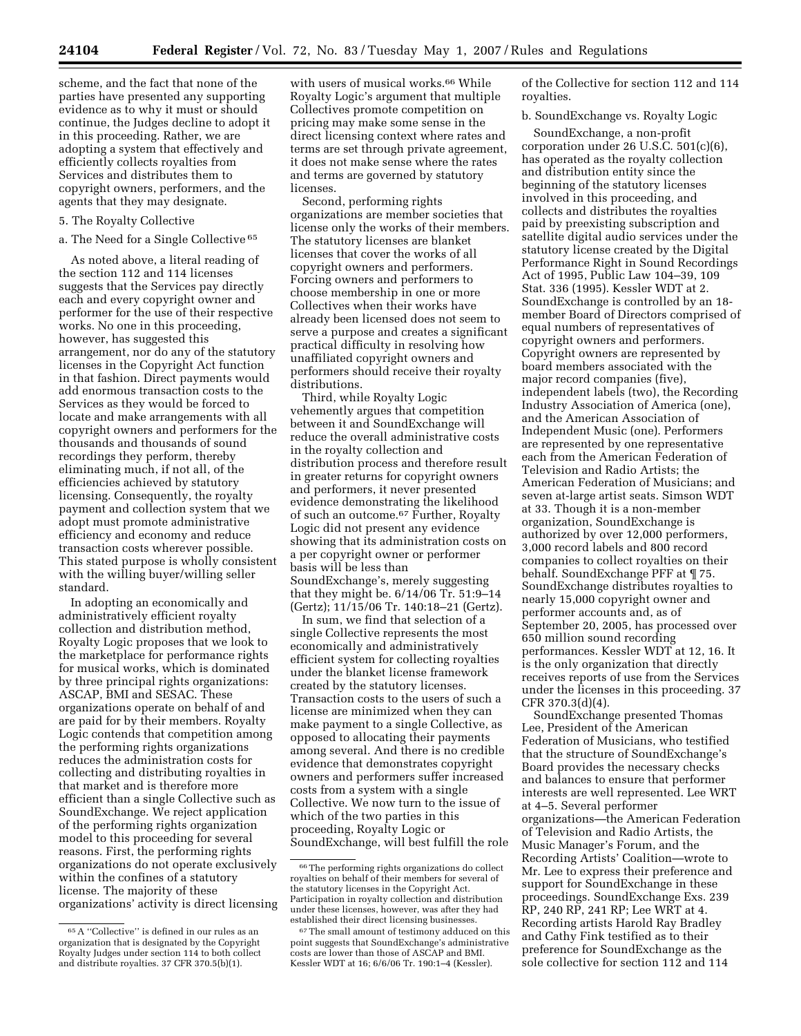scheme, and the fact that none of the parties have presented any supporting evidence as to why it must or should continue, the Judges decline to adopt it in this proceeding. Rather, we are adopting a system that effectively and efficiently collects royalties from Services and distributes them to copyright owners, performers, and the agents that they may designate.

5. The Royalty Collective

a. The Need for a Single Collective [65]

As noted above, a literal reading of the section 112 and 114 licenses suggests that the Services pay directly each and every copyright owner and performer for the use of their respective works. No one in this proceeding, however, has suggested this arrangement, nor do any of the statutory licenses in the Copyright Act function in that fashion. Direct payments would add enormous transaction costs to the Services as they would be forced to locate and make arrangements with all copyright owners and performers for the thousands and thousands of sound recordings they perform, thereby eliminating much, if not all, of the efficiencies achieved by statutory licensing. Consequently, the royalty payment and collection system that we adopt must promote administrative efficiency and economy and reduce transaction costs wherever possible. This stated purpose is wholly consistent with the willing buyer/willing seller standard.

In adopting an economically and administratively efficient royalty collection and distribution method, Royalty Logic proposes that we look to the marketplace for performance rights for musical works, which is dominated by three principal rights organizations: ASCAP, BMI and SESAC. These organizations operate on behalf of and are paid for by their members. Royalty Logic contends that competition among the performing rights organizations reduces the administration costs for collecting and distributing royalties in that market and is therefore more efficient than a single Collective such as SoundExchange. We reject application of the performing rights organization model to this proceeding for several reasons. First, the performing rights organizations do not operate exclusively within the confines of a statutory license. The majority of these organizations' activity is direct licensing with users of musical works.[66] While Royalty Logic's argument that multiple Collectives promote competition on pricing may make some sense in the direct licensing context where rates and terms are set through private agreement, it does not make sense where the rates and terms are governed by statutory licenses.

Second, performing rights organizations are member societies that license only the works of their members. The statutory licenses are blanket licenses that cover the works of all copyright owners and performers. Forcing owners and performers to choose membership in one or more Collectives when their works have already been licensed does not seem to serve a purpose and creates a significant practical difficulty in resolving how unaffiliated copyright owners and performers should receive their royalty distributions.

Third, while Royalty Logic vehemently argues that competition between it and SoundExchange will reduce the overall administrative costs in the royalty collection and distribution process and therefore result in greater returns for copyright owners and performers, it never presented evidence demonstrating the likelihood of such an outcome.[67] Further, Royalty Logic did not present any evidence showing that its administration costs on a per copyright owner or performer basis will be less than SoundExchange's, merely suggesting that they might be. 6/14/06 Tr. 51:9–14 (Gertz); 11/15/06 Tr. 140:18–21 (Gertz).

In sum, we find that selection of a single Collective represents the most economically and administratively efficient system for collecting royalties under the blanket license framework created by the statutory licenses. Transaction costs to the users of such a license are minimized when they can make payment to a single Collective, as opposed to allocating their payments among several. And there is no credible evidence that demonstrates copyright owners and performers suffer increased costs from a system with a single Collective. We now turn to the issue of which of the two parties in this proceeding, Royalty Logic or SoundExchange, will best fulfill the role of the Collective for section 112 and 114 royalties.

b. SoundExchange vs. Royalty Logic

SoundExchange, a non-profit corporation under 26 U.S.C. 501(c)(6), has operated as the royalty collection and distribution entity since the beginning of the statutory licenses involved in this proceeding, and collects and distributes the royalties paid by preexisting subscription and satellite digital audio services under the statutory license created by the Digital Performance Right in Sound Recordings Act of 1995, Public Law 104–39, 109 Stat. 336 (1995). Kessler WDT at 2. SoundExchange is controlled by an 18-member Board of Directors comprised of equal numbers of representatives of copyright owners and performers. Copyright owners are represented by board members associated with the major record companies (five), independent labels (two), the Recording Industry Association of America (one), and the American Association of Independent Music (one). Performers are represented by one representative each from the American Federation of Television and Radio Artists; the American Federation of Musicians; and seven at-large artist seats. Simson WDT at 33. Though it is a non-member organization, SoundExchange is authorized by over 12,000 performers, 3,000 record labels and 800 record companies to collect royalties on their behalf. SoundExchange PFF at ¶ 75. SoundExchange distributes royalties to nearly 15,000 copyright owner and performer accounts and, as of September 20, 2005, has processed over 650 million sound recording performances. Kessler WDT at 12, 16. It is the only organization that directly receives reports of use from the Services under the licenses in this proceeding. 37 CFR 370.3(d)(4).

SoundExchange presented Thomas Lee, President of the American Federation of Musicians, who testified that the structure of SoundExchange's Board provides the necessary checks and balances to ensure that performer interests are well represented. Lee WRT at 4–5. Several performer organizations—the American Federation of Television and Radio Artists, the Music Manager's Forum, and the Recording Artists' Coalition—wrote to Mr. Lee to express their preference and support for SoundExchange in these proceedings. SoundExchange Exs. 239 RP, 240 RP, 241 RP; Lee WRT at 4. Recording artists Harold Ray Bradley and Cathy Fink testified as to their preference for SoundExchange as the sole collective for section 112 and 114

[65] A "Collective" is defined in our rules as an organization that is designated by the Copyright Royalty Judges under section 114 to both collect and distribute royalties. 37 CFR 370.5(b)(1).

[66] The performing rights organizations do collect royalties on behalf of their members for several of the statutory licenses in the Copyright Act. Participation in royalty collection and distribution under these licenses, however, was after they had established their direct licensing businesses.

[67] The small amount of testimony adduced on this point suggests that SoundExchange's administrative costs are lower than those of ASCAP and BMI. Kessler WDT at 16; 6/6/06 Tr. 190:1–4 (Kessler).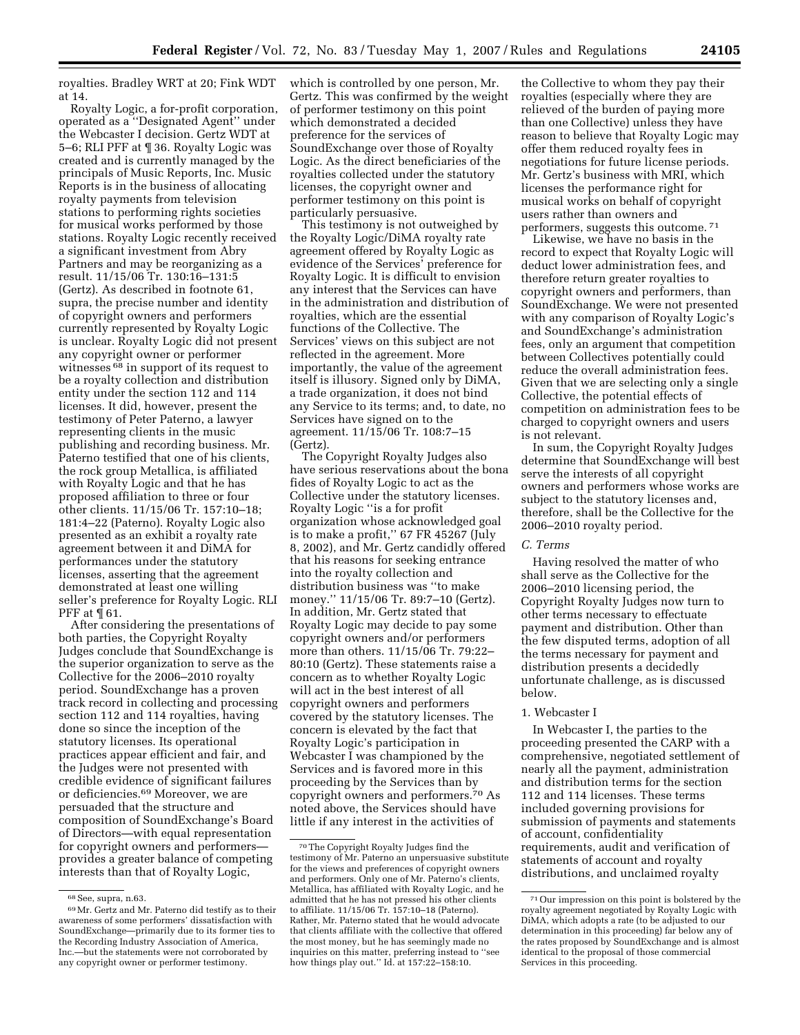royalties. Bradley WRT at 20; Fink WDT at 14.

Royalty Logic, a for-profit corporation, operated as a ''Designated Agent'' under the Webcaster I decision. Gertz WDT at 5–6; RLI PFF at ¶ 36. Royalty Logic was created and is currently managed by the principals of Music Reports, Inc. Music Reports is in the business of allocating royalty payments from television stations to performing rights societies for musical works performed by those stations. Royalty Logic recently received a significant investment from Abry Partners and may be reorganizing as a result. 11/15/06 Tr. 130:16–131:5 (Gertz). As described in footnote 61, supra, the precise number and identity of copyright owners and performers currently represented by Royalty Logic is unclear. Royalty Logic did not present any copyright owner or performer witnesses [68] in support of its request to be a royalty collection and distribution entity under the section 112 and 114 licenses. It did, however, present the testimony of Peter Paterno, a lawyer representing clients in the music publishing and recording business. Mr. Paterno testified that one of his clients, the rock group Metallica, is affiliated with Royalty Logic and that he has proposed affiliation to three or four other clients. 11/15/06 Tr. 157:10–18; 181:4–22 (Paterno). Royalty Logic also presented as an exhibit a royalty rate agreement between it and DiMA for performances under the statutory licenses, asserting that the agreement demonstrated at least one willing seller's preference for Royalty Logic. RLI PFF at ¶ 61.

After considering the presentations of both parties, the Copyright Royalty Judges conclude that SoundExchange is the superior organization to serve as the Collective for the 2006–2010 royalty period. SoundExchange has a proven track record in collecting and processing section 112 and 114 royalties, having done so since the inception of the statutory licenses. Its operational practices appear efficient and fair, and the Judges were not presented with credible evidence of significant failures or deficiencies.[69] Moreover, we are persuaded that the structure and composition of SoundExchange's Board of Directors—with equal representation for copyright owners and performers—provides a greater balance of competing interests than that of Royalty Logic, which is controlled by one person, Mr. Gertz. This was confirmed by the weight of performer testimony on this point which demonstrated a decided preference for the services of SoundExchange over those of Royalty Logic. As the direct beneficiaries of the royalties collected under the statutory licenses, the copyright owner and performer testimony on this point is particularly persuasive.

This testimony is not outweighed by the Royalty Logic/DiMA royalty rate agreement offered by Royalty Logic as evidence of the Services' preference for Royalty Logic. It is difficult to envision any interest that the Services can have in the administration and distribution of royalties, which are the essential functions of the Collective. The Services' views on this subject are not reflected in the agreement. More importantly, the value of the agreement itself is illusory. Signed only by DiMA, a trade organization, it does not bind any Service to its terms; and, to date, no Services have signed on to the agreement. 11/15/06 Tr. 108:7–15 (Gertz).

The Copyright Royalty Judges also have serious reservations about the bona fides of Royalty Logic to act as the Collective under the statutory licenses. Royalty Logic ''is a for profit organization whose acknowledged goal is to make a profit,'' 67 FR 45267 (July 8, 2002), and Mr. Gertz candidly offered that his reasons for seeking entrance into the royalty collection and distribution business was ''to make money.'' 11/15/06 Tr. 89:7–10 (Gertz). In addition, Mr. Gertz stated that Royalty Logic may decide to pay some copyright owners and/or performers more than others. 11/15/06 Tr. 79:22–80:10 (Gertz). These statements raise a concern as to whether Royalty Logic will act in the best interest of all copyright owners and performers covered by the statutory licenses. The concern is elevated by the fact that Royalty Logic's participation in Webcaster I was championed by the Services and is favored more in this proceeding by the Services than by copyright owners and performers.[70] As noted above, the Services should have little if any interest in the activities of the Collective to whom they pay their royalties (especially where they are relieved of the burden of paying more than one Collective) unless they have reason to believe that Royalty Logic may offer them reduced royalty fees in negotiations for future license periods. Mr. Gertz's business with MRI, which licenses the performance right for musical works on behalf of copyright users rather than owners and performers, suggests this outcome.[71]

Likewise, we have no basis in the record to expect that Royalty Logic will deduct lower administration fees, and therefore return greater royalties to copyright owners and performers, than SoundExchange. We were not presented with any comparison of Royalty Logic's and SoundExchange's administration fees, only an argument that competition between Collectives potentially could reduce the overall administration fees. Given that we are selecting only a single Collective, the potential effects of competition on administration fees to be charged to copyright owners and users is not relevant.

In sum, the Copyright Royalty Judges determine that SoundExchange will best serve the interests of all copyright owners and performers whose works are subject to the statutory licenses and, therefore, shall be the Collective for the 2006–2010 royalty period.

### *C. Terms*

Having resolved the matter of who shall serve as the Collective for the 2006–2010 licensing period, the Copyright Royalty Judges now turn to other terms necessary to effectuate payment and distribution. Other than the few disputed terms, adoption of all the terms necessary for payment and distribution presents a decidedly unfortunate challenge, as is discussed below.

#### 1. Webcaster I

In Webcaster I, the parties to the proceeding presented the CARP with a comprehensive, negotiated settlement of nearly all the payment, administration and distribution terms for the section 112 and 114 licenses. These terms included governing provisions for submission of payments and statements of account, confidentiality requirements, audit and verification of statements of account and royalty distributions, and unclaimed royalty

---

[68] See, supra, n.63.

[69] Mr. Gertz and Mr. Paterno did testify as to their awareness of some performers' dissatisfaction with SoundExchange—primarily due to its former ties to the Recording Industry Association of America, Inc.—but the statements were not corroborated by any copyright owner or performer testimony.

[70] The Copyright Royalty Judges find the testimony of Mr. Paterno an unpersuasive substitute for the views and preferences of copyright owners and performers. Only one of Mr. Paterno's clients, Metallica, has affiliated with Royalty Logic, and he admitted that he has not pressed his other clients to affiliate. 11/15/06 Tr. 157:10–18 (Paterno). Rather, Mr. Paterno stated that he would advocate that clients affiliate with the collective that offered the most money, but he has seemingly made no inquiries on this matter, preferring instead to ''see how things play out.'' Id. at 157:22–158:10.

[71] Our impression on this point is bolstered by the royalty agreement negotiated by Royalty Logic with DiMA, which adopts a rate (to be adjusted to our determination in this proceeding) far below any of the rates proposed by SoundExchange and is almost identical to the proposal of those commercial Services in this proceeding.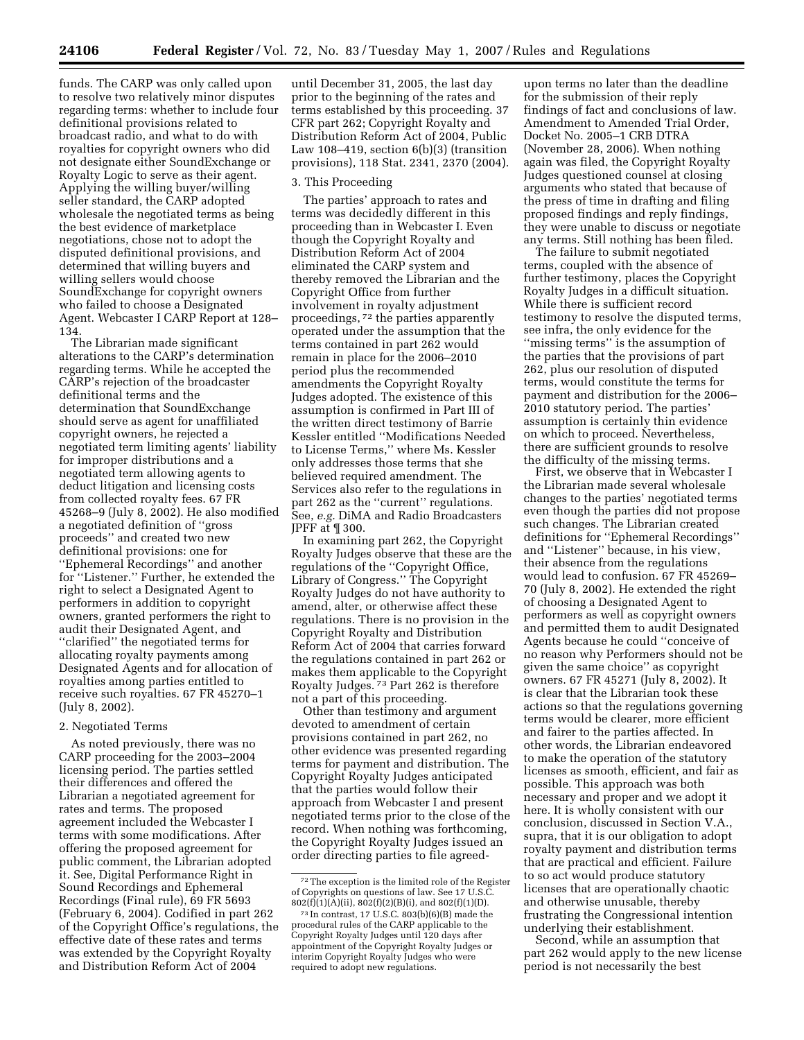funds. The CARP was only called upon to resolve two relatively minor disputes regarding terms: whether to include four definitional provisions related to broadcast radio, and what to do with royalties for copyright owners who did not designate either SoundExchange or Royalty Logic to serve as their agent. Applying the willing buyer/willing seller standard, the CARP adopted wholesale the negotiated terms as being the best evidence of marketplace negotiations, chose not to adopt the disputed definitional provisions, and determined that willing buyers and willing sellers would choose SoundExchange for copyright owners who failed to choose a Designated Agent. Webcaster I CARP Report at 128–134.

The Librarian made significant alterations to the CARP's determination regarding terms. While he accepted the CARP's rejection of the broadcaster definitional terms and the determination that SoundExchange should serve as agent for unaffiliated copyright owners, he rejected a negotiated term limiting agents' liability for improper distributions and a negotiated term allowing agents to deduct litigation and licensing costs from collected royalty fees. 67 FR 45268–9 (July 8, 2002). He also modified a negotiated definition of "gross proceeds" and created two new definitional provisions: one for "Ephemeral Recordings" and another for "Listener." Further, he extended the right to select a Designated Agent to performers in addition to copyright owners, granted performers the right to audit their Designated Agent, and "clarified" the negotiated terms for allocating royalty payments among Designated Agents and for allocation of royalties among parties entitled to receive such royalties. 67 FR 45270–1 (July 8, 2002).

2. Negotiated Terms

As noted previously, there was no CARP proceeding for the 2003–2004 licensing period. The parties settled their differences and offered the Librarian a negotiated agreement for rates and terms. The proposed agreement included the Webcaster I terms with some modifications. After offering the proposed agreement for public comment, the Librarian adopted it. See, Digital Performance Right in Sound Recordings and Ephemeral Recordings (Final rule), 69 FR 5693 (February 6, 2004). Codified in part 262 of the Copyright Office's regulations, the effective date of these rates and terms was extended by the Copyright Royalty and Distribution Reform Act of 2004 until December 31, 2005, the last day prior to the beginning of the rates and terms established by this proceeding. 37 CFR part 262; Copyright Royalty and Distribution Reform Act of 2004, Public Law 108–419, section 6(b)(3) (transition provisions), 118 Stat. 2341, 2370 (2004).

3. This Proceeding

The parties' approach to rates and terms was decidedly different in this proceeding than in Webcaster I. Even though the Copyright Royalty and Distribution Reform Act of 2004 eliminated the CARP system and thereby removed the Librarian and the Copyright Office from further involvement in royalty adjustment proceedings,[72] the parties apparently operated under the assumption that the terms contained in part 262 would remain in place for the 2006–2010 period plus the recommended amendments the Copyright Royalty Judges adopted. The existence of this assumption is confirmed in Part III of the written direct testimony of Barrie Kessler entitled "Modifications Needed to License Terms," where Ms. Kessler only addresses those terms that she believed required amendment. The Services also refer to the regulations in part 262 as the "current" regulations. See, *e.g.* DiMA and Radio Broadcasters JPFF at ¶ 300.

In examining part 262, the Copyright Royalty Judges observe that these are the regulations of the "Copyright Office, Library of Congress." The Copyright Royalty Judges do not have authority to amend, alter, or otherwise affect these regulations. There is no provision in the Copyright Royalty and Distribution Reform Act of 2004 that carries forward the regulations contained in part 262 or makes them applicable to the Copyright Royalty Judges.[73] Part 262 is therefore not a part of this proceeding.

Other than testimony and argument devoted to amendment of certain provisions contained in part 262, no other evidence was presented regarding terms for payment and distribution. The Copyright Royalty Judges anticipated that the parties would follow their approach from Webcaster I and present negotiated terms prior to the close of the record. When nothing was forthcoming, the Copyright Royalty Judges issued an order directing parties to file agreed-upon terms no later than the deadline for the submission of their reply findings of fact and conclusions of law. Amendment to Amended Trial Order, Docket No. 2005–1 CRB DTRA (November 28, 2006). When nothing again was filed, the Copyright Royalty Judges questioned counsel at closing arguments who stated that because of the press of time in drafting and filing proposed findings and reply findings, they were unable to discuss or negotiate any terms. Still nothing has been filed.

The failure to submit negotiated terms, coupled with the absence of further testimony, places the Copyright Royalty Judges in a difficult situation. While there is sufficient record testimony to resolve the disputed terms, see infra, the only evidence for the "missing terms" is the assumption of the parties that the provisions of part 262, plus our resolution of disputed terms, would constitute the terms for payment and distribution for the 2006–2010 statutory period. The parties' assumption is certainly thin evidence on which to proceed. Nevertheless, there are sufficient grounds to resolve the difficulty of the missing terms.

First, we observe that in Webcaster I the Librarian made several wholesale changes to the parties' negotiated terms even though the parties did not propose such changes. The Librarian created definitions for "Ephemeral Recordings" and "Listener" because, in his view, their absence from the regulations would lead to confusion. 67 FR 45269–70 (July 8, 2002). He extended the right of choosing a Designated Agent to performers as well as copyright owners and permitted them to audit Designated Agents because he could "conceive of no reason why Performers should not be given the same choice" as copyright owners. 67 FR 45271 (July 8, 2002). It is clear that the Librarian took these actions so that the regulations governing terms would be clearer, more efficient and fairer to the parties affected. In other words, the Librarian endeavored to make the operation of the statutory licenses as smooth, efficient, and fair as possible. This approach was both necessary and proper and we adopt it here. It is wholly consistent with our conclusion, discussed in Section V.A., supra, that it is our obligation to adopt royalty payment and distribution terms that are practical and efficient. Failure to so act would produce statutory licenses that are operationally chaotic and otherwise unusable, thereby frustrating the Congressional intention underlying their establishment.

Second, while an assumption that part 262 would apply to the new license period is not necessarily the best

---

[72] The exception is the limited role of the Register of Copyrights on questions of law. See 17 U.S.C. 802(f)(1)(A)(ii), 802(f)(2)(B)(i), and 802(f)(1)(D).

[73] In contrast, 17 U.S.C. 803(b)(6)(B) made the procedural rules of the CARP applicable to the Copyright Royalty Judges until 120 days after appointment of the Copyright Royalty Judges or interim Copyright Royalty Judges who were required to adopt new regulations.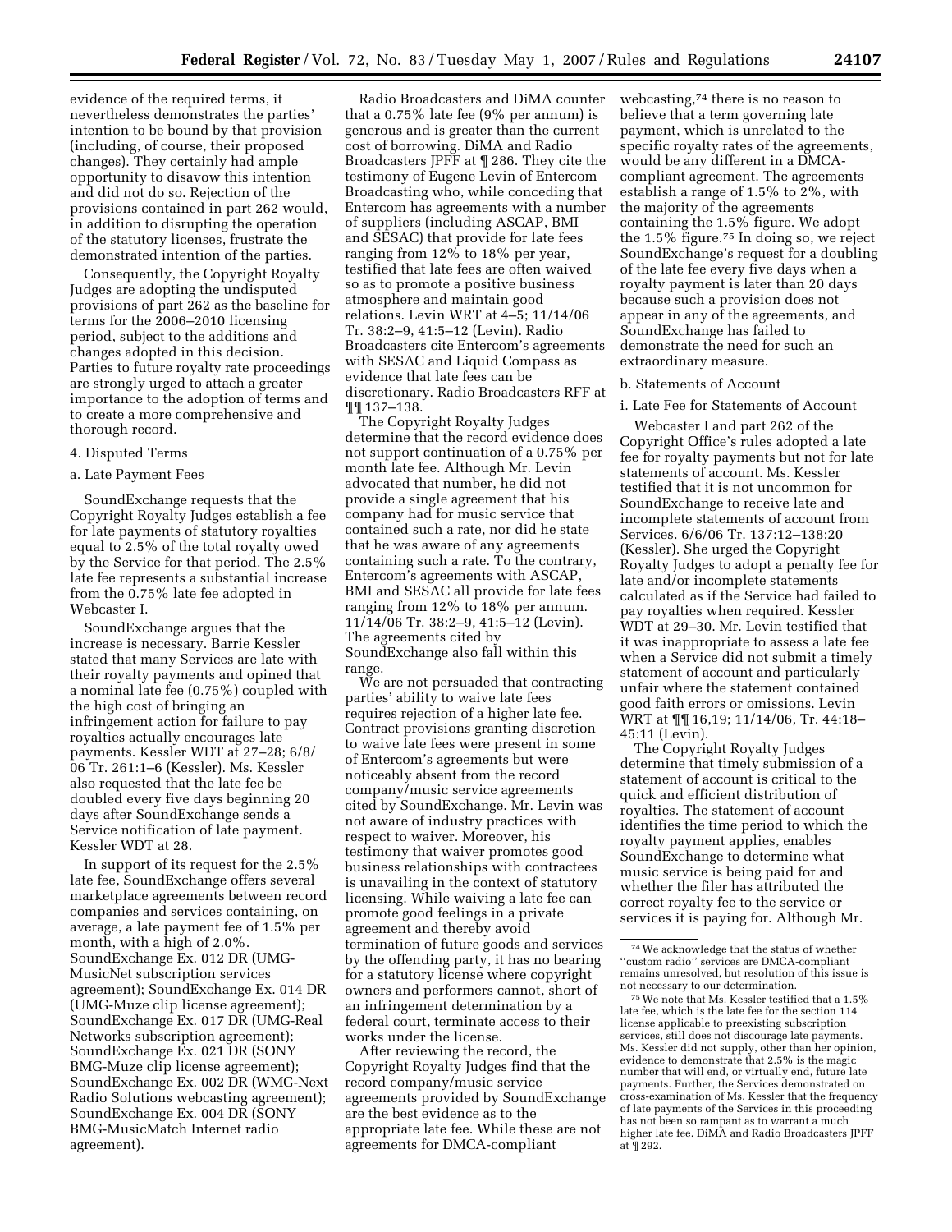evidence of the required terms, it nevertheless demonstrates the parties' intention to be bound by that provision (including, of course, their proposed changes). They certainly had ample opportunity to disavow this intention and did not do so. Rejection of the provisions contained in part 262 would, in addition to disrupting the operation of the statutory licenses, frustrate the demonstrated intention of the parties.

Consequently, the Copyright Royalty Judges are adopting the undisputed provisions of part 262 as the baseline for terms for the 2006–2010 licensing period, subject to the additions and changes adopted in this decision. Parties to future royalty rate proceedings are strongly urged to attach a greater importance to the adoption of terms and to create a more comprehensive and thorough record.

4. Disputed Terms

a. Late Payment Fees

SoundExchange requests that the Copyright Royalty Judges establish a fee for late payments of statutory royalties equal to 2.5% of the total royalty owed by the Service for that period. The 2.5% late fee represents a substantial increase from the 0.75% late fee adopted in Webcaster I.

SoundExchange argues that the increase is necessary. Barrie Kessler stated that many Services are late with their royalty payments and opined that a nominal late fee (0.75%) coupled with the high cost of bringing an infringement action for failure to pay royalties actually encourages late payments. Kessler WDT at 27–28; 6/8/06 Tr. 261:1–6 (Kessler). Ms. Kessler also requested that the late fee be doubled every five days beginning 20 days after SoundExchange sends a Service notification of late payment. Kessler WDT at 28.

In support of its request for the 2.5% late fee, SoundExchange offers several marketplace agreements between record companies and services containing, on average, a late payment fee of 1.5% per month, with a high of 2.0%. SoundExchange Ex. 012 DR (UMG-MusicNet subscription services agreement); SoundExchange Ex. 014 DR (UMG-Muze clip license agreement); SoundExchange Ex. 017 DR (UMG-Real Networks subscription agreement); SoundExchange Ex. 021 DR (SONY BMG-Muze clip license agreement); SoundExchange Ex. 002 DR (WMG-Next Radio Solutions webcasting agreement); SoundExchange Ex. 004 DR (SONY BMG-MusicMatch Internet radio agreement).

Radio Broadcasters and DiMA counter that a 0.75% late fee (9% per annum) is generous and is greater than the current cost of borrowing. DiMA and Radio Broadcasters JPFF at ¶ 286. They cite the testimony of Eugene Levin of Entercom Broadcasting who, while conceding that Entercom has agreements with a number of suppliers (including ASCAP, BMI and SESAC) that provide for late fees ranging from 12% to 18% per year, testified that late fees are often waived so as to promote a positive business atmosphere and maintain good relations. Levin WRT at 4–5; 11/14/06 Tr. 38:2–9, 41:5–12 (Levin). Radio Broadcasters cite Entercom's agreements with SESAC and Liquid Compass as evidence that late fees can be discretionary. Radio Broadcasters RFF at ¶¶ 137–138.

The Copyright Royalty Judges determine that the record evidence does not support continuation of a 0.75% per month late fee. Although Mr. Levin advocated that number, he did not provide a single agreement that his company had for music service that contained such a rate, nor did he state that he was aware of any agreements containing such a rate. To the contrary, Entercom's agreements with ASCAP, BMI and SESAC all provide for late fees ranging from 12% to 18% per annum. 11/14/06 Tr. 38:2–9, 41:5–12 (Levin). The agreements cited by SoundExchange also fall within this range.

We are not persuaded that contracting parties' ability to waive late fees requires rejection of a higher late fee. Contract provisions granting discretion to waive late fees were present in some of Entercom's agreements but were noticeably absent from the record company/music service agreements cited by SoundExchange. Mr. Levin was not aware of industry practices with respect to waiver. Moreover, his testimony that waiver promotes good business relationships with contractees is unavailing in the context of statutory licensing. While waiving a late fee can promote good feelings in a private agreement and thereby avoid termination of future goods and services by the offending party, it has no bearing for a statutory license where copyright owners and performers cannot, short of an infringement determination by a federal court, terminate access to their works under the license.

After reviewing the record, the Copyright Royalty Judges find that the record company/music service agreements provided by SoundExchange are the best evidence as to the appropriate late fee. While these are not agreements for DMCA-compliant webcasting,[74] there is no reason to believe that a term governing late payment, which is unrelated to the specific royalty rates of the agreements, would be any different in a DMCA-compliant agreement. The agreements establish a range of 1.5% to 2%, with the majority of the agreements containing the 1.5% figure. We adopt the 1.5% figure.[75] In doing so, we reject SoundExchange's request for a doubling of the late fee every five days when a royalty payment is later than 20 days because such a provision does not appear in any of the agreements, and SoundExchange has failed to demonstrate the need for such an extraordinary measure.

b. Statements of Account

i. Late Fee for Statements of Account

Webcaster I and part 262 of the Copyright Office's rules adopted a late fee for royalty payments but not for late statements of account. Ms. Kessler testified that it is not uncommon for SoundExchange to receive late and incomplete statements of account from Services. 6/6/06 Tr. 137:12–138:20 (Kessler). She urged the Copyright Royalty Judges to adopt a penalty fee for late and/or incomplete statements calculated as if the Service had failed to pay royalties when required. Kessler WDT at 29–30. Mr. Levin testified that it was inappropriate to assess a late fee when a Service did not submit a timely statement of account and particularly unfair where the statement contained good faith errors or omissions. Levin WRT at ¶¶ 16,19; 11/14/06, Tr. 44:18–45:11 (Levin).

The Copyright Royalty Judges determine that timely submission of a statement of account is critical to the quick and efficient distribution of royalties. The statement of account identifies the time period to which the royalty payment applies, enables SoundExchange to determine what music service is being paid for and whether the filer has attributed the correct royalty fee to the service or services it is paying for. Although Mr.

---

[74] We acknowledge that the status of whether ''custom radio'' services are DMCA-compliant remains unresolved, but resolution of this issue is not necessary to our determination.

[75] We note that Ms. Kessler testified that a 1.5% late fee, which is the late fee for the section 114 license applicable to preexisting subscription services, still does not discourage late payments. Ms. Kessler did not supply, other than her opinion, evidence to demonstrate that 2.5% is the magic number that will end, or virtually end, future late payments. Further, the Services demonstrated on cross-examination of Ms. Kessler that the frequency of late payments of the Services in this proceeding has not been so rampant as to warrant a much higher late fee. DiMA and Radio Broadcasters JPFF at ¶ 292.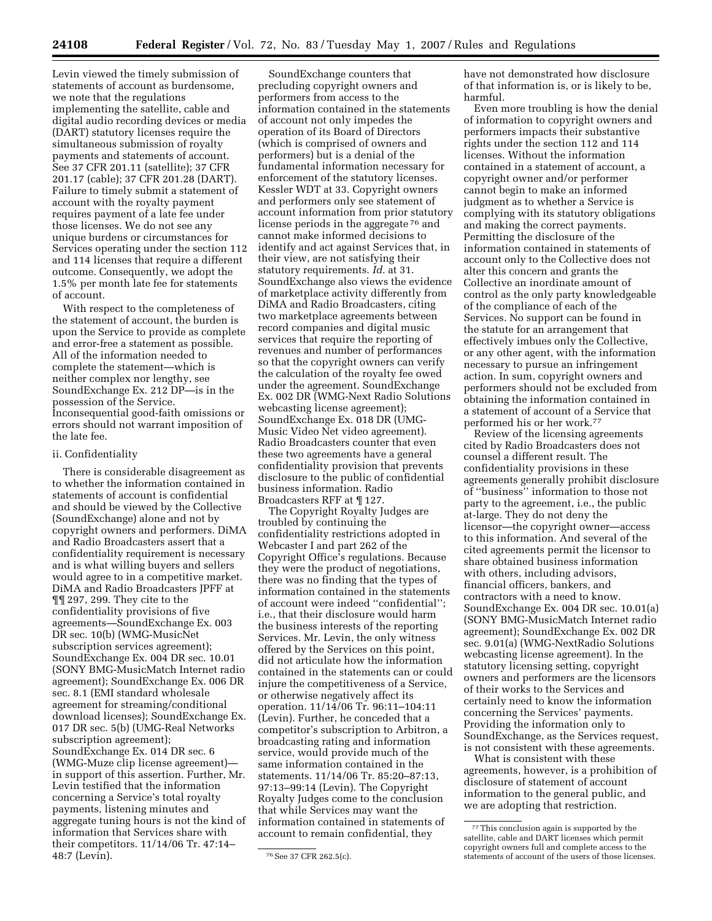Levin viewed the timely submission of statements of account as burdensome, we note that the regulations implementing the satellite, cable and digital audio recording devices or media (DART) statutory licenses require the simultaneous submission of royalty payments and statements of account. See 37 CFR 201.11 (satellite); 37 CFR 201.17 (cable); 37 CFR 201.28 (DART). Failure to timely submit a statement of account with the royalty payment requires payment of a late fee under those licenses. We do not see any unique burdens or circumstances for Services operating under the section 112 and 114 licenses that require a different outcome. Consequently, we adopt the 1.5% per month late fee for statements of account.

With respect to the completeness of the statement of account, the burden is upon the Service to provide as complete and error-free a statement as possible. All of the information needed to complete the statement—which is neither complex nor lengthy, see SoundExchange Ex. 212 DP—is in the possession of the Service. Inconsequential good-faith omissions or errors should not warrant imposition of the late fee.

ii. Confidentiality

There is considerable disagreement as to whether the information contained in statements of account is confidential and should be viewed by the Collective (SoundExchange) alone and not by copyright owners and performers. DiMA and Radio Broadcasters assert that a confidentiality requirement is necessary and is what willing buyers and sellers would agree to in a competitive market. DiMA and Radio Broadcasters JPFF at ¶¶ 297, 299. They cite to the confidentiality provisions of five agreements—SoundExchange Ex. 003 DR sec. 10(b) (WMG-MusicNet subscription services agreement); SoundExchange Ex. 004 DR sec. 10.01 (SONY BMG-MusicMatch Internet radio agreement); SoundExchange Ex. 006 DR sec. 8.1 (EMI standard wholesale agreement for streaming/conditional download licenses); SoundExchange Ex. 017 DR sec. 5(b) (UMG-Real Networks subscription agreement); SoundExchange Ex. 014 DR sec. 6 (WMG-Muze clip license agreement)—in support of this assertion. Further, Mr. Levin testified that the information concerning a Service's total royalty payments, listening minutes and aggregate tuning hours is not the kind of information that Services share with their competitors. 11/14/06 Tr. 47:14–48:7 (Levin).

SoundExchange counters that precluding copyright owners and performers from access to the information contained in the statements of account not only impedes the operation of its Board of Directors (which is comprised of owners and performers) but is a denial of the fundamental information necessary for enforcement of the statutory licenses. Kessler WDT at 33. Copyright owners and performers only see statement of account information from prior statutory license periods in the aggregate [76] and cannot make informed decisions to identify and act against Services that, in their view, are not satisfying their statutory requirements. *Id.* at 31. SoundExchange also views the evidence of marketplace activity differently from DiMA and Radio Broadcasters, citing two marketplace agreements between record companies and digital music services that require the reporting of revenues and number of performances so that the copyright owners can verify the calculation of the royalty fee owed under the agreement. SoundExchange Ex. 002 DR (WMG-Next Radio Solutions webcasting license agreement); SoundExchange Ex. 018 DR (UMG-Music Video Net video agreement). Radio Broadcasters counter that even these two agreements have a general confidentiality provision that prevents disclosure to the public of confidential business information. Radio Broadcasters RFF at ¶ 127.

The Copyright Royalty Judges are troubled by continuing the confidentiality restrictions adopted in Webcaster I and part 262 of the Copyright Office's regulations. Because they were the product of negotiations, there was no finding that the types of information contained in the statements of account were indeed "confidential"; i.e., that their disclosure would harm the business interests of the reporting Services. Mr. Levin, the only witness offered by the Services on this point, did not articulate how the information contained in the statements can or could injure the competitiveness of a Service, or otherwise negatively affect its operation. 11/14/06 Tr. 96:11–104:11 (Levin). Further, he conceded that a competitor's subscription to Arbitron, a broadcasting rating and information service, would provide much of the same information contained in the statements. 11/14/06 Tr. 85:20–87:13, 97:13–99:14 (Levin). The Copyright Royalty Judges come to the conclusion that while Services may want the information contained in statements of account to remain confidential, they have not demonstrated how disclosure of that information is, or is likely to be, harmful.

Even more troubling is how the denial of information to copyright owners and performers impacts their substantive rights under the section 112 and 114 licenses. Without the information contained in a statement of account, a copyright owner and/or performer cannot begin to make an informed judgment as to whether a Service is complying with its statutory obligations and making the correct payments. Permitting the disclosure of the information contained in statements of account only to the Collective does not alter this concern and grants the Collective an inordinate amount of control as the only party knowledgeable of the compliance of each of the Services. No support can be found in the statute for an arrangement that effectively imbues only the Collective, or any other agent, with the information necessary to pursue an infringement action. In sum, copyright owners and performers should not be excluded from obtaining the information contained in a statement of account of a Service that performed his or her work.[77]

Review of the licensing agreements cited by Radio Broadcasters does not counsel a different result. The confidentiality provisions in these agreements generally prohibit disclosure of "business" information to those not party to the agreement, i.e., the public at-large. They do not deny the licensor—the copyright owner—access to this information. And several of the cited agreements permit the licensor to share obtained business information with others, including advisors, financial officers, bankers, and contractors with a need to know. SoundExchange Ex. 004 DR sec. 10.01(a) (SONY BMG-MusicMatch Internet radio agreement); SoundExchange Ex. 002 DR sec. 9.01(a) (WMG-NextRadio Solutions webcasting license agreement). In the statutory licensing setting, copyright owners and performers are the licensors of their works to the Services and certainly need to know the information concerning the Services' payments. Providing the information only to SoundExchange, as the Services request, is not consistent with these agreements.

What is consistent with these agreements, however, is a prohibition of disclosure of statement of account information to the general public, and we are adopting that restriction.

---

[76] See 37 CFR 262.5(c).

[77] This conclusion again is supported by the satellite, cable and DART licenses which permit copyright owners full and complete access to the statements of account of the users of those licenses.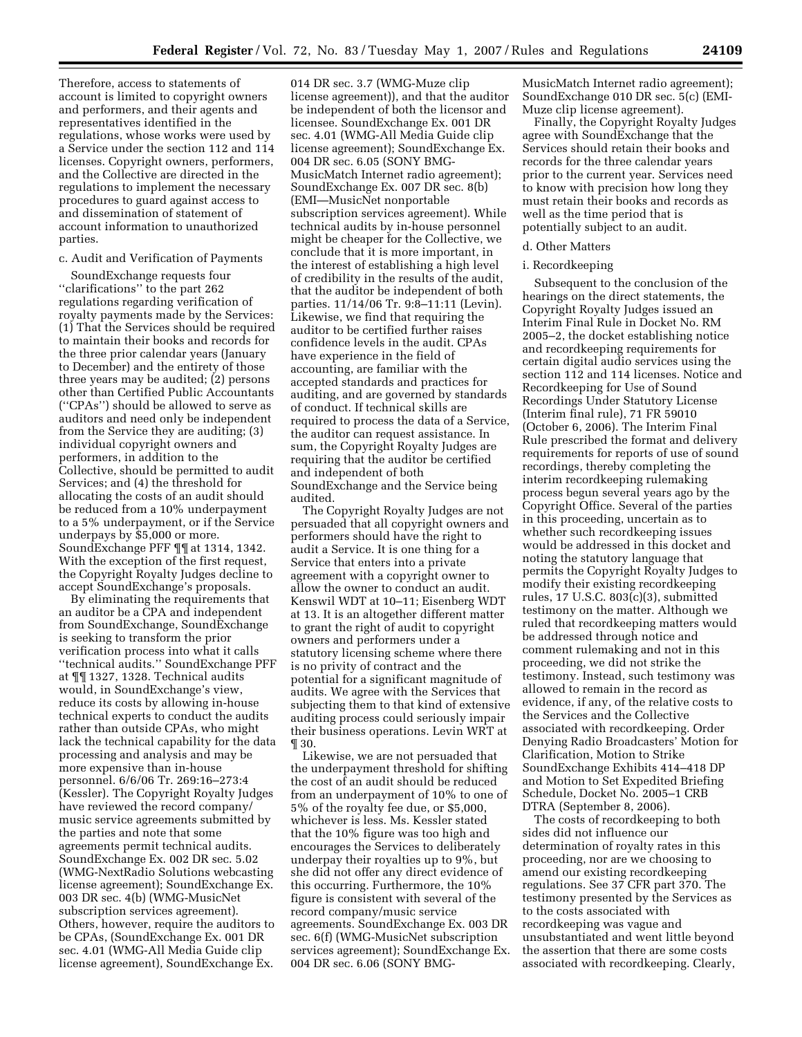Therefore, access to statements of account is limited to copyright owners and performers, and their agents and representatives identified in the regulations, whose works were used by a Service under the section 112 and 114 licenses. Copyright owners, performers, and the Collective are directed in the regulations to implement the necessary procedures to guard against access to and dissemination of statement of account information to unauthorized parties.

### c. Audit and Verification of Payments

SoundExchange requests four ''clarifications'' to the part 262 regulations regarding verification of royalty payments made by the Services: (1) That the Services should be required to maintain their books and records for the three prior calendar years (January to December) and the entirety of those three years may be audited; (2) persons other than Certified Public Accountants (''CPAs'') should be allowed to serve as auditors and need only be independent from the Service they are auditing; (3) individual copyright owners and performers, in addition to the Collective, should be permitted to audit Services; and (4) the threshold for allocating the costs of an audit should be reduced from a 10% underpayment to a 5% underpayment, or if the Service underpays by $5,000 or more. SoundExchange PFF ¶¶ at 1314, 1342. With the exception of the first request, the Copyright Royalty Judges decline to accept SoundExchange's proposals.

By eliminating the requirements that an auditor be a CPA and independent from SoundExchange, SoundExchange is seeking to transform the prior verification process into what it calls ''technical audits.'' SoundExchange PFF at ¶¶ 1327, 1328. Technical audits would, in SoundExchange's view, reduce its costs by allowing in-house technical experts to conduct the audits rather than outside CPAs, who might lack the technical capability for the data processing and analysis and may be more expensive than in-house personnel. 6/6/06 Tr. 269:16–273:4 (Kessler). The Copyright Royalty Judges have reviewed the record company/music service agreements submitted by the parties and note that some agreements permit technical audits. SoundExchange Ex. 002 DR sec. 5.02 (WMG-NextRadio Solutions webcasting license agreement); SoundExchange Ex. 003 DR sec. 4(b) (WMG-MusicNet subscription services agreement). Others, however, require the auditors to be CPAs, (SoundExchange Ex. 001 DR sec. 4.01 (WMG-All Media Guide clip license agreement), SoundExchange Ex. 014 DR sec. 3.7 (WMG-Muze clip license agreement)), and that the auditor be independent of both the licensor and licensee. SoundExchange Ex. 001 DR sec. 4.01 (WMG-All Media Guide clip license agreement); SoundExchange Ex. 004 DR sec. 6.05 (SONY BMG-MusicMatch Internet radio agreement); SoundExchange Ex. 007 DR sec. 8(b) (EMI—MusicNet nonportable subscription services agreement). While technical audits by in-house personnel might be cheaper for the Collective, we conclude that it is more important, in the interest of establishing a high level of credibility in the results of the audit, that the auditor be independent of both parties. 11/14/06 Tr. 9:8–11:11 (Levin). Likewise, we find that requiring the auditor to be certified further raises confidence levels in the audit. CPAs have experience in the field of accounting, are familiar with the accepted standards and practices for auditing, and are governed by standards of conduct. If technical skills are required to process the data of a Service, the auditor can request assistance. In sum, the Copyright Royalty Judges are requiring that the auditor be certified and independent of both SoundExchange and the Service being audited.

The Copyright Royalty Judges are not persuaded that all copyright owners and performers should have the right to audit a Service. It is one thing for a Service that enters into a private agreement with a copyright owner to allow the owner to conduct an audit. Kenswil WDT at 10–11; Eisenberg WDT at 13. It is an altogether different matter to grant the right of audit to copyright owners and performers under a statutory licensing scheme where there is no privity of contract and the potential for a significant magnitude of audits. We agree with the Services that subjecting them to that kind of extensive auditing process could seriously impair their business operations. Levin WRT at ¶ 30.

Likewise, we are not persuaded that the underpayment threshold for shifting the cost of an audit should be reduced from an underpayment of 10% to one of 5% of the royalty fee due, or $5,000, whichever is less. Ms. Kessler stated that the 10% figure was too high and encourages the Services to deliberately underpay their royalties up to 9%, but she did not offer any direct evidence of this occurring. Furthermore, the 10% figure is consistent with several of the record company/music service agreements. SoundExchange Ex. 003 DR sec. 6(f) (WMG-MusicNet subscription services agreement); SoundExchange Ex. 004 DR sec. 6.06 (SONY BMG-MusicMatch Internet radio agreement); SoundExchange 010 DR sec. 5(c) (EMI-Muze clip license agreement).

Finally, the Copyright Royalty Judges agree with SoundExchange that the Services should retain their books and records for the three calendar years prior to the current year. Services need to know with precision how long they must retain their books and records as well as the time period that is potentially subject to an audit.

### d. Other Matters

#### i. Recordkeeping

Subsequent to the conclusion of the hearings on the direct statements, the Copyright Royalty Judges issued an Interim Final Rule in Docket No. RM 2005–2, the docket establishing notice and recordkeeping requirements for certain digital audio services using the section 112 and 114 licenses. Notice and Recordkeeping for Use of Sound Recordings Under Statutory License (Interim final rule), 71 FR 59010 (October 6, 2006). The Interim Final Rule prescribed the format and delivery requirements for reports of use of sound recordings, thereby completing the interim recordkeeping rulemaking process begun several years ago by the Copyright Office. Several of the parties in this proceeding, uncertain as to whether such recordkeeping issues would be addressed in this docket and noting the statutory language that permits the Copyright Royalty Judges to modify their existing recordkeeping rules, 17 U.S.C. 803(c)(3), submitted testimony on the matter. Although we ruled that recordkeeping matters would be addressed through notice and comment rulemaking and not in this proceeding, we did not strike the testimony. Instead, such testimony was allowed to remain in the record as evidence, if any, of the relative costs to the Services and the Collective associated with recordkeeping. Order Denying Radio Broadcasters' Motion for Clarification, Motion to Strike SoundExchange Exhibits 414–418 DP and Motion to Set Expedited Briefing Schedule, Docket No. 2005–1 CRB DTRA (September 8, 2006).

The costs of recordkeeping to both sides did not influence our determination of royalty rates in this proceeding, nor are we choosing to amend our existing recordkeeping regulations. See 37 CFR part 370. The testimony presented by the Services as to the costs associated with recordkeeping was vague and unsubstantiated and went little beyond the assertion that there are some costs associated with recordkeeping. Clearly,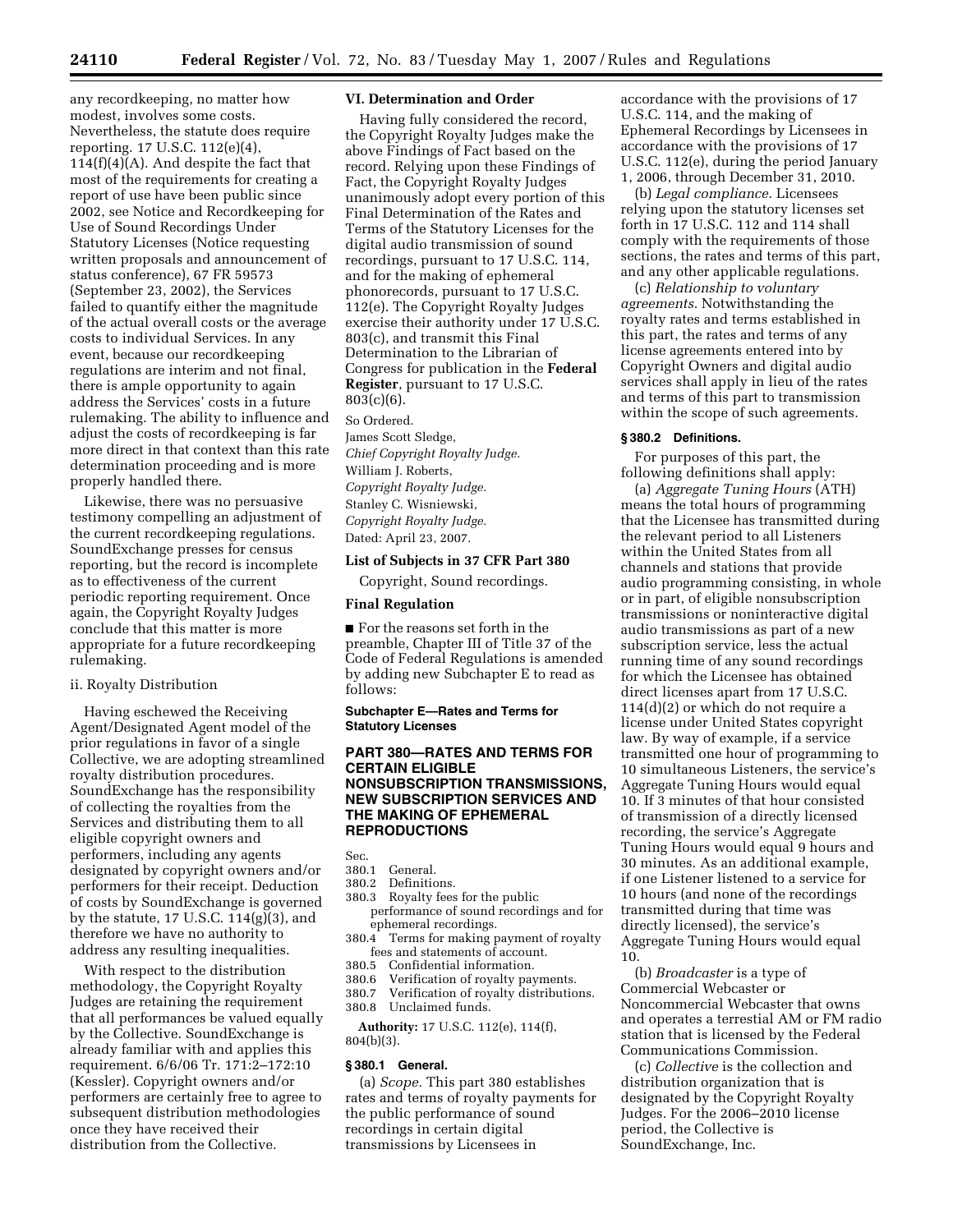any recordkeeping, no matter how modest, involves some costs. Nevertheless, the statute does require reporting. 17 U.S.C. 112(e)(4), 114(f)(4)(A). And despite the fact that most of the requirements for creating a report of use have been public since 2002, see Notice and Recordkeeping for Use of Sound Recordings Under Statutory Licenses (Notice requesting written proposals and announcement of status conference), 67 FR 59573 (September 23, 2002), the Services failed to quantify either the magnitude of the actual overall costs or the average costs to individual Services. In any event, because our recordkeeping regulations are interim and not final, there is ample opportunity to again address the Services' costs in a future rulemaking. The ability to influence and adjust the costs of recordkeeping is far more direct in that context than this rate determination proceeding and is more properly handled there.

Likewise, there was no persuasive testimony compelling an adjustment of the current recordkeeping regulations. SoundExchange presses for census reporting, but the record is incomplete as to effectiveness of the current periodic reporting requirement. Once again, the Copyright Royalty Judges conclude that this matter is more appropriate for a future recordkeeping rulemaking.

ii. Royalty Distribution

Having eschewed the Receiving Agent/Designated Agent model of the prior regulations in favor of a single Collective, we are adopting streamlined royalty distribution procedures. SoundExchange has the responsibility of collecting the royalties from the Services and distributing them to all eligible copyright owners and performers, including any agents designated by copyright owners and/or performers for their receipt. Deduction of costs by SoundExchange is governed by the statute, 17 U.S.C. 114(g)(3), and therefore we have no authority to address any resulting inequalities.

With respect to the distribution methodology, the Copyright Royalty Judges are retaining the requirement that all performances be valued equally by the Collective. SoundExchange is already familiar with and applies this requirement. 6/6/06 Tr. 171:2–172:10 (Kessler). Copyright owners and/or performers are certainly free to agree to subsequent distribution methodologies once they have received their distribution from the Collective.

## VI. Determination and Order

Having fully considered the record, the Copyright Royalty Judges make the above Findings of Fact based on the record. Relying upon these Findings of Fact, the Copyright Royalty Judges unanimously adopt every portion of this Final Determination of the Rates and Terms of the Statutory Licenses for the digital audio transmission of sound recordings, pursuant to 17 U.S.C. 114, and for the making of ephemeral phonorecords, pursuant to 17 U.S.C. 112(e). The Copyright Royalty Judges exercise their authority under 17 U.S.C. 803(c), and transmit this Final Determination to the Librarian of Congress for publication in the **Federal Register**, pursuant to 17 U.S.C. 803(c)(6).

So Ordered.

James Scott Sledge,
*Chief Copyright Royalty Judge.*
William J. Roberts,
*Copyright Royalty Judge.*
Stanley C. Wisniewski,
*Copyright Royalty Judge.*
Dated: April 23, 2007.

## List of Subjects in 37 CFR Part 380

Copyright, Sound recordings.

## Final Regulation

■ For the reasons set forth in the preamble, Chapter III of Title 37 of the Code of Federal Regulations is amended by adding new Subchapter E to read as follows:

### Subchapter E—Rates and Terms for Statutory Licenses

### PART 380—RATES AND TERMS FOR CERTAIN ELIGIBLE NONSUBSCRIPTION TRANSMISSIONS, NEW SUBSCRIPTION SERVICES AND THE MAKING OF EPHEMERAL REPRODUCTIONS

Sec.
380.1 General.
380.2 Definitions.
380.3 Royalty fees for the public performance of sound recordings and for ephemeral recordings.
380.4 Terms for making payment of royalty fees and statements of account.
380.5 Confidential information.
380.6 Verification of royalty payments.
380.7 Verification of royalty distributions.
380.8 Unclaimed funds.

**Authority:** 17 U.S.C. 112(e), 114(f), 804(b)(3).

### § 380.1 General.

(a) *Scope.* This part 380 establishes rates and terms of royalty payments for the public performance of sound recordings in certain digital transmissions by Licensees in accordance with the provisions of 17 U.S.C. 114, and the making of Ephemeral Recordings by Licensees in accordance with the provisions of 17 U.S.C. 112(e), during the period January 1, 2006, through December 31, 2010.

(b) *Legal compliance.* Licensees relying upon the statutory licenses set forth in 17 U.S.C. 112 and 114 shall comply with the requirements of those sections, the rates and terms of this part, and any other applicable regulations.

(c) *Relationship to voluntary agreements.* Notwithstanding the royalty rates and terms established in this part, the rates and terms of any license agreements entered into by Copyright Owners and digital audio services shall apply in lieu of the rates and terms of this part to transmission within the scope of such agreements.

### § 380.2 Definitions.

For purposes of this part, the following definitions shall apply:

(a) *Aggregate Tuning Hours* (ATH) means the total hours of programming that the Licensee has transmitted during the relevant period to all Listeners within the United States from all channels and stations that provide audio programming consisting, in whole or in part, of eligible nonsubscription transmissions or noninteractive digital audio transmissions as part of a new subscription service, less the actual running time of any sound recordings for which the Licensee has obtained direct licenses apart from 17 U.S.C. 114(d)(2) or which do not require a license under United States copyright law. By way of example, if a service transmitted one hour of programming to 10 simultaneous Listeners, the service's Aggregate Tuning Hours would equal 10. If 3 minutes of that hour consisted of transmission of a directly licensed recording, the service's Aggregate Tuning Hours would equal 9 hours and 30 minutes. As an additional example, if one Listener listened to a service for 10 hours (and none of the recordings transmitted during that time was directly licensed), the service's Aggregate Tuning Hours would equal 10.

(b) *Broadcaster* is a type of Commercial Webcaster or Noncommercial Webcaster that owns and operates a terrestrial AM or FM radio station that is licensed by the Federal Communications Commission.

(c) *Collective* is the collection and distribution organization that is designated by the Copyright Royalty Judges. For the 2006–2010 license period, the Collective is SoundExchange, Inc.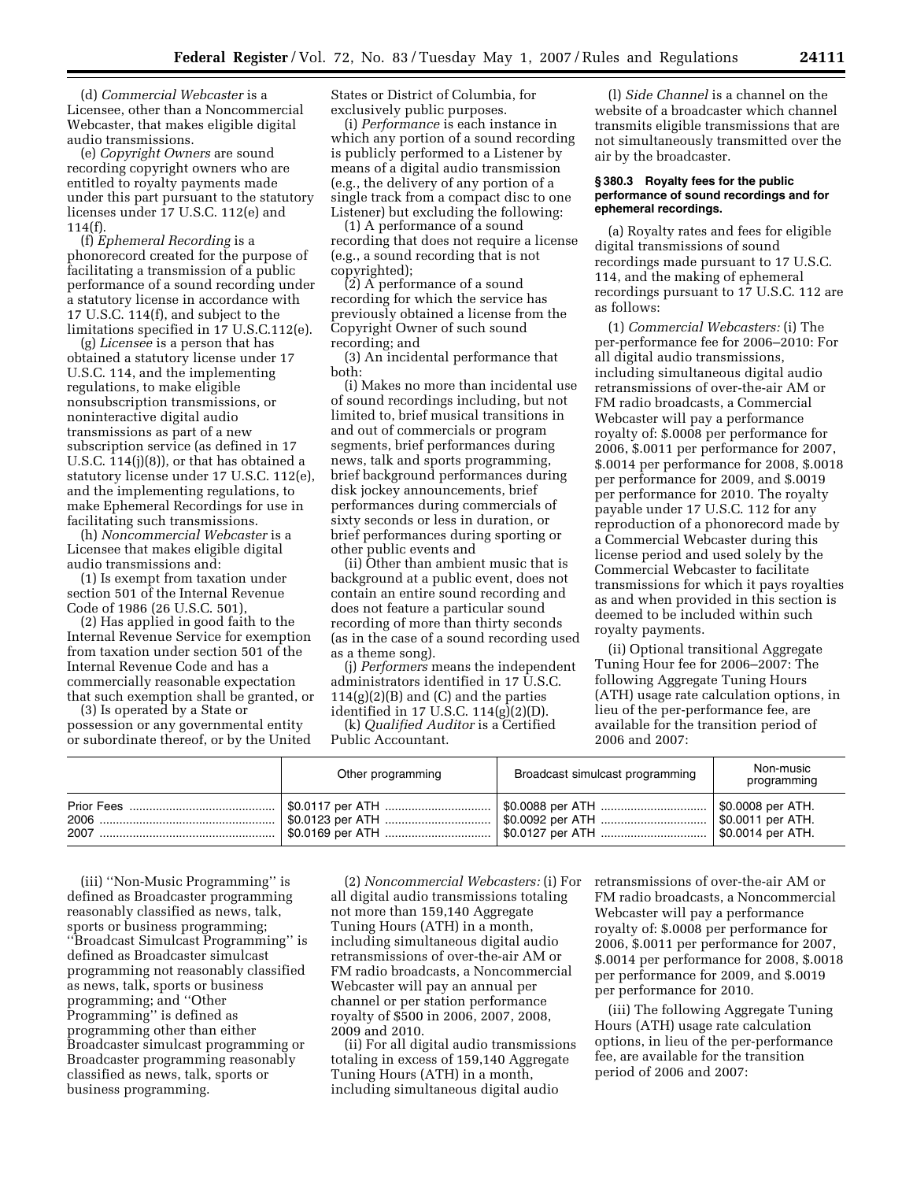(d) *Commercial Webcaster* is a Licensee, other than a Noncommercial Webcaster, that makes eligible digital audio transmissions.

(e) *Copyright Owners* are sound recording copyright owners who are entitled to royalty payments made under this part pursuant to the statutory licenses under 17 U.S.C. 112(e) and 114(f).

(f) *Ephemeral Recording* is a phonorecord created for the purpose of facilitating a transmission of a public performance of a sound recording under a statutory license in accordance with 17 U.S.C. 114(f), and subject to the limitations specified in 17 U.S.C.112(e).

(g) *Licensee* is a person that has obtained a statutory license under 17 U.S.C. 114, and the implementing regulations, to make eligible nonsubscription transmissions, or noninteractive digital audio transmissions as part of a new subscription service (as defined in 17 U.S.C. 114(j)(8)), or that has obtained a statutory license under 17 U.S.C. 112(e), and the implementing regulations, to make Ephemeral Recordings for use in facilitating such transmissions.

(h) *Noncommercial Webcaster* is a Licensee that makes eligible digital audio transmissions and:

(1) Is exempt from taxation under section 501 of the Internal Revenue Code of 1986 (26 U.S.C. 501),

(2) Has applied in good faith to the Internal Revenue Service for exemption from taxation under section 501 of the Internal Revenue Code and has a commercially reasonable expectation that such exemption shall be granted, or

(3) Is operated by a State or possession or any governmental entity or subordinate thereof, or by the United States or District of Columbia, for exclusively public purposes.

(i) *Performance* is each instance in which any portion of a sound recording is publicly performed to a Listener by means of a digital audio transmission (e.g., the delivery of any portion of a single track from a compact disc to one Listener) but excluding the following:

(1) A performance of a sound recording that does not require a license (e.g., a sound recording that is not copyrighted);

(2) A performance of a sound recording for which the service has previously obtained a license from the Copyright Owner of such sound recording; and

(3) An incidental performance that both:

(i) Makes no more than incidental use of sound recordings including, but not limited to, brief musical transitions in and out of commercials or program segments, brief performances during news, talk and sports programming, brief background performances during disk jockey announcements, brief performances during commercials of sixty seconds or less in duration, or brief performances during sporting or other public events and

(ii) Other than ambient music that is background at a public event, does not contain an entire sound recording and does not feature a particular sound recording of more than thirty seconds (as in the case of a sound recording used as a theme song).

(j) *Performers* means the independent administrators identified in 17 U.S.C. 114(g)(2)(B) and (C) and the parties identified in 17 U.S.C. 114(g)(2)(D).

(k) *Qualified Auditor* is a Certified Public Accountant.

(l) *Side Channel* is a channel on the website of a broadcaster which channel transmits eligible transmissions that are not simultaneously transmitted over the air by the broadcaster.

**§ 380.3 Royalty fees for the public performance of sound recordings and for ephemeral recordings.**

(a) Royalty rates and fees for eligible digital transmissions of sound recordings made pursuant to 17 U.S.C. 114, and the making of ephemeral recordings pursuant to 17 U.S.C. 112 are as follows:

(1) *Commercial Webcasters:* (i) The per-performance fee for 2006–2010: For all digital audio transmissions, including simultaneous digital audio retransmissions of over-the-air AM or FM radio broadcasts, a Commercial Webcaster will pay a performance royalty of: $.0008 per performance for 2006, $.0011 per performance for 2007, $.0014 per performance for 2008, $.0018 per performance for 2009, and $.0019 per performance for 2010. The royalty payable under 17 U.S.C. 112 for any reproduction of a phonorecord made by a Commercial Webcaster during this license period and used solely by the Commercial Webcaster to facilitate transmissions for which it pays royalties as and when provided in this section is deemed to be included within such royalty payments.

(ii) Optional transitional Aggregate Tuning Hour fee for 2006–2007: The following Aggregate Tuning Hours (ATH) usage rate calculation options, in lieu of the per-performance fee, are available for the transition period of 2006 and 2007:

| | Other programming | Broadcast simulcast programming | Non-music programming |
|---|---|---|---|
| Prior Fees | $0.0117 per ATH | $0.0088 per ATH | $0.0008 per ATH. |
| 2006 | $0.0123 per ATH | $0.0092 per ATH | $0.0011 per ATH. |
| 2007 | $0.0169 per ATH | $0.0127 per ATH | $0.0014 per ATH. |

(iii) ''Non-Music Programming'' is defined as Broadcaster programming reasonably classified as news, talk, sports or business programming; ''Broadcast Simulcast Programming'' is defined as Broadcaster simulcast programming not reasonably classified as news, talk, sports or business programming; and ''Other Programming'' is defined as programming other than either Broadcaster simulcast programming or Broadcaster programming reasonably classified as news, talk, sports or business programming.

(2) *Noncommercial Webcasters:* (i) For all digital audio transmissions totaling not more than 159,140 Aggregate Tuning Hours (ATH) in a month, including simultaneous digital audio retransmissions of over-the-air AM or FM radio broadcasts, a Noncommercial Webcaster will pay an annual per channel or per station performance royalty of $500 in 2006, 2007, 2008, 2009 and 2010.

(ii) For all digital audio transmissions totaling in excess of 159,140 Aggregate Tuning Hours (ATH) in a month, including simultaneous digital audio retransmissions of over-the-air AM or FM radio broadcasts, a Noncommercial Webcaster will pay a performance royalty of: $.0008 per performance for 2006, $.0011 per performance for 2007, $.0014 per performance for 2008, $.0018 per performance for 2009, and $.0019 per performance for 2010.

(iii) The following Aggregate Tuning Hours (ATH) usage rate calculation options, in lieu of the per-performance fee, are available for the transition period of 2006 and 2007: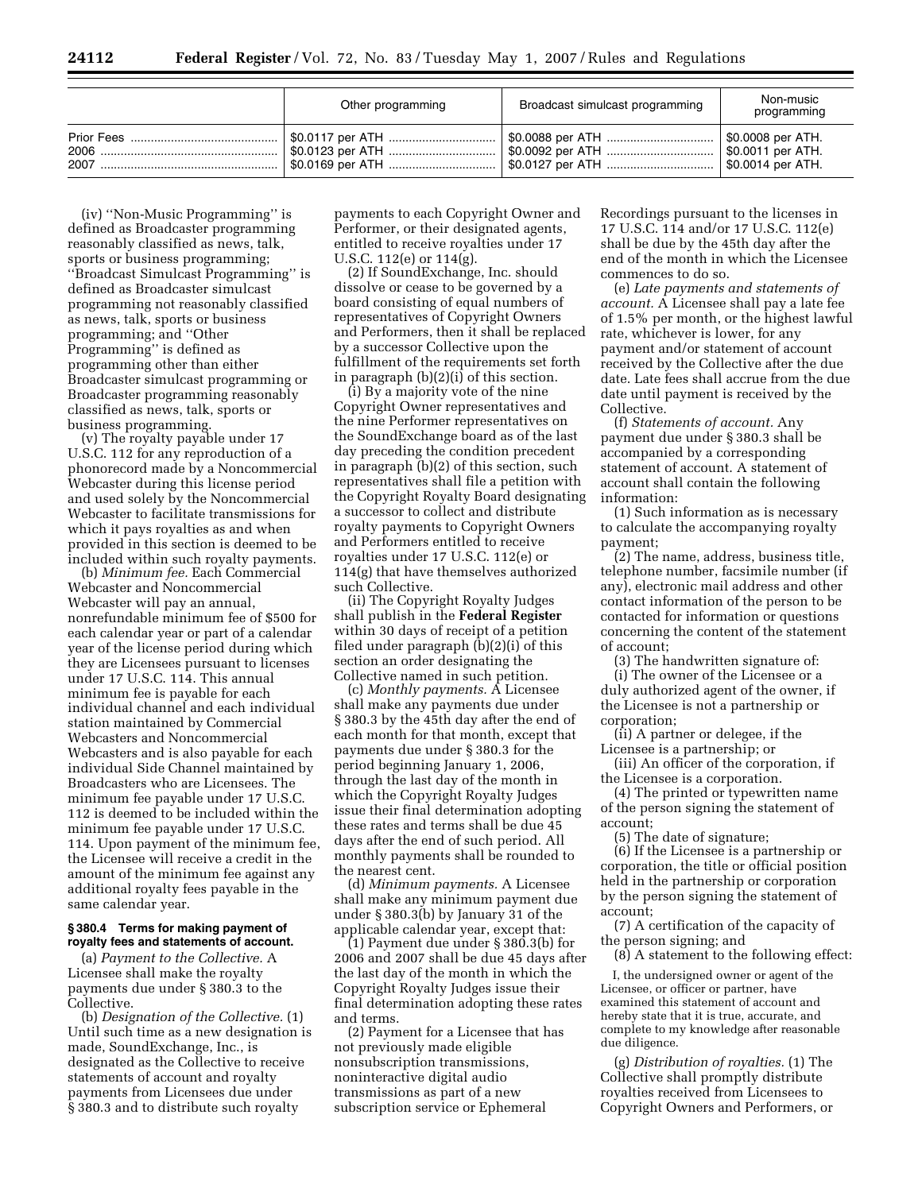| | Other programming | Broadcast simulcast programming | Non-music programming |
|---|---|---|---|
| Prior Fees | $0.0117 per ATH | $0.0088 per ATH | $0.0008 per ATH. |
| 2006 | $0.0123 per ATH | $0.0092 per ATH | $0.0011 per ATH. |
| 2007 | $0.0169 per ATH | $0.0127 per ATH | $0.0014 per ATH. |

(iv) ''Non-Music Programming'' is defined as Broadcaster programming reasonably classified as news, talk, sports or business programming; ''Broadcast Simulcast Programming'' is defined as Broadcaster simulcast programming not reasonably classified as news, talk, sports or business programming; and ''Other Programming'' is defined as programming other than either Broadcaster simulcast programming or Broadcaster programming reasonably classified as news, talk, sports or business programming.

(v) The royalty payable under 17 U.S.C. 112 for any reproduction of a phonorecord made by a Noncommercial Webcaster during this license period and used solely by the Noncommercial Webcaster to facilitate transmissions for which it pays royalties as and when provided in this section is deemed to be included within such royalty payments.

(b) *Minimum fee.* Each Commercial Webcaster and Noncommercial Webcaster will pay an annual, nonrefundable minimum fee of $500 for each calendar year or part of a calendar year of the license period during which they are Licensees pursuant to licenses under 17 U.S.C. 114. This annual minimum fee is payable for each individual channel and each individual station maintained by Commercial Webcasters and Noncommercial Webcasters and is also payable for each individual Side Channel maintained by Broadcasters who are Licensees. The minimum fee payable under 17 U.S.C. 112 is deemed to be included within the minimum fee payable under 17 U.S.C. 114. Upon payment of the minimum fee, the Licensee will receive a credit in the amount of the minimum fee against any additional royalty fees payable in the same calendar year.

**§ 380.4 Terms for making payment of royalty fees and statements of account.**

(a) *Payment to the Collective.* A Licensee shall make the royalty payments due under § 380.3 to the Collective.

(b) *Designation of the Collective.* (1) Until such time as a new designation is made, SoundExchange, Inc., is designated as the Collective to receive statements of account and royalty payments from Licensees due under § 380.3 and to distribute such royalty payments to each Copyright Owner and Performer, or their designated agents, entitled to receive royalties under 17 U.S.C. 112(e) or 114(g).

(2) If SoundExchange, Inc. should dissolve or cease to be governed by a board consisting of equal numbers of representatives of Copyright Owners and Performers, then it shall be replaced by a successor Collective upon the fulfillment of the requirements set forth in paragraph (b)(2)(i) of this section.

(i) By a majority vote of the nine Copyright Owner representatives and the nine Performer representatives on the SoundExchange board as of the last day preceding the condition precedent in paragraph (b)(2) of this section, such representatives shall file a petition with the Copyright Royalty Board designating a successor to collect and distribute royalty payments to Copyright Owners and Performers entitled to receive royalties under 17 U.S.C. 112(e) or 114(g) that have themselves authorized such Collective.

(ii) The Copyright Royalty Judges shall publish in the **Federal Register** within 30 days of receipt of a petition filed under paragraph (b)(2)(i) of this section an order designating the Collective named in such petition.

(c) *Monthly payments.* A Licensee shall make any payments due under § 380.3 by the 45th day after the end of each month for that month, except that payments due under § 380.3 for the period beginning January 1, 2006, through the last day of the month in which the Copyright Royalty Judges issue their final determination adopting these rates and terms shall be due 45 days after the end of such period. All monthly payments shall be rounded to the nearest cent.

(d) *Minimum payments.* A Licensee shall make any minimum payment due under § 380.3(b) by January 31 of the applicable calendar year, except that:

(1) Payment due under § 380.3(b) for 2006 and 2007 shall be due 45 days after the last day of the month in which the Copyright Royalty Judges issue their final determination adopting these rates and terms.

(2) Payment for a Licensee that has not previously made eligible nonsubscription transmissions, noninteractive digital audio transmissions as part of a new subscription service or Ephemeral Recordings pursuant to the licenses in 17 U.S.C. 114 and/or 17 U.S.C. 112(e) shall be due by the 45th day after the end of the month in which the Licensee commences to do so.

(e) *Late payments and statements of account.* A Licensee shall pay a late fee of 1.5% per month, or the highest lawful rate, whichever is lower, for any payment and/or statement of account received by the Collective after the due date. Late fees shall accrue from the due date until payment is received by the Collective.

(f) *Statements of account.* Any payment due under § 380.3 shall be accompanied by a corresponding statement of account. A statement of account shall contain the following information:

(1) Such information as is necessary to calculate the accompanying royalty payment;

(2) The name, address, business title, telephone number, facsimile number (if any), electronic mail address and other contact information of the person to be contacted for information or questions concerning the content of the statement of account;

(3) The handwritten signature of:

(i) The owner of the Licensee or a duly authorized agent of the owner, if the Licensee is not a partnership or corporation;

(ii) A partner or delegee, if the Licensee is a partnership; or

(iii) An officer of the corporation, if the Licensee is a corporation.

(4) The printed or typewritten name of the person signing the statement of account;

(5) The date of signature;

(6) If the Licensee is a partnership or corporation, the title or official position held in the partnership or corporation by the person signing the statement of account;

(7) A certification of the capacity of the person signing; and

(8) A statement to the following effect:

> I, the undersigned owner or agent of the Licensee, or officer or partner, have examined this statement of account and hereby state that it is true, accurate, and complete to my knowledge after reasonable due diligence.

(g) *Distribution of royalties.* (1) The Collective shall promptly distribute royalties received from Licensees to Copyright Owners and Performers, or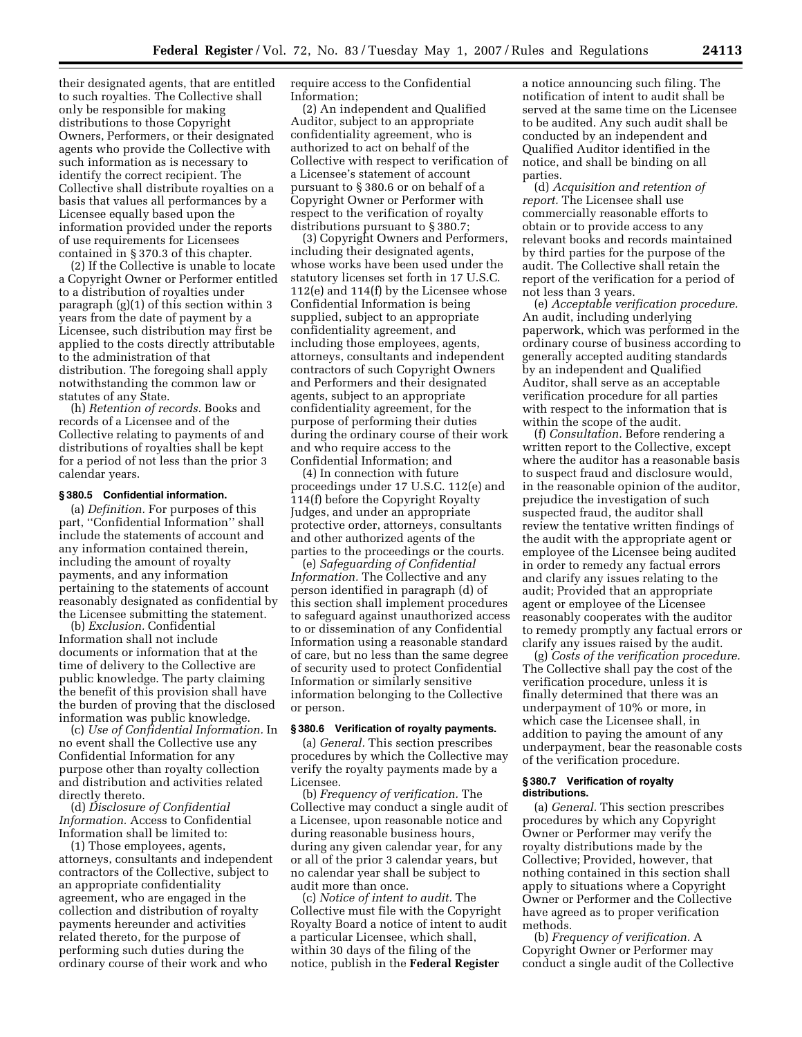their designated agents, that are entitled to such royalties. The Collective shall only be responsible for making distributions to those Copyright Owners, Performers, or their designated agents who provide the Collective with such information as is necessary to identify the correct recipient. The Collective shall distribute royalties on a basis that values all performances by a Licensee equally based upon the information provided under the reports of use requirements for Licensees contained in § 370.3 of this chapter.

(2) If the Collective is unable to locate a Copyright Owner or Performer entitled to a distribution of royalties under paragraph (g)(1) of this section within 3 years from the date of payment by a Licensee, such distribution may first be applied to the costs directly attributable to the administration of that distribution. The foregoing shall apply notwithstanding the common law or statutes of any State.

(h) *Retention of records.* Books and records of a Licensee and of the Collective relating to payments of and distributions of royalties shall be kept for a period of not less than the prior 3 calendar years.

### § 380.5 Confidential information.

(a) *Definition.* For purposes of this part, ''Confidential Information'' shall include the statements of account and any information contained therein, including the amount of royalty payments, and any information pertaining to the statements of account reasonably designated as confidential by the Licensee submitting the statement.

(b) *Exclusion.* Confidential Information shall not include documents or information that at the time of delivery to the Collective are public knowledge. The party claiming the benefit of this provision shall have the burden of proving that the disclosed information was public knowledge.

(c) *Use of Confidential Information.* In no event shall the Collective use any Confidential Information for any purpose other than royalty collection and distribution and activities related directly thereto.

(d) *Disclosure of Confidential Information.* Access to Confidential Information shall be limited to:

(1) Those employees, agents, attorneys, consultants and independent contractors of the Collective, subject to an appropriate confidentiality agreement, who are engaged in the collection and distribution of royalty payments hereunder and activities related thereto, for the purpose of performing such duties during the ordinary course of their work and who require access to the Confidential Information;

(2) An independent and Qualified Auditor, subject to an appropriate confidentiality agreement, who is authorized to act on behalf of the Collective with respect to verification of a Licensee's statement of account pursuant to § 380.6 or on behalf of a Copyright Owner or Performer with respect to the verification of royalty distributions pursuant to § 380.7;

(3) Copyright Owners and Performers, including their designated agents, whose works have been used under the statutory licenses set forth in 17 U.S.C. 112(e) and 114(f) by the Licensee whose Confidential Information is being supplied, subject to an appropriate confidentiality agreement, and including those employees, agents, attorneys, consultants and independent contractors of such Copyright Owners and Performers and their designated agents, subject to an appropriate confidentiality agreement, for the purpose of performing their duties during the ordinary course of their work and who require access to the Confidential Information; and

(4) In connection with future proceedings under 17 U.S.C. 112(e) and 114(f) before the Copyright Royalty Judges, and under an appropriate protective order, attorneys, consultants and other authorized agents of the parties to the proceedings or the courts.

(e) *Safeguarding of Confidential Information.* The Collective and any person identified in paragraph (d) of this section shall implement procedures to safeguard against unauthorized access to or dissemination of any Confidential Information using a reasonable standard of care, but no less than the same degree of security used to protect Confidential Information or similarly sensitive information belonging to the Collective or person.

### § 380.6 Verification of royalty payments.

(a) *General.* This section prescribes procedures by which the Collective may verify the royalty payments made by a Licensee.

(b) *Frequency of verification.* The Collective may conduct a single audit of a Licensee, upon reasonable notice and during reasonable business hours, during any given calendar year, for any or all of the prior 3 calendar years, but no calendar year shall be subject to audit more than once.

(c) *Notice of intent to audit.* The Collective must file with the Copyright Royalty Board a notice of intent to audit a particular Licensee, which shall, within 30 days of the filing of the notice, publish in the **Federal Register** a notice announcing such filing. The notification of intent to audit shall be served at the same time on the Licensee to be audited. Any such audit shall be conducted by an independent and Qualified Auditor identified in the notice, and shall be binding on all parties.

(d) *Acquisition and retention of report.* The Licensee shall use commercially reasonable efforts to obtain or to provide access to any relevant books and records maintained by third parties for the purpose of the audit. The Collective shall retain the report of the verification for a period of not less than 3 years.

(e) *Acceptable verification procedure.* An audit, including underlying paperwork, which was performed in the ordinary course of business according to generally accepted auditing standards by an independent and Qualified Auditor, shall serve as an acceptable verification procedure for all parties with respect to the information that is within the scope of the audit.

(f) *Consultation.* Before rendering a written report to the Collective, except where the auditor has a reasonable basis to suspect fraud and disclosure would, in the reasonable opinion of the auditor, prejudice the investigation of such suspected fraud, the auditor shall review the tentative written findings of the audit with the appropriate agent or employee of the Licensee being audited in order to remedy any factual errors and clarify any issues relating to the audit; Provided that an appropriate agent or employee of the Licensee reasonably cooperates with the auditor to remedy promptly any factual errors or clarify any issues raised by the audit.

(g) *Costs of the verification procedure.* The Collective shall pay the cost of the verification procedure, unless it is finally determined that there was an underpayment of 10% or more, in which case the Licensee shall, in addition to paying the amount of any underpayment, bear the reasonable costs of the verification procedure.

### § 380.7 Verification of royalty distributions.

(a) *General.* This section prescribes procedures by which any Copyright Owner or Performer may verify the royalty distributions made by the Collective; Provided, however, that nothing contained in this section shall apply to situations where a Copyright Owner or Performer and the Collective have agreed as to proper verification methods.

(b) *Frequency of verification.* A Copyright Owner or Performer may conduct a single audit of the Collective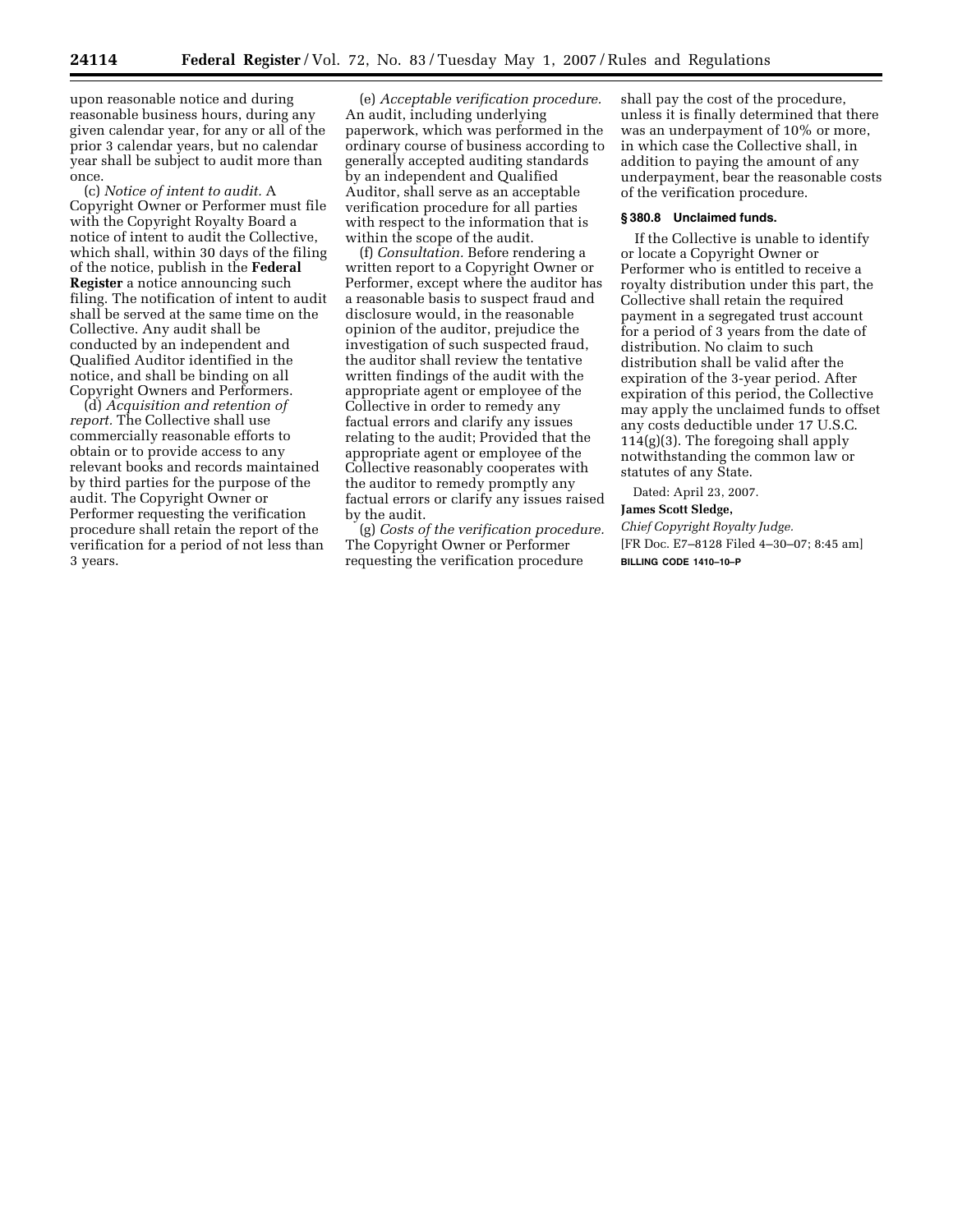upon reasonable notice and during reasonable business hours, during any given calendar year, for any or all of the prior 3 calendar years, but no calendar year shall be subject to audit more than once.

(c) *Notice of intent to audit.* A Copyright Owner or Performer must file with the Copyright Royalty Board a notice of intent to audit the Collective, which shall, within 30 days of the filing of the notice, publish in the **Federal Register** a notice announcing such filing. The notification of intent to audit shall be served at the same time on the Collective. Any audit shall be conducted by an independent and Qualified Auditor identified in the notice, and shall be binding on all Copyright Owners and Performers.

(d) *Acquisition and retention of report.* The Collective shall use commercially reasonable efforts to obtain or to provide access to any relevant books and records maintained by third parties for the purpose of the audit. The Copyright Owner or Performer requesting the verification procedure shall retain the report of the verification for a period of not less than 3 years.

(e) *Acceptable verification procedure.* An audit, including underlying paperwork, which was performed in the ordinary course of business according to generally accepted auditing standards by an independent and Qualified Auditor, shall serve as an acceptable verification procedure for all parties with respect to the information that is within the scope of the audit.

(f) *Consultation.* Before rendering a written report to a Copyright Owner or Performer, except where the auditor has a reasonable basis to suspect fraud and disclosure would, in the reasonable opinion of the auditor, prejudice the investigation of such suspected fraud, the auditor shall review the tentative written findings of the audit with the appropriate agent or employee of the Collective in order to remedy any factual errors and clarify any issues relating to the audit; Provided that the appropriate agent or employee of the Collective reasonably cooperates with the auditor to remedy promptly any factual errors or clarify any issues raised by the audit.

(g) *Costs of the verification procedure.* The Copyright Owner or Performer requesting the verification procedure shall pay the cost of the procedure, unless it is finally determined that there was an underpayment of 10% or more, in which case the Collective shall, in addition to paying the amount of any underpayment, bear the reasonable costs of the verification procedure.

### § 380.8 Unclaimed funds.

If the Collective is unable to identify or locate a Copyright Owner or Performer who is entitled to receive a royalty distribution under this part, the Collective shall retain the required payment in a segregated trust account for a period of 3 years from the date of distribution. No claim to such distribution shall be valid after the expiration of the 3-year period. After expiration of this period, the Collective may apply the unclaimed funds to offset any costs deductible under 17 U.S.C. 114(g)(3). The foregoing shall apply notwithstanding the common law or statutes of any State.

Dated: April 23, 2007.

**James Scott Sledge,**

*Chief Copyright Royalty Judge.*

[FR Doc. E7–8128 Filed 4–30–07; 8:45 am]

**BILLING CODE 1410–10–P**